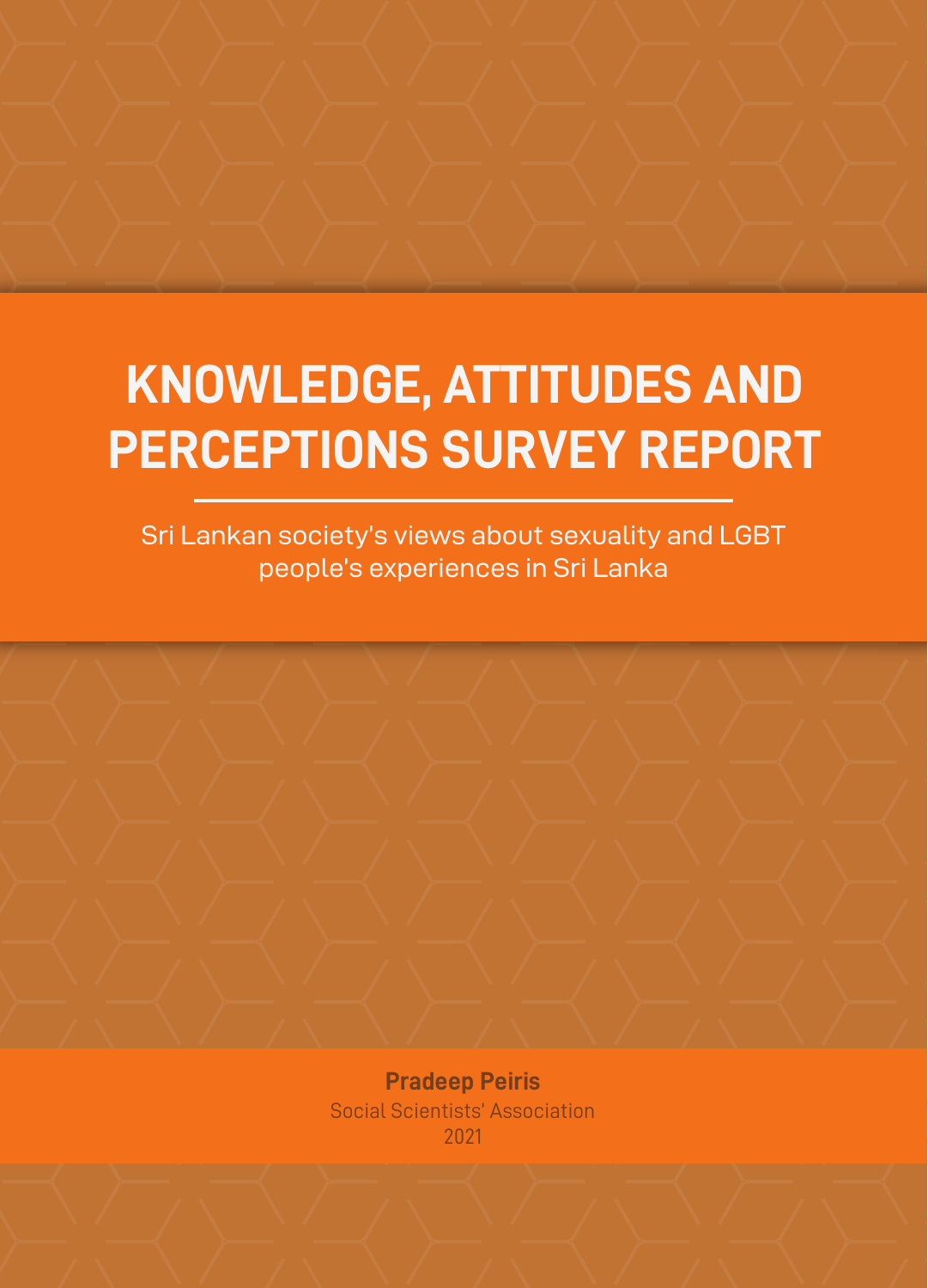# KNOWLEDGE, ATTITUDES AND PERCEPTIONS SURVEY REPORT

Sri Lankan society's views about sexuality and LGBT people's experiences in Sri Lanka

**Pradeep Peiris**

Social Scientists' Association

2021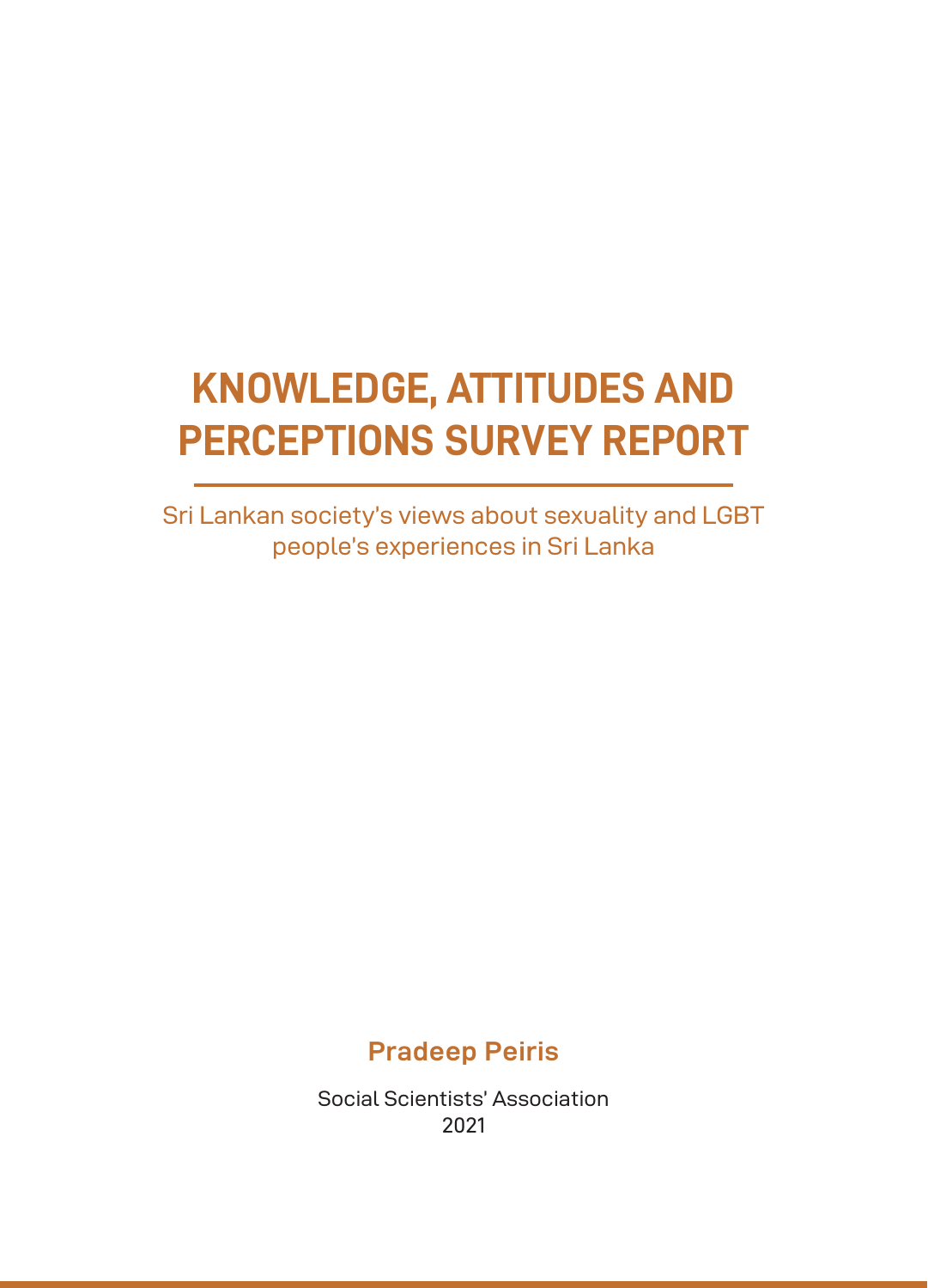# KNOWLEDGE, ATTITUDES AND PERCEPTIONS SURVEY REPORT

Sri Lankan society's views about sexuality and LGBT people's experiences in Sri Lanka

**Pradeep Peiris**

Social Scientists' Association
2021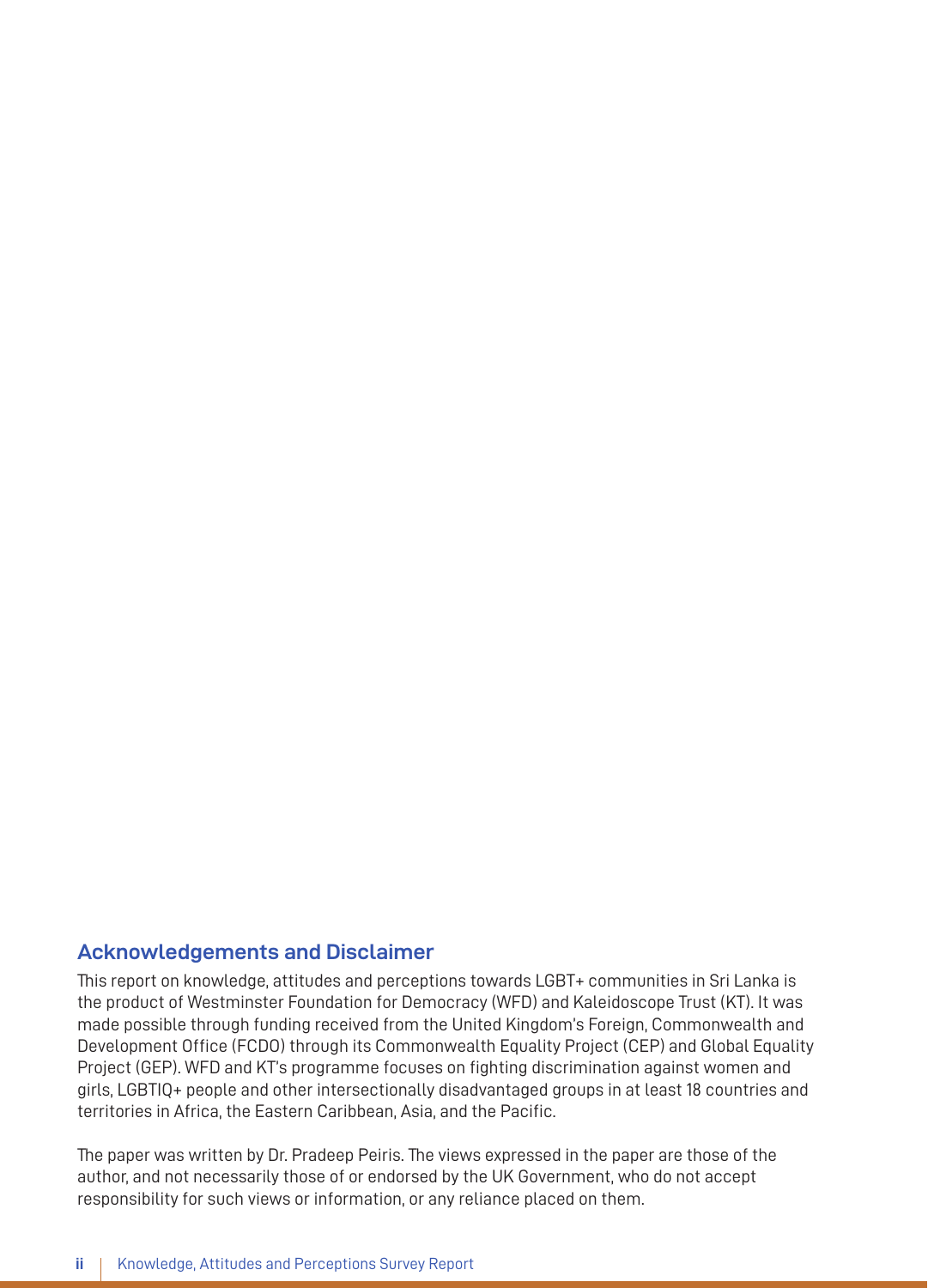## Acknowledgements and Disclaimer

This report on knowledge, attitudes and perceptions towards LGBT+ communities in Sri Lanka is the product of Westminster Foundation for Democracy (WFD) and Kaleidoscope Trust (KT). It was made possible through funding received from the United Kingdom's Foreign, Commonwealth and Development Office (FCDO) through its Commonwealth Equality Project (CEP) and Global Equality Project (GEP). WFD and KT's programme focuses on fighting discrimination against women and girls, LGBTIQ+ people and other intersectionally disadvantaged groups in at least 18 countries and territories in Africa, the Eastern Caribbean, Asia, and the Pacific.

The paper was written by Dr. Pradeep Peiris. The views expressed in the paper are those of the author, and not necessarily those of or endorsed by the UK Government, who do not accept responsibility for such views or information, or any reliance placed on them.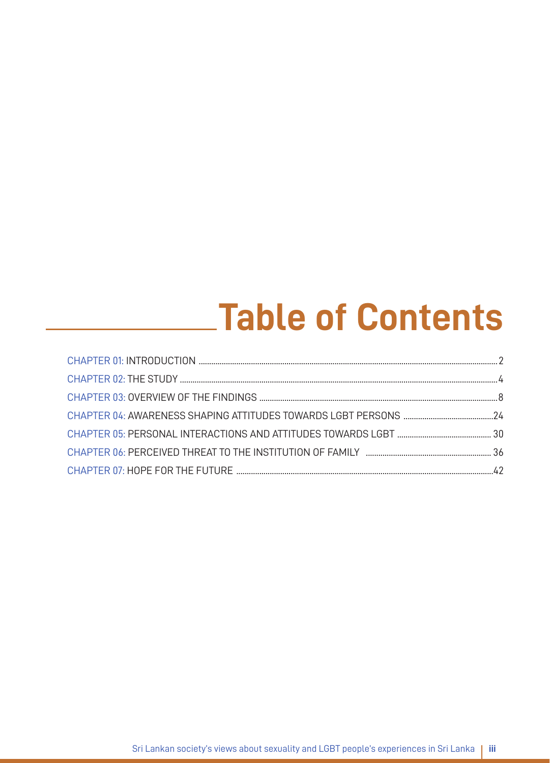# Table of Contents

CHAPTER 01: INTRODUCTION ........ 2
CHAPTER 02: THE STUDY ........ 4
CHAPTER 03: OVERVIEW OF THE FINDINGS ........ 8
CHAPTER 04: AWARENESS SHAPING ATTITUDES TOWARDS LGBT PERSONS ........ 24
CHAPTER 05: PERSONAL INTERACTIONS AND ATTITUDES TOWARDS LGBT ........ 30
CHAPTER 06: PERCEIVED THREAT TO THE INSTITUTION OF FAMILY ........ 36
CHAPTER 07: HOPE FOR THE FUTURE ........ 42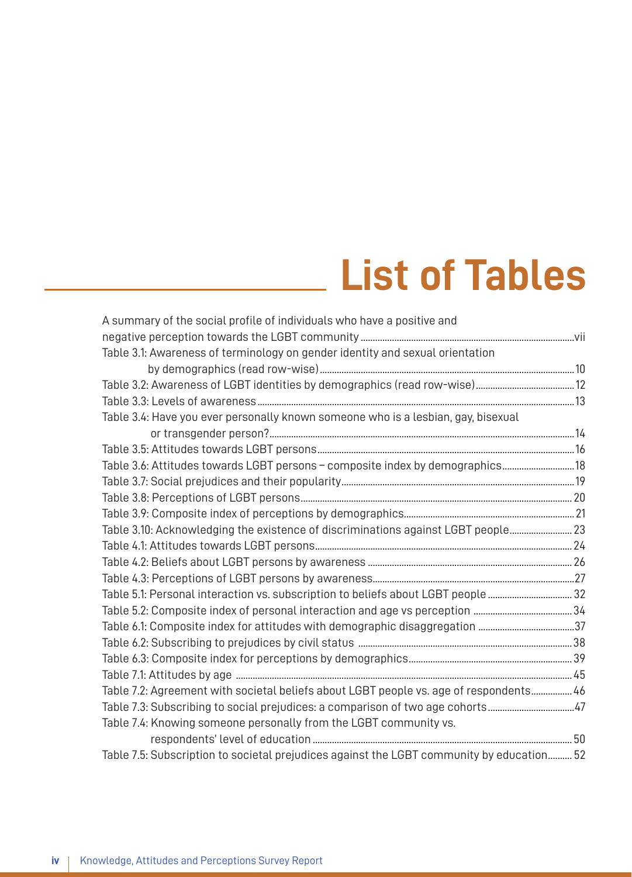# List of Tables

A summary of the social profile of individuals who have a positive and negative perception towards the LGBT community ..... vii

Table 3.1: Awareness of terminology on gender identity and sexual orientation by demographics (read row-wise) ..... 10

Table 3.2: Awareness of LGBT identities by demographics (read row-wise) ..... 12

Table 3.3: Levels of awareness ..... 13

Table 3.4: Have you ever personally known someone who is a lesbian, gay, bisexual or transgender person? ..... 14

Table 3.5: Attitudes towards LGBT persons ..... 16

Table 3.6: Attitudes towards LGBT persons – composite index by demographics ..... 18

Table 3.7: Social prejudices and their popularity ..... 19

Table 3.8: Perceptions of LGBT persons ..... 20

Table 3.9: Composite index of perceptions by demographics ..... 21

Table 3.10: Acknowledging the existence of discriminations against LGBT people ..... 23

Table 4.1: Attitudes towards LGBT persons ..... 24

Table 4.2: Beliefs about LGBT persons by awareness ..... 26

Table 4.3: Perceptions of LGBT persons by awareness ..... 27

Table 5.1: Personal interaction vs. subscription to beliefs about LGBT people ..... 32

Table 5.2: Composite index of personal interaction and age vs perception ..... 34

Table 6.1: Composite index for attitudes with demographic disaggregation ..... 37

Table 6.2: Subscribing to prejudices by civil status ..... 38

Table 6.3: Composite index for perceptions by demographics ..... 39

Table 7.1: Attitudes by age ..... 45

Table 7.2: Agreement with societal beliefs about LGBT people vs. age of respondents ..... 46

Table 7.3: Subscribing to social prejudices: a comparison of two age cohorts ..... 47

Table 7.4: Knowing someone personally from the LGBT community vs. respondents' level of education ..... 50

Table 7.5: Subscription to societal prejudices against the LGBT community by education ..... 52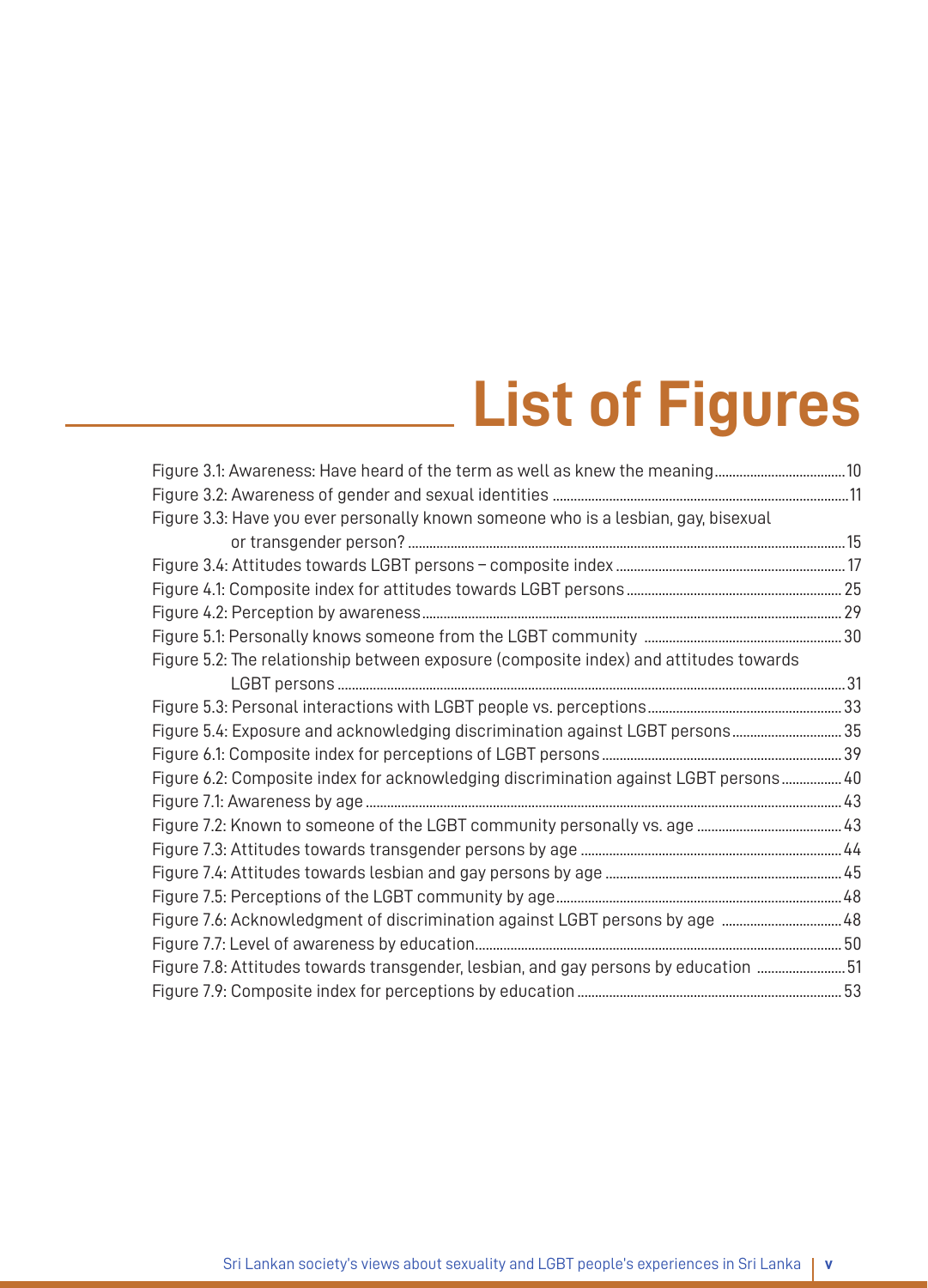# List of Figures

Figure 3.1: Awareness: Have heard of the term as well as knew the meaning....10
Figure 3.2: Awareness of gender and sexual identities ....11
Figure 3.3: Have you ever personally known someone who is a lesbian, gay, bisexual or transgender person? ....15
Figure 3.4: Attitudes towards LGBT persons – composite index ....17
Figure 4.1: Composite index for attitudes towards LGBT persons ....25
Figure 4.2: Perception by awareness....29
Figure 5.1: Personally knows someone from the LGBT community ....30
Figure 5.2: The relationship between exposure (composite index) and attitudes towards LGBT persons ....31
Figure 5.3: Personal interactions with LGBT people vs. perceptions....33
Figure 5.4: Exposure and acknowledging discrimination against LGBT persons....35
Figure 6.1: Composite index for perceptions of LGBT persons....39
Figure 6.2: Composite index for acknowledging discrimination against LGBT persons....40
Figure 7.1: Awareness by age....43
Figure 7.2: Known to someone of the LGBT community personally vs. age ....43
Figure 7.3: Attitudes towards transgender persons by age ....44
Figure 7.4: Attitudes towards lesbian and gay persons by age ....45
Figure 7.5: Perceptions of the LGBT community by age....48
Figure 7.6: Acknowledgment of discrimination against LGBT persons by age ....48
Figure 7.7: Level of awareness by education....50
Figure 7.8: Attitudes towards transgender, lesbian, and gay persons by education ....51
Figure 7.9: Composite index for perceptions by education....53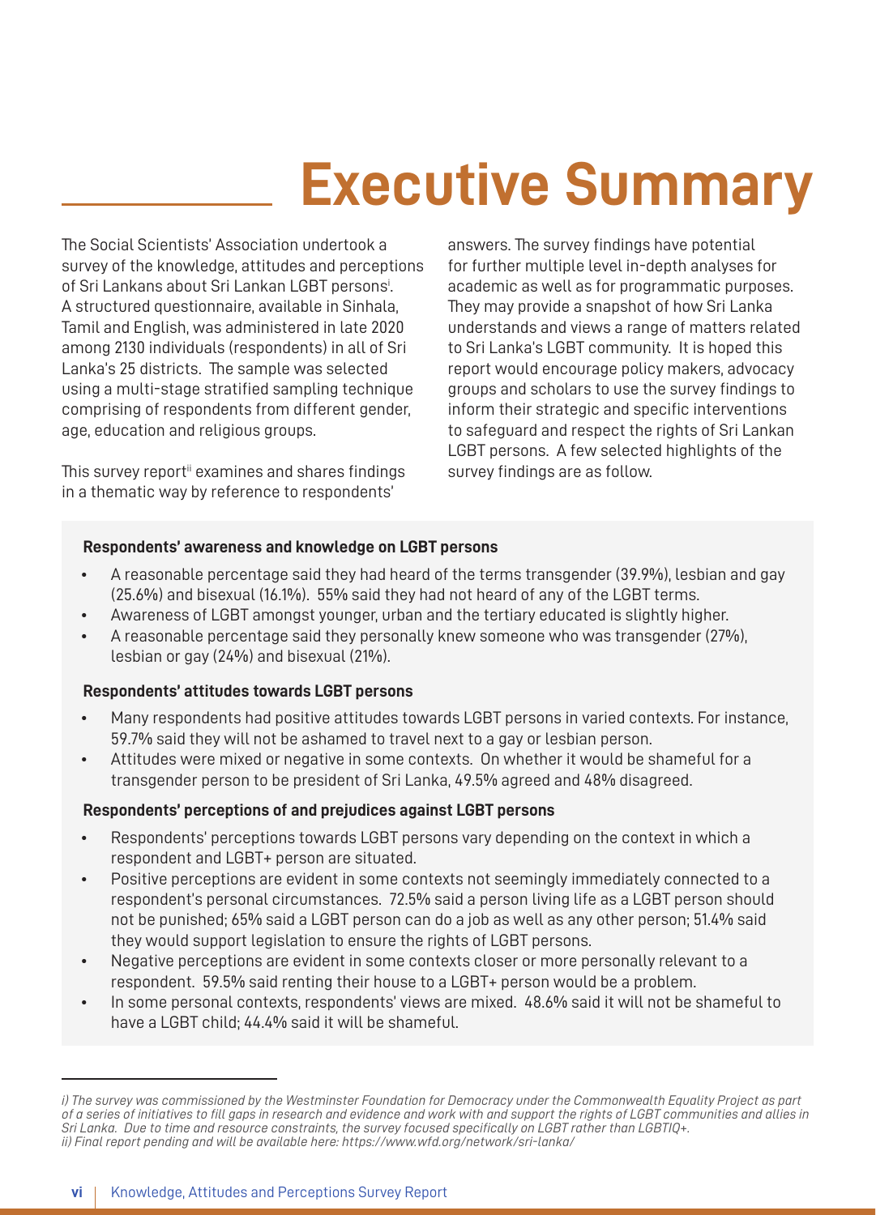# Executive Summary

The Social Scientists' Association undertook a survey of the knowledge, attitudes and perceptions of Sri Lankans about Sri Lankan LGBT persons[i]. A structured questionnaire, available in Sinhala, Tamil and English, was administered in late 2020 among 2130 individuals (respondents) in all of Sri Lanka's 25 districts. The sample was selected using a multi-stage stratified sampling technique comprising of respondents from different gender, age, education and religious groups.

This survey report[ii] examines and shares findings in a thematic way by reference to respondents' answers. The survey findings have potential for further multiple level in-depth analyses for academic as well as for programmatic purposes. They may provide a snapshot of how Sri Lanka understands and views a range of matters related to Sri Lanka's LGBT community. It is hoped this report would encourage policy makers, advocacy groups and scholars to use the survey findings to inform their strategic and specific interventions to safeguard and respect the rights of Sri Lankan LGBT persons. A few selected highlights of the survey findings are as follow.

**Respondents' awareness and knowledge on LGBT persons**

- A reasonable percentage said they had heard of the terms transgender (39.9%), lesbian and gay (25.6%) and bisexual (16.1%). 55% said they had not heard of any of the LGBT terms.
- Awareness of LGBT amongst younger, urban and the tertiary educated is slightly higher.
- A reasonable percentage said they personally knew someone who was transgender (27%), lesbian or gay (24%) and bisexual (21%).

**Respondents' attitudes towards LGBT persons**

- Many respondents had positive attitudes towards LGBT persons in varied contexts. For instance, 59.7% said they will not be ashamed to travel next to a gay or lesbian person.
- Attitudes were mixed or negative in some contexts. On whether it would be shameful for a transgender person to be president of Sri Lanka, 49.5% agreed and 48% disagreed.

**Respondents' perceptions of and prejudices against LGBT persons**

- Respondents' perceptions towards LGBT persons vary depending on the context in which a respondent and LGBT+ person are situated.
- Positive perceptions are evident in some contexts not seemingly immediately connected to a respondent's personal circumstances. 72.5% said a person living life as a LGBT person should not be punished; 65% said a LGBT person can do a job as well as any other person; 51.4% said they would support legislation to ensure the rights of LGBT persons.
- Negative perceptions are evident in some contexts closer or more personally relevant to a respondent. 59.5% said renting their house to a LGBT+ person would be a problem.
- In some personal contexts, respondents' views are mixed. 48.6% said it will not be shameful to have a LGBT child; 44.4% said it will be shameful.

---

*i) The survey was commissioned by the Westminster Foundation for Democracy under the Commonwealth Equality Project as part of a series of initiatives to fill gaps in research and evidence and work with and support the rights of LGBT communities and allies in Sri Lanka. Due to time and resource constraints, the survey focused specifically on LGBT rather than LGBTIQ+.*
*ii) Final report pending and will be available here: https://www.wfd.org/network/sri-lanka/*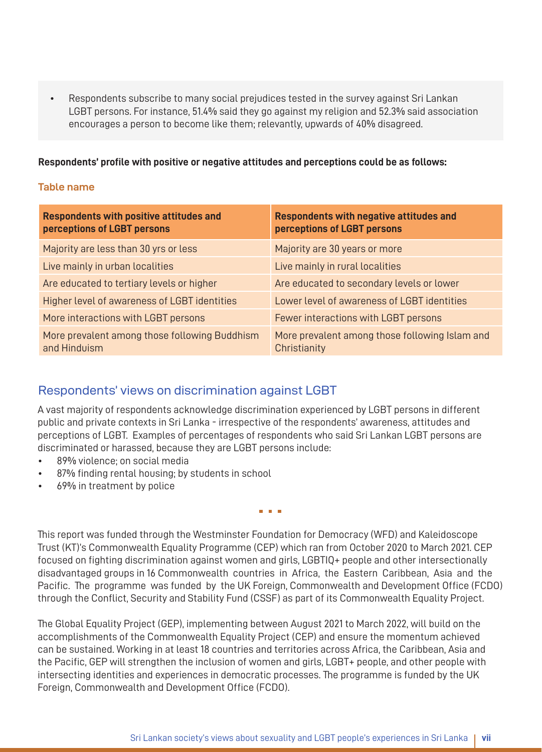- Respondents subscribe to many social prejudices tested in the survey against Sri Lankan LGBT persons. For instance, 51.4% said they go against my religion and 52.3% said association encourages a person to become like them; relevantly, upwards of 40% disagreed.

**Respondents' profile with positive or negative attitudes and perceptions could be as follows:**

**Table name**

| Respondents with positive attitudes and perceptions of LGBT persons | Respondents with negative attitudes and perceptions of LGBT persons |
|---|---|
| Majority are less than 30 yrs or less | Majority are 30 years or more |
| Live mainly in urban localities | Live mainly in rural localities |
| Are educated to tertiary levels or higher | Are educated to secondary levels or lower |
| Higher level of awareness of LGBT identities | Lower level of awareness of LGBT identities |
| More interactions with LGBT persons | Fewer interactions with LGBT persons |
| More prevalent among those following Buddhism and Hinduism | More prevalent among those following Islam and Christianity |

## Respondents' views on discrimination against LGBT

A vast majority of respondents acknowledge discrimination experienced by LGBT persons in different public and private contexts in Sri Lanka - irrespective of the respondents' awareness, attitudes and perceptions of LGBT. Examples of percentages of respondents who said Sri Lankan LGBT persons are discriminated or harassed, because they are LGBT persons include:

- 89% violence; on social media
- 87% finding rental housing; by students in school
- 69% in treatment by police

This report was funded through the Westminster Foundation for Democracy (WFD) and Kaleidoscope Trust (KT)'s Commonwealth Equality Programme (CEP) which ran from October 2020 to March 2021. CEP focused on fighting discrimination against women and girls, LGBTIQ+ people and other intersectionally disadvantaged groups in 16 Commonwealth countries in Africa, the Eastern Caribbean, Asia and the Pacific. The programme was funded by the UK Foreign, Commonwealth and Development Office (FCDO) through the Conflict, Security and Stability Fund (CSSF) as part of its Commonwealth Equality Project.

The Global Equality Project (GEP), implementing between August 2021 to March 2022, will build on the accomplishments of the Commonwealth Equality Project (CEP) and ensure the momentum achieved can be sustained. Working in at least 18 countries and territories across Africa, the Caribbean, Asia and the Pacific, GEP will strengthen the inclusion of women and girls, LGBT+ people, and other people with intersecting identities and experiences in democratic processes. The programme is funded by the UK Foreign, Commonwealth and Development Office (FCDO).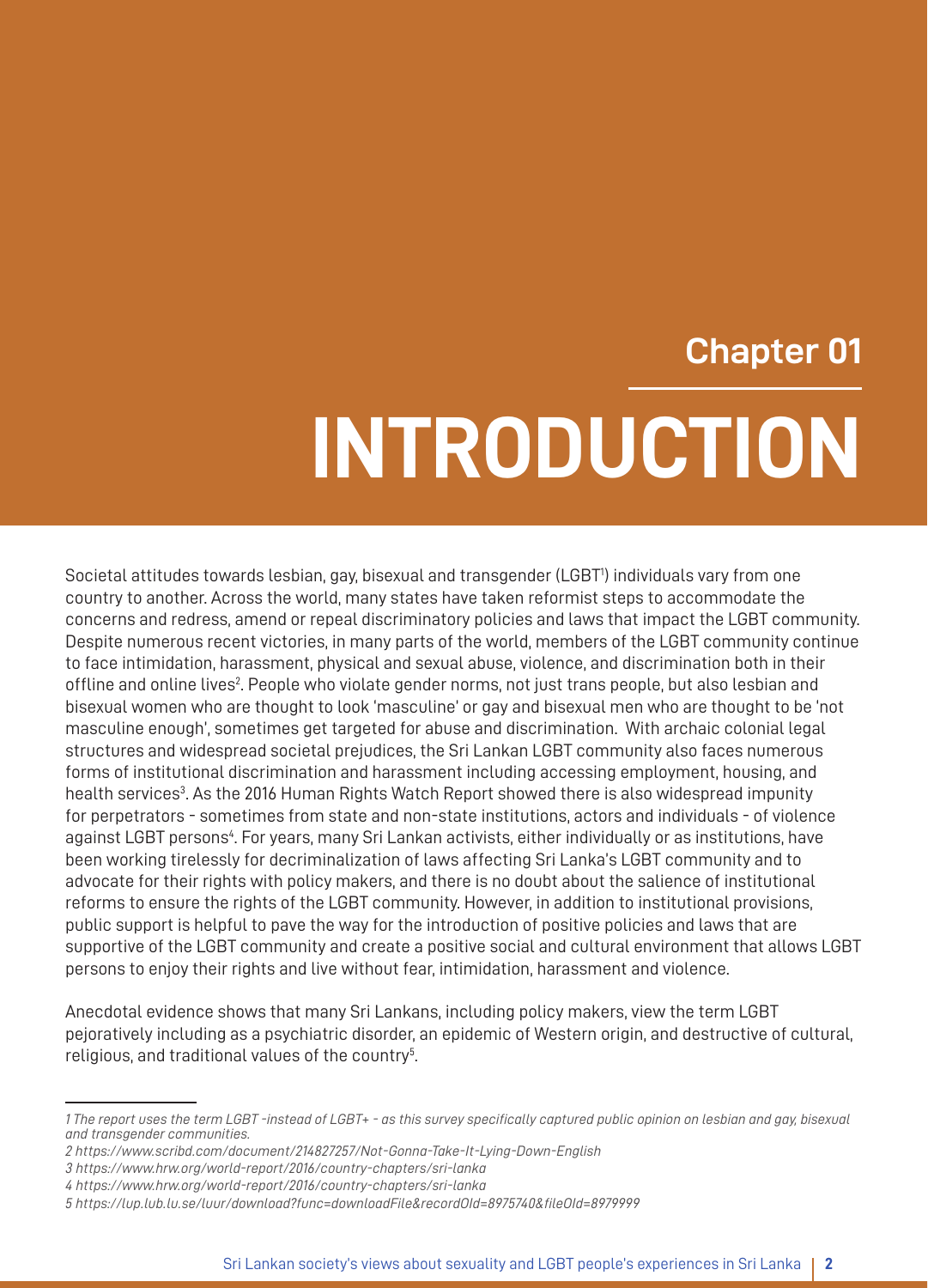Chapter 01

# INTRODUCTION

Societal attitudes towards lesbian, gay, bisexual and transgender (LGBT[1]) individuals vary from one country to another. Across the world, many states have taken reformist steps to accommodate the concerns and redress, amend or repeal discriminatory policies and laws that impact the LGBT community. Despite numerous recent victories, in many parts of the world, members of the LGBT community continue to face intimidation, harassment, physical and sexual abuse, violence, and discrimination both in their offline and online lives[2]. People who violate gender norms, not just trans people, but also lesbian and bisexual women who are thought to look 'masculine' or gay and bisexual men who are thought to be 'not masculine enough', sometimes get targeted for abuse and discrimination. With archaic colonial legal structures and widespread societal prejudices, the Sri Lankan LGBT community also faces numerous forms of institutional discrimination and harassment including accessing employment, housing, and health services[3]. As the 2016 Human Rights Watch Report showed there is also widespread impunity for perpetrators - sometimes from state and non-state institutions, actors and individuals - of violence against LGBT persons[4]. For years, many Sri Lankan activists, either individually or as institutions, have been working tirelessly for decriminalization of laws affecting Sri Lanka's LGBT community and to advocate for their rights with policy makers, and there is no doubt about the salience of institutional reforms to ensure the rights of the LGBT community. However, in addition to institutional provisions, public support is helpful to pave the way for the introduction of positive policies and laws that are supportive of the LGBT community and create a positive social and cultural environment that allows LGBT persons to enjoy their rights and live without fear, intimidation, harassment and violence.

Anecdotal evidence shows that many Sri Lankans, including policy makers, view the term LGBT pejoratively including as a psychiatric disorder, an epidemic of Western origin, and destructive of cultural, religious, and traditional values of the country[5].

---

*1 The report uses the term LGBT -instead of LGBT+ - as this survey specifically captured public opinion on lesbian and gay, bisexual and transgender communities.*

*2 https://www.scribd.com/document/214827257/Not-Gonna-Take-It-Lying-Down-English*

*3 https://www.hrw.org/world-report/2016/country-chapters/sri-lanka*

*4 https://www.hrw.org/world-report/2016/country-chapters/sri-lanka*

*5 https://lup.lub.lu.se/luur/download?func=downloadFile&recordOId=8975740&fileOId=8979999*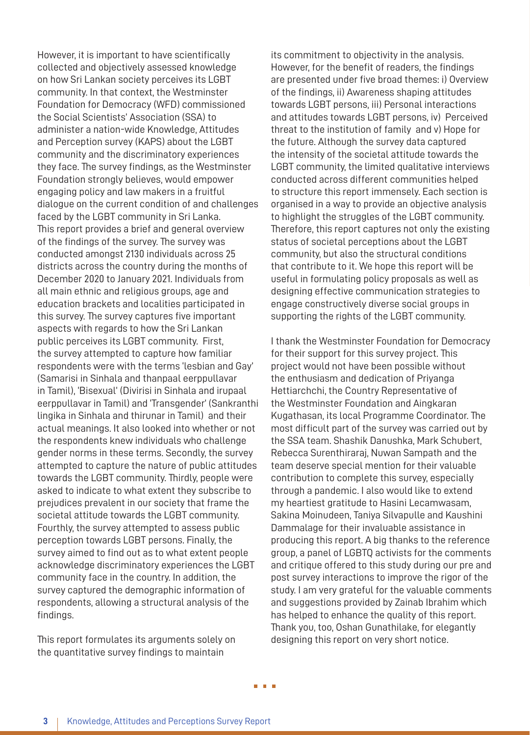However, it is important to have scientifically collected and objectively assessed knowledge on how Sri Lankan society perceives its LGBT community. In that context, the Westminster Foundation for Democracy (WFD) commissioned the Social Scientists' Association (SSA) to administer a nation-wide Knowledge, Attitudes and Perception survey (KAPS) about the LGBT community and the discriminatory experiences they face. The survey findings, as the Westminster Foundation strongly believes, would empower engaging policy and law makers in a fruitful dialogue on the current condition of and challenges faced by the LGBT community in Sri Lanka. This report provides a brief and general overview of the findings of the survey. The survey was conducted amongst 2130 individuals across 25 districts across the country during the months of December 2020 to January 2021. Individuals from all main ethnic and religious groups, age and education brackets and localities participated in this survey. The survey captures five important aspects with regards to how the Sri Lankan public perceives its LGBT community. First, the survey attempted to capture how familiar respondents were with the terms 'lesbian and Gay' (Samarisi in Sinhala and thanpaal eerppullavar in Tamil), 'Bisexual' (Divirisi in Sinhala and irupaal eerppullavar in Tamil) and 'Transgender' (Sankranthi lingika in Sinhala and thirunar in Tamil) and their actual meanings. It also looked into whether or not the respondents knew individuals who challenge gender norms in these terms. Secondly, the survey attempted to capture the nature of public attitudes towards the LGBT community. Thirdly, people were asked to indicate to what extent they subscribe to prejudices prevalent in our society that frame the societal attitude towards the LGBT community. Fourthly, the survey attempted to assess public perception towards LGBT persons. Finally, the survey aimed to find out as to what extent people acknowledge discriminatory experiences the LGBT community face in the country. In addition, the survey captured the demographic information of respondents, allowing a structural analysis of the findings.

This report formulates its arguments solely on the quantitative survey findings to maintain its commitment to objectivity in the analysis. However, for the benefit of readers, the findings are presented under five broad themes: i) Overview of the findings, ii) Awareness shaping attitudes towards LGBT persons, iii) Personal interactions and attitudes towards LGBT persons, iv) Perceived threat to the institution of family and v) Hope for the future. Although the survey data captured the intensity of the societal attitude towards the LGBT community, the limited qualitative interviews conducted across different communities helped to structure this report immensely. Each section is organised in a way to provide an objective analysis to highlight the struggles of the LGBT community. Therefore, this report captures not only the existing status of societal perceptions about the LGBT community, but also the structural conditions that contribute to it. We hope this report will be useful in formulating policy proposals as well as designing effective communication strategies to engage constructively diverse social groups in supporting the rights of the LGBT community.

I thank the Westminster Foundation for Democracy for their support for this survey project. This project would not have been possible without the enthusiasm and dedication of Priyanga Hettiarchchi, the Country Representative of the Westminster Foundation and Aingkaran Kugathasan, its local Programme Coordinator. The most difficult part of the survey was carried out by the SSA team. Shashik Danushka, Mark Schubert, Rebecca Surenthiraraj, Nuwan Sampath and the team deserve special mention for their valuable contribution to complete this survey, especially through a pandemic. I also would like to extend my heartiest gratitude to Hasini Lecamwasam, Sakina Moinudeen, Taniya Silvapulle and Kaushini Dammalage for their invaluable assistance in producing this report. A big thanks to the reference group, a panel of LGBTQ activists for the comments and critique offered to this study during our pre and post survey interactions to improve the rigor of the study. I am very grateful for the valuable comments and suggestions provided by Zainab Ibrahim which has helped to enhance the quality of this report. Thank you, too, Oshan Gunathilake, for elegantly designing this report on very short notice.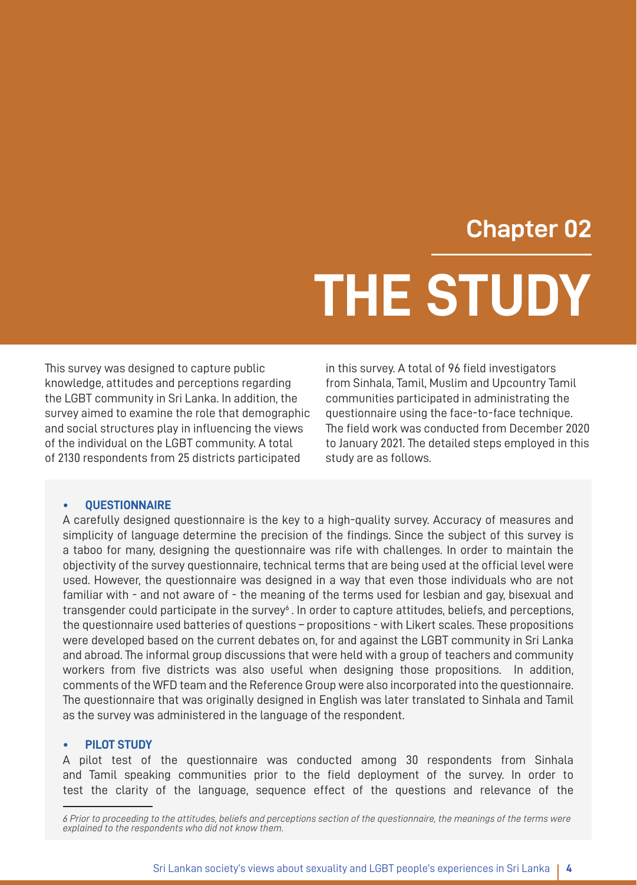## Chapter 02

# THE STUDY

This survey was designed to capture public knowledge, attitudes and perceptions regarding the LGBT community in Sri Lanka. In addition, the survey aimed to examine the role that demographic and social structures play in influencing the views of the individual on the LGBT community. A total of 2130 respondents from 25 districts participated in this survey. A total of 96 field investigators from Sinhala, Tamil, Muslim and Upcountry Tamil communities participated in administrating the questionnaire using the face-to-face technique. The field work was conducted from December 2020 to January 2021. The detailed steps employed in this study are as follows.

- **QUESTIONNAIRE**

A carefully designed questionnaire is the key to a high-quality survey. Accuracy of measures and simplicity of language determine the precision of the findings. Since the subject of this survey is a taboo for many, designing the questionnaire was rife with challenges. In order to maintain the objectivity of the survey questionnaire, technical terms that are being used at the official level were used. However, the questionnaire was designed in a way that even those individuals who are not familiar with - and not aware of - the meaning of the terms used for lesbian and gay, bisexual and transgender could participate in the survey[6]. In order to capture attitudes, beliefs, and perceptions, the questionnaire used batteries of questions – propositions - with Likert scales. These propositions were developed based on the current debates on, for and against the LGBT community in Sri Lanka and abroad. The informal group discussions that were held with a group of teachers and community workers from five districts was also useful when designing those propositions. In addition, comments of the WFD team and the Reference Group were also incorporated into the questionnaire. The questionnaire that was originally designed in English was later translated to Sinhala and Tamil as the survey was administered in the language of the respondent.

- **PILOT STUDY**

A pilot test of the questionnaire was conducted among 30 respondents from Sinhala and Tamil speaking communities prior to the field deployment of the survey. In order to test the clarity of the language, sequence effect of the questions and relevance of the

*6 Prior to proceeding to the attitudes, beliefs and perceptions section of the questionnaire, the meanings of the terms were explained to the respondents who did not know them.*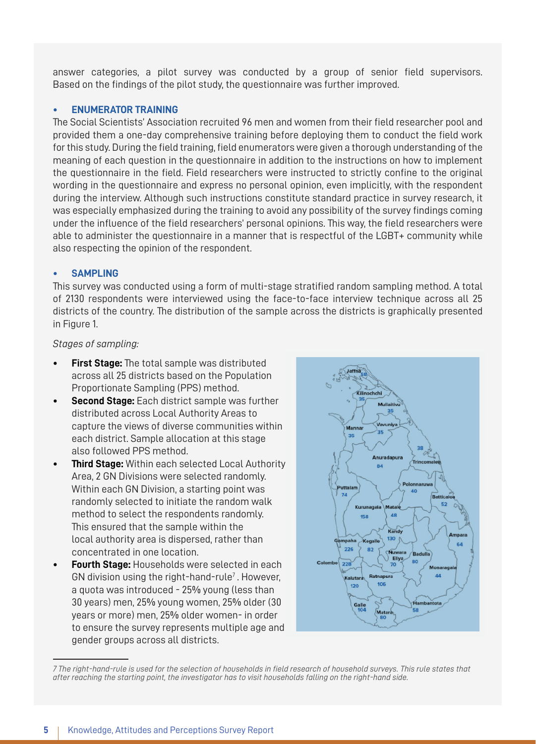answer categories, a pilot survey was conducted by a group of senior field supervisors. Based on the findings of the pilot study, the questionnaire was further improved.

- **ENUMERATOR TRAINING**

The Social Scientists' Association recruited 96 men and women from their field researcher pool and provided them a one-day comprehensive training before deploying them to conduct the field work for this study. During the field training, field enumerators were given a thorough understanding of the meaning of each question in the questionnaire in addition to the instructions on how to implement the questionnaire in the field. Field researchers were instructed to strictly confine to the original wording in the questionnaire and express no personal opinion, even implicitly, with the respondent during the interview. Although such instructions constitute standard practice in survey research, it was especially emphasized during the training to avoid any possibility of the survey findings coming under the influence of the field researchers' personal opinions. This way, the field researchers were able to administer the questionnaire in a manner that is respectful of the LGBT+ community while also respecting the opinion of the respondent.

- **SAMPLING**

This survey was conducted using a form of multi-stage stratified random sampling method. A total of 2130 respondents were interviewed using the face-to-face interview technique across all 25 districts of the country. The distribution of the sample across the districts is graphically presented in Figure 1.

*Stages of sampling:*

- **First Stage:** The total sample was distributed across all 25 districts based on the Population Proportionate Sampling (PPS) method.
- **Second Stage:** Each district sample was further distributed across Local Authority Areas to capture the views of diverse communities within each district. Sample allocation at this stage also followed PPS method.
- **Third Stage:** Within each selected Local Authority Area, 2 GN Divisions were selected randomly. Within each GN Division, a starting point was randomly selected to initiate the random walk method to select the respondents randomly. This ensured that the sample within the local authority area is dispersed, rather than concentrated in one location.
- **Fourth Stage:** Households were selected in each GN division using the right-hand-rule[7]. However, a quota was introduced - 25% young (less than 30 years) men, 25% young women, 25% older (30 years or more) men, 25% older women- in order to ensure the survey represents multiple age and gender groups across all districts.

Jaffna 58, Kilinochchi 35, Mullaitivu 35, Mannar 35, Vavuniya 35, Trincomalee 38, Anuradapura 84, Polonnaruwa 40, Puttalam 74, Batticaloa 52, Kurunagala 158, Matale 48, Kandy 130, Ampara 64, Gampaha 226, Kegalle 82, Nuwara Eliya 70, Badulla 80, Colombo 228, Monaragala 44, Kalutara 120, Ratnapura 106, Galle 104, Matara 80, Hambantota 58

7 The right-hand-rule is used for the selection of households in field research of household surveys. This rule states that after reaching the starting point, the investigator has to visit households falling on the right-hand side.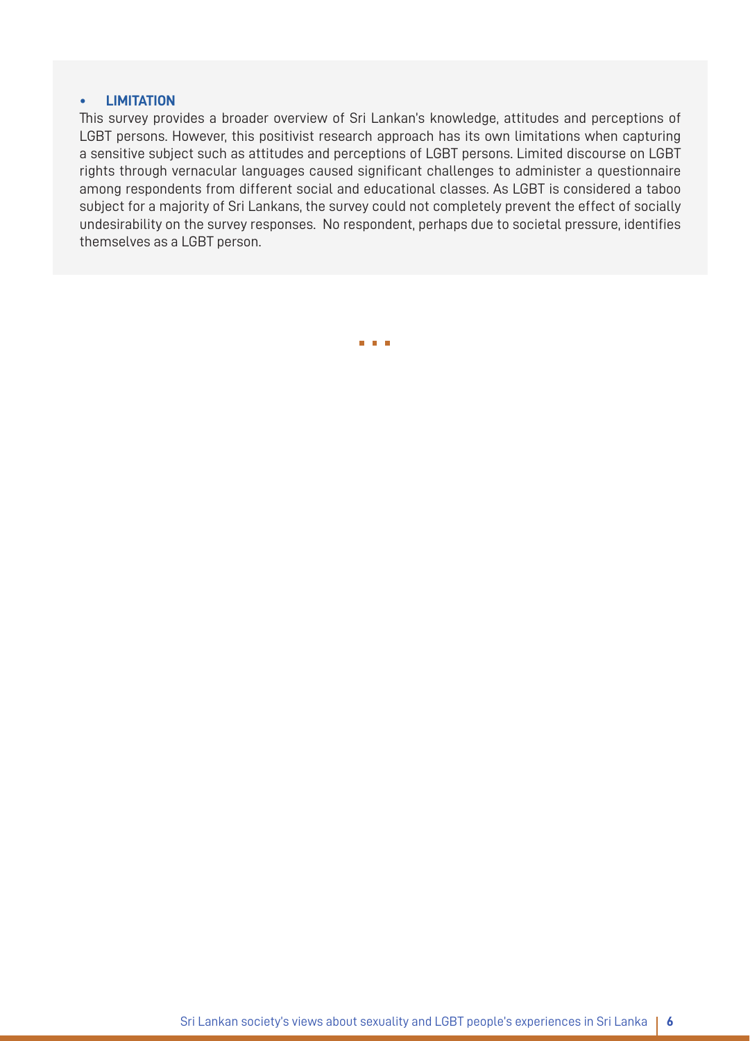- **LIMITATION**

This survey provides a broader overview of Sri Lankan's knowledge, attitudes and perceptions of LGBT persons. However, this positivist research approach has its own limitations when capturing a sensitive subject such as attitudes and perceptions of LGBT persons. Limited discourse on LGBT rights through vernacular languages caused significant challenges to administer a questionnaire among respondents from different social and educational classes. As LGBT is considered a taboo subject for a majority of Sri Lankans, the survey could not completely prevent the effect of socially undesirability on the survey responses. No respondent, perhaps due to societal pressure, identifies themselves as a LGBT person.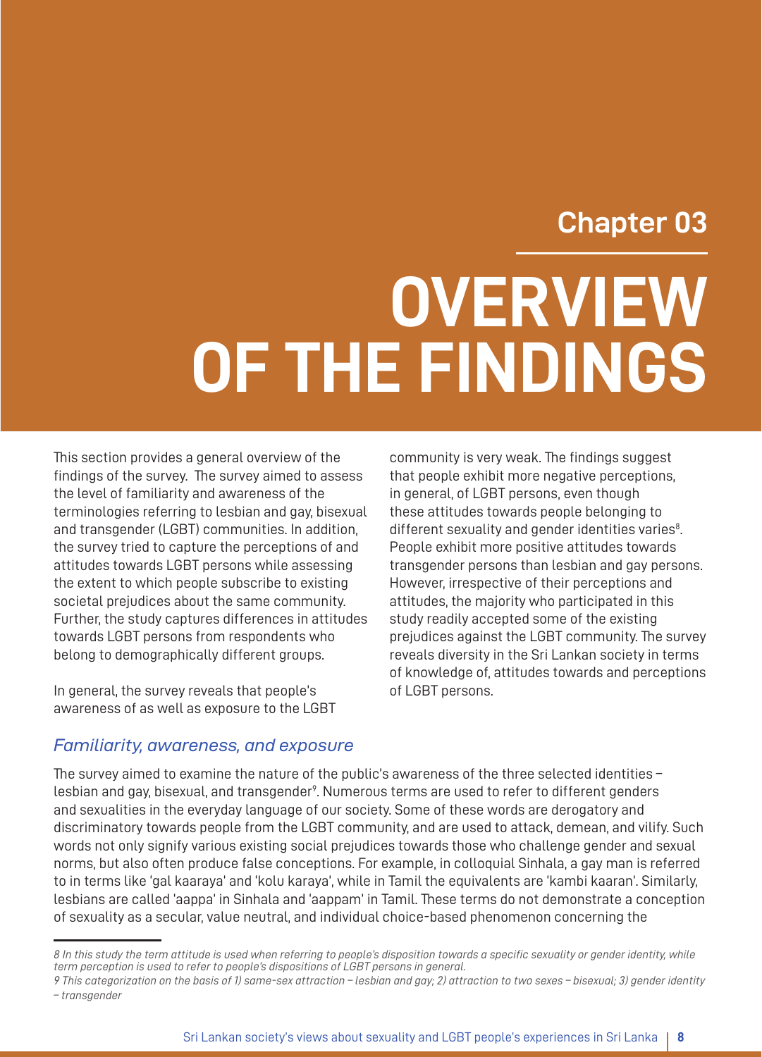## Chapter 03

# OVERVIEW OF THE FINDINGS

This section provides a general overview of the findings of the survey. The survey aimed to assess the level of familiarity and awareness of the terminologies referring to lesbian and gay, bisexual and transgender (LGBT) communities. In addition, the survey tried to capture the perceptions of and attitudes towards LGBT persons while assessing the extent to which people subscribe to existing societal prejudices about the same community. Further, the study captures differences in attitudes towards LGBT persons from respondents who belong to demographically different groups.

In general, the survey reveals that people's awareness of as well as exposure to the LGBT community is very weak. The findings suggest that people exhibit more negative perceptions, in general, of LGBT persons, even though these attitudes towards people belonging to different sexuality and gender identities varies[8]. People exhibit more positive attitudes towards transgender persons than lesbian and gay persons. However, irrespective of their perceptions and attitudes, the majority who participated in this study readily accepted some of the existing prejudices against the LGBT community. The survey reveals diversity in the Sri Lankan society in terms of knowledge of, attitudes towards and perceptions of LGBT persons.

### *Familiarity, awareness, and exposure*

The survey aimed to examine the nature of the public's awareness of the three selected identities – lesbian and gay, bisexual, and transgender[9]. Numerous terms are used to refer to different genders and sexualities in the everyday language of our society. Some of these words are derogatory and discriminatory towards people from the LGBT community, and are used to attack, demean, and vilify. Such words not only signify various existing social prejudices towards those who challenge gender and sexual norms, but also often produce false conceptions. For example, in colloquial Sinhala, a gay man is referred to in terms like 'gal kaaraya' and 'kolu karaya', while in Tamil the equivalents are 'kambi kaaran'. Similarly, lesbians are called 'aappa' in Sinhala and 'aappam' in Tamil. These terms do not demonstrate a conception of sexuality as a secular, value neutral, and individual choice-based phenomenon concerning the

---

*8 In this study the term attitude is used when referring to people's disposition towards a specific sexuality or gender identity, while term perception is used to refer to people's dispositions of LGBT persons in general.*

*9 This categorization on the basis of 1) same-sex attraction – lesbian and gay; 2) attraction to two sexes – bisexual; 3) gender identity – transgender*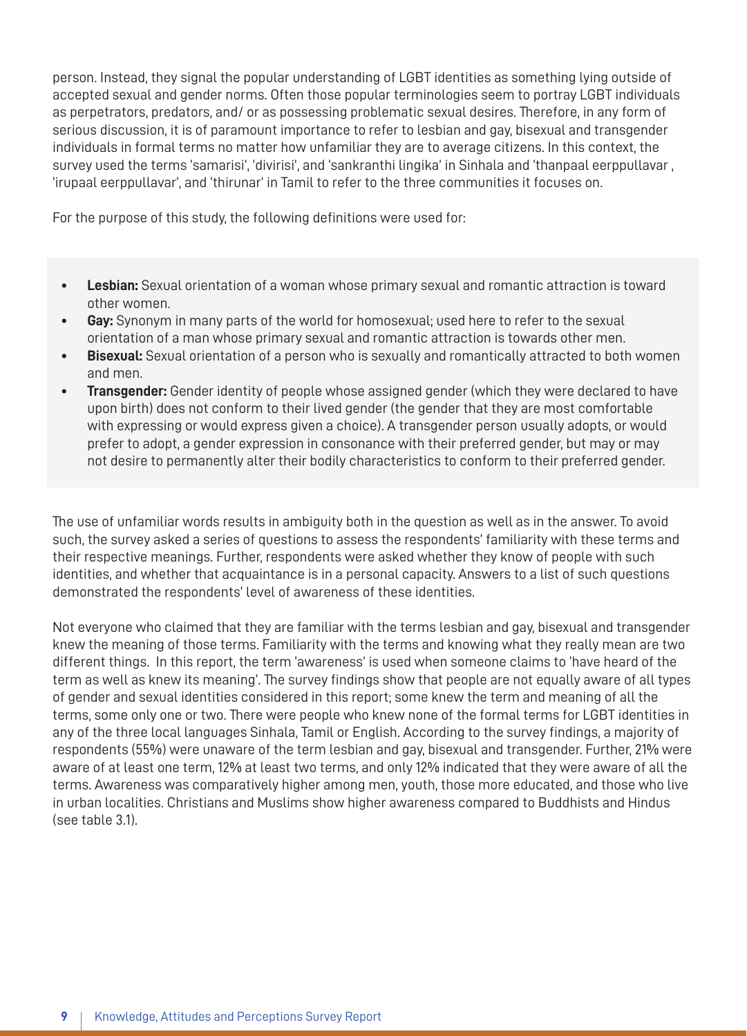person. Instead, they signal the popular understanding of LGBT identities as something lying outside of accepted sexual and gender norms. Often those popular terminologies seem to portray LGBT individuals as perpetrators, predators, and/ or as possessing problematic sexual desires. Therefore, in any form of serious discussion, it is of paramount importance to refer to lesbian and gay, bisexual and transgender individuals in formal terms no matter how unfamiliar they are to average citizens. In this context, the survey used the terms 'samarisi', 'divirisi', and 'sankranthi lingika' in Sinhala and 'thanpaal eerppullavar , 'irupaal eerppullavar', and 'thirunar' in Tamil to refer to the three communities it focuses on.

For the purpose of this study, the following definitions were used for:

- **Lesbian:** Sexual orientation of a woman whose primary sexual and romantic attraction is toward other women.
- **Gay:** Synonym in many parts of the world for homosexual; used here to refer to the sexual orientation of a man whose primary sexual and romantic attraction is towards other men.
- **Bisexual:** Sexual orientation of a person who is sexually and romantically attracted to both women and men.
- **Transgender:** Gender identity of people whose assigned gender (which they were declared to have upon birth) does not conform to their lived gender (the gender that they are most comfortable with expressing or would express given a choice). A transgender person usually adopts, or would prefer to adopt, a gender expression in consonance with their preferred gender, but may or may not desire to permanently alter their bodily characteristics to conform to their preferred gender.

The use of unfamiliar words results in ambiguity both in the question as well as in the answer. To avoid such, the survey asked a series of questions to assess the respondents' familiarity with these terms and their respective meanings. Further, respondents were asked whether they know of people with such identities, and whether that acquaintance is in a personal capacity. Answers to a list of such questions demonstrated the respondents' level of awareness of these identities.

Not everyone who claimed that they are familiar with the terms lesbian and gay, bisexual and transgender knew the meaning of those terms. Familiarity with the terms and knowing what they really mean are two different things. In this report, the term 'awareness' is used when someone claims to 'have heard of the term as well as knew its meaning'. The survey findings show that people are not equally aware of all types of gender and sexual identities considered in this report; some knew the term and meaning of all the terms, some only one or two. There were people who knew none of the formal terms for LGBT identities in any of the three local languages Sinhala, Tamil or English. According to the survey findings, a majority of respondents (55%) were unaware of the term lesbian and gay, bisexual and transgender. Further, 21% were aware of at least one term, 12% at least two terms, and only 12% indicated that they were aware of all the terms. Awareness was comparatively higher among men, youth, those more educated, and those who live in urban localities. Christians and Muslims show higher awareness compared to Buddhists and Hindus (see table 3.1).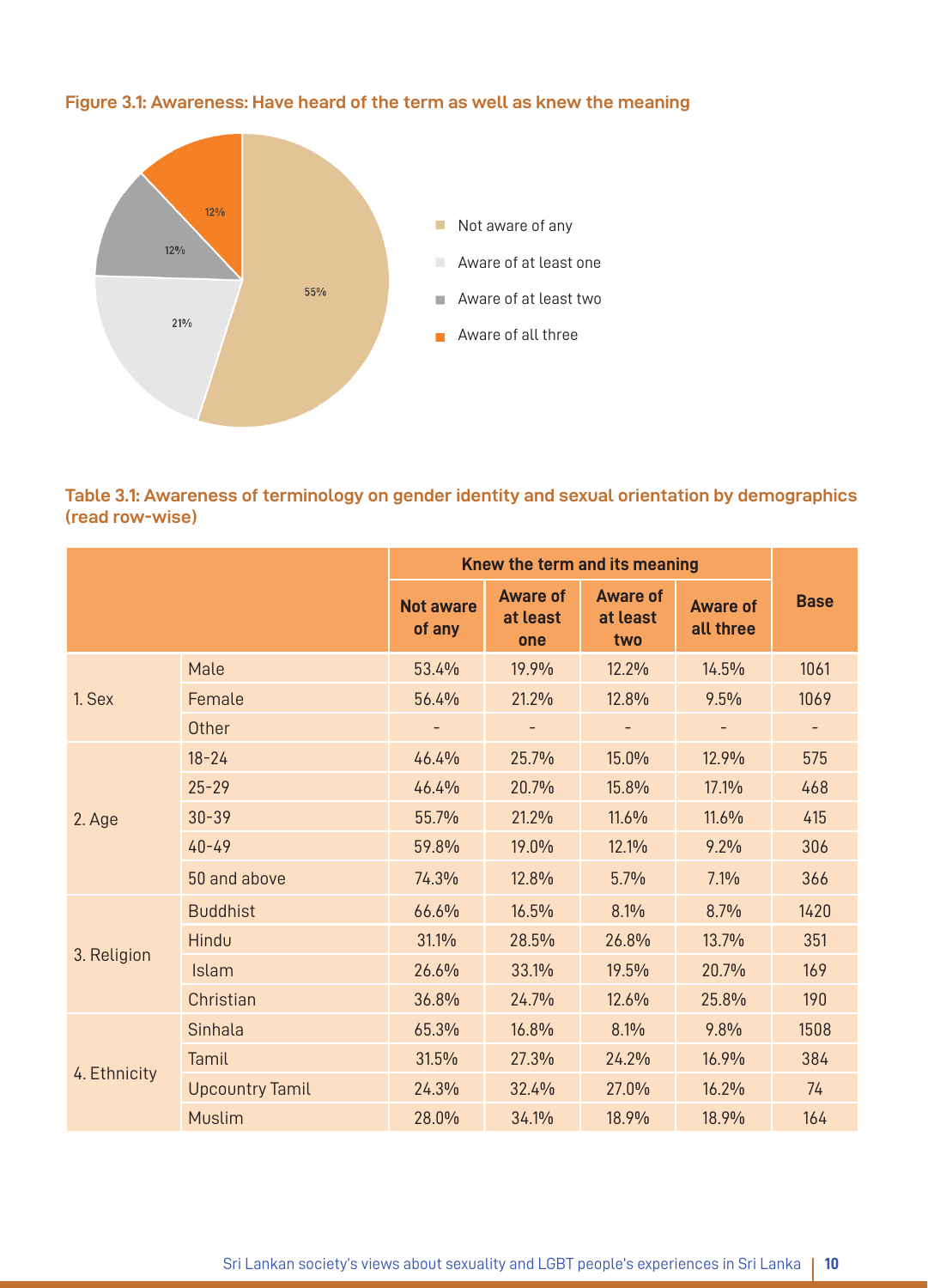**Figure 3.1: Awareness: Have heard of the term as well as knew the meaning**

- Not aware of any: 55%
- Aware of at least one: 21%
- Aware of at least two: 12%
- Aware of all three: 12%

**Table 3.1: Awareness of terminology on gender identity and sexual orientation by demographics (read row-wise)**

| | | Knew the term and its meaning | | | | Base |
|---|---|---|---|---|---|---|
| | | Not aware of any | Aware of at least one | Aware of at least two | Aware of all three | |
| 1. Sex | Male | 53.4% | 19.9% | 12.2% | 14.5% | 1061 |
| | Female | 56.4% | 21.2% | 12.8% | 9.5% | 1069 |
| | Other | - | - | - | - | - |
| 2. Age | 18-24 | 46.4% | 25.7% | 15.0% | 12.9% | 575 |
| | 25-29 | 46.4% | 20.7% | 15.8% | 17.1% | 468 |
| | 30-39 | 55.7% | 21.2% | 11.6% | 11.6% | 415 |
| | 40-49 | 59.8% | 19.0% | 12.1% | 9.2% | 306 |
| | 50 and above | 74.3% | 12.8% | 5.7% | 7.1% | 366 |
| 3. Religion | Buddhist | 66.6% | 16.5% | 8.1% | 8.7% | 1420 |
| | Hindu | 31.1% | 28.5% | 26.8% | 13.7% | 351 |
| | Islam | 26.6% | 33.1% | 19.5% | 20.7% | 169 |
| | Christian | 36.8% | 24.7% | 12.6% | 25.8% | 190 |
| 4. Ethnicity | Sinhala | 65.3% | 16.8% | 8.1% | 9.8% | 1508 |
| | Tamil | 31.5% | 27.3% | 24.2% | 16.9% | 384 |
| | Upcountry Tamil | 24.3% | 32.4% | 27.0% | 16.2% | 74 |
| | Muslim | 28.0% | 34.1% | 18.9% | 18.9% | 164 |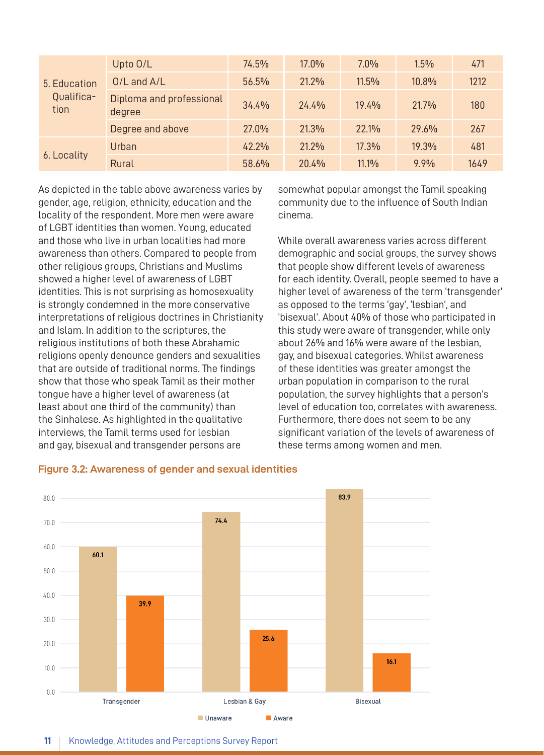| | | | | | | |
|---|---|---|---|---|---|---|
| 5. Education Qualification | Upto O/L | 74.5% | 17.0% | 7.0% | 1.5% | 471 |
| | O/L and A/L | 56.5% | 21.2% | 11.5% | 10.8% | 1212 |
| | Diploma and professional degree | 34.4% | 24.4% | 19.4% | 21.7% | 180 |
| | Degree and above | 27.0% | 21.3% | 22.1% | 29.6% | 267 |
| 6. Locality | Urban | 42.2% | 21.2% | 17.3% | 19.3% | 481 |
| | Rural | 58.6% | 20.4% | 11.1% | 9.9% | 1649 |

As depicted in the table above awareness varies by gender, age, religion, ethnicity, education and the locality of the respondent. More men were aware of LGBT identities than women. Young, educated and those who live in urban localities had more awareness than others. Compared to people from other religious groups, Christians and Muslims showed a higher level of awareness of LGBT identities. This is not surprising as homosexuality is strongly condemned in the more conservative interpretations of religious doctrines in Christianity and Islam. In addition to the scriptures, the religious institutions of both these Abrahamic religions openly denounce genders and sexualities that are outside of traditional norms. The findings show that those who speak Tamil as their mother tongue have a higher level of awareness (at least about one third of the community) than the Sinhalese. As highlighted in the qualitative interviews, the Tamil terms used for lesbian and gay, bisexual and transgender persons are somewhat popular amongst the Tamil speaking community due to the influence of South Indian cinema.

While overall awareness varies across different demographic and social groups, the survey shows that people show different levels of awareness for each identity. Overall, people seemed to have a higher level of awareness of the term 'transgender' as opposed to the terms 'gay', 'lesbian', and 'bisexual'. About 40% of those who participated in this study were aware of transgender, while only about 26% and 16% were aware of the lesbian, gay, and bisexual categories. Whilst awareness of these identities was greater amongst the urban population in comparison to the rural population, the survey highlights that a person's level of education too, correlates with awareness. Furthermore, there does not seem to be any significant variation of the levels of awareness of these terms among women and men.

**Figure 3.2: Awareness of gender and sexual identities**

| | Unaware | Aware |
|---|---|---|
| Transgender | 60.1 | 39.9 |
| Lesbian & Gay | 74.4 | 25.6 |
| Bisexual | 83.9 | 16.1 |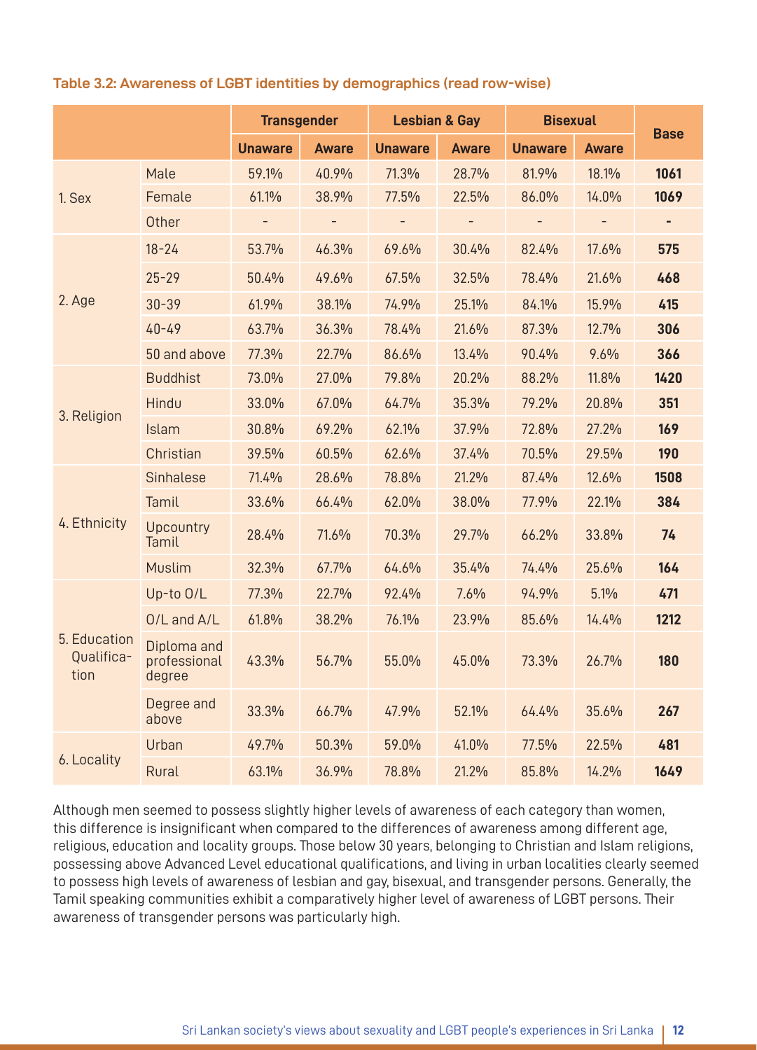**Table 3.2: Awareness of LGBT identities by demographics (read row-wise)**

| | | Transgender | | Lesbian & Gay | | Bisexual | | Base |
|---|---|---|---|---|---|---|---|---|
| | | Unaware | Aware | Unaware | Aware | Unaware | Aware | |
| 1. Sex | Male | 59.1% | 40.9% | 71.3% | 28.7% | 81.9% | 18.1% | **1061** |
| | Female | 61.1% | 38.9% | 77.5% | 22.5% | 86.0% | 14.0% | **1069** |
| | Other | - | - | - | - | - | - | **-** |
| 2. Age | 18-24 | 53.7% | 46.3% | 69.6% | 30.4% | 82.4% | 17.6% | **575** |
| | 25-29 | 50.4% | 49.6% | 67.5% | 32.5% | 78.4% | 21.6% | **468** |
| | 30-39 | 61.9% | 38.1% | 74.9% | 25.1% | 84.1% | 15.9% | **415** |
| | 40-49 | 63.7% | 36.3% | 78.4% | 21.6% | 87.3% | 12.7% | **306** |
| | 50 and above | 77.3% | 22.7% | 86.6% | 13.4% | 90.4% | 9.6% | **366** |
| 3. Religion | Buddhist | 73.0% | 27.0% | 79.8% | 20.2% | 88.2% | 11.8% | **1420** |
| | Hindu | 33.0% | 67.0% | 64.7% | 35.3% | 79.2% | 20.8% | **351** |
| | Islam | 30.8% | 69.2% | 62.1% | 37.9% | 72.8% | 27.2% | **169** |
| | Christian | 39.5% | 60.5% | 62.6% | 37.4% | 70.5% | 29.5% | **190** |
| 4. Ethnicity | Sinhalese | 71.4% | 28.6% | 78.8% | 21.2% | 87.4% | 12.6% | **1508** |
| | Tamil | 33.6% | 66.4% | 62.0% | 38.0% | 77.9% | 22.1% | **384** |
| | Upcountry Tamil | 28.4% | 71.6% | 70.3% | 29.7% | 66.2% | 33.8% | **74** |
| | Muslim | 32.3% | 67.7% | 64.6% | 35.4% | 74.4% | 25.6% | **164** |
| 5. Education Qualification | Up-to O/L | 77.3% | 22.7% | 92.4% | 7.6% | 94.9% | 5.1% | **471** |
| | O/L and A/L | 61.8% | 38.2% | 76.1% | 23.9% | 85.6% | 14.4% | **1212** |
| | Diploma and professional degree | 43.3% | 56.7% | 55.0% | 45.0% | 73.3% | 26.7% | **180** |
| | Degree and above | 33.3% | 66.7% | 47.9% | 52.1% | 64.4% | 35.6% | **267** |
| 6. Locality | Urban | 49.7% | 50.3% | 59.0% | 41.0% | 77.5% | 22.5% | **481** |
| | Rural | 63.1% | 36.9% | 78.8% | 21.2% | 85.8% | 14.2% | **1649** |

Although men seemed to possess slightly higher levels of awareness of each category than women, this difference is insignificant when compared to the differences of awareness among different age, religious, education and locality groups. Those below 30 years, belonging to Christian and Islam religions, possessing above Advanced Level educational qualifications, and living in urban localities clearly seemed to possess high levels of awareness of lesbian and gay, bisexual, and transgender persons. Generally, the Tamil speaking communities exhibit a comparatively higher level of awareness of LGBT persons. Their awareness of transgender persons was particularly high.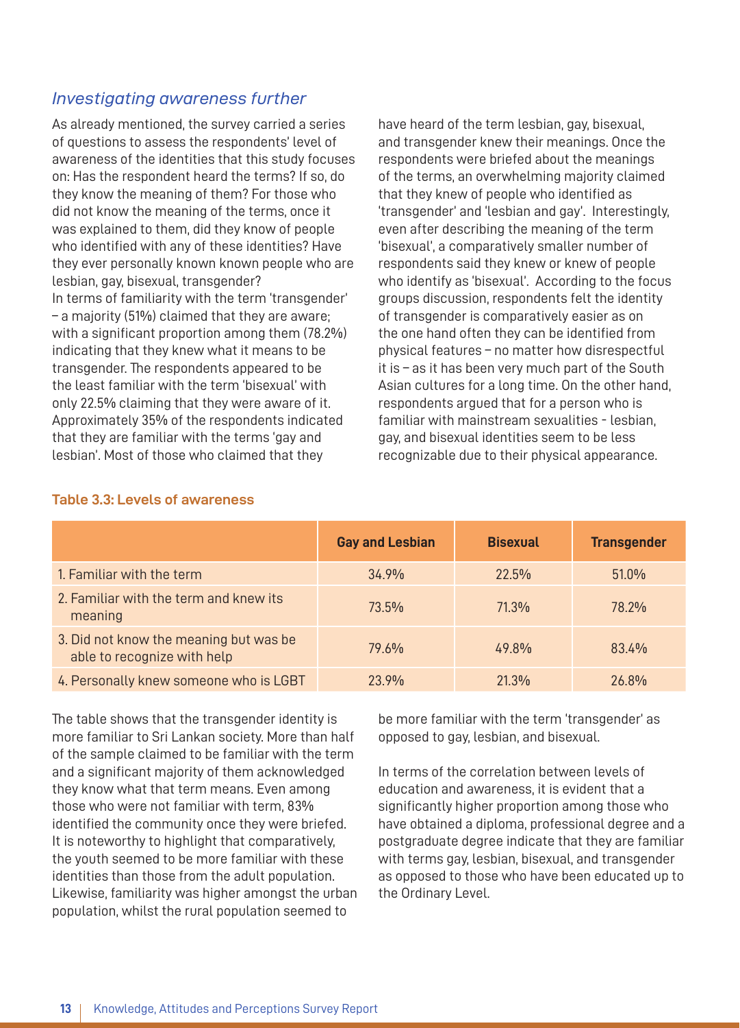### *Investigating awareness further*

As already mentioned, the survey carried a series of questions to assess the respondents' level of awareness of the identities that this study focuses on: Has the respondent heard the terms? If so, do they know the meaning of them? For those who did not know the meaning of the terms, once it was explained to them, did they know of people who identified with any of these identities? Have they ever personally known known people who are lesbian, gay, bisexual, transgender?

In terms of familiarity with the term 'transgender' – a majority (51%) claimed that they are aware; with a significant proportion among them (78.2%) indicating that they knew what it means to be transgender. The respondents appeared to be the least familiar with the term 'bisexual' with only 22.5% claiming that they were aware of it. Approximately 35% of the respondents indicated that they are familiar with the terms 'gay and lesbian'. Most of those who claimed that they have heard of the term lesbian, gay, bisexual, and transgender knew their meanings. Once the respondents were briefed about the meanings of the terms, an overwhelming majority claimed that they knew of people who identified as 'transgender' and 'lesbian and gay'. Interestingly, even after describing the meaning of the term 'bisexual', a comparatively smaller number of respondents said they knew or knew of people who identify as 'bisexual'. According to the focus groups discussion, respondents felt the identity of transgender is comparatively easier as on the one hand often they can be identified from physical features – no matter how disrespectful it is – as it has been very much part of the South Asian cultures for a long time. On the other hand, respondents argued that for a person who is familiar with mainstream sexualities - lesbian, gay, and bisexual identities seem to be less recognizable due to their physical appearance.

**Table 3.3: Levels of awareness**

| | Gay and Lesbian | Bisexual | Transgender |
|---|---|---|---|
| 1. Familiar with the term | 34.9% | 22.5% | 51.0% |
| 2. Familiar with the term and knew its meaning | 73.5% | 71.3% | 78.2% |
| 3. Did not know the meaning but was be able to recognize with help | 79.6% | 49.8% | 83.4% |
| 4. Personally knew someone who is LGBT | 23.9% | 21.3% | 26.8% |

The table shows that the transgender identity is more familiar to Sri Lankan society. More than half of the sample claimed to be familiar with the term and a significant majority of them acknowledged they know what that term means. Even among those who were not familiar with term, 83% identified the community once they were briefed. It is noteworthy to highlight that comparatively, the youth seemed to be more familiar with these identities than those from the adult population. Likewise, familiarity was higher amongst the urban population, whilst the rural population seemed to be more familiar with the term 'transgender' as opposed to gay, lesbian, and bisexual.

In terms of the correlation between levels of education and awareness, it is evident that a significantly higher proportion among those who have obtained a diploma, professional degree and a postgraduate degree indicate that they are familiar with terms gay, lesbian, bisexual, and transgender as opposed to those who have been educated up to the Ordinary Level.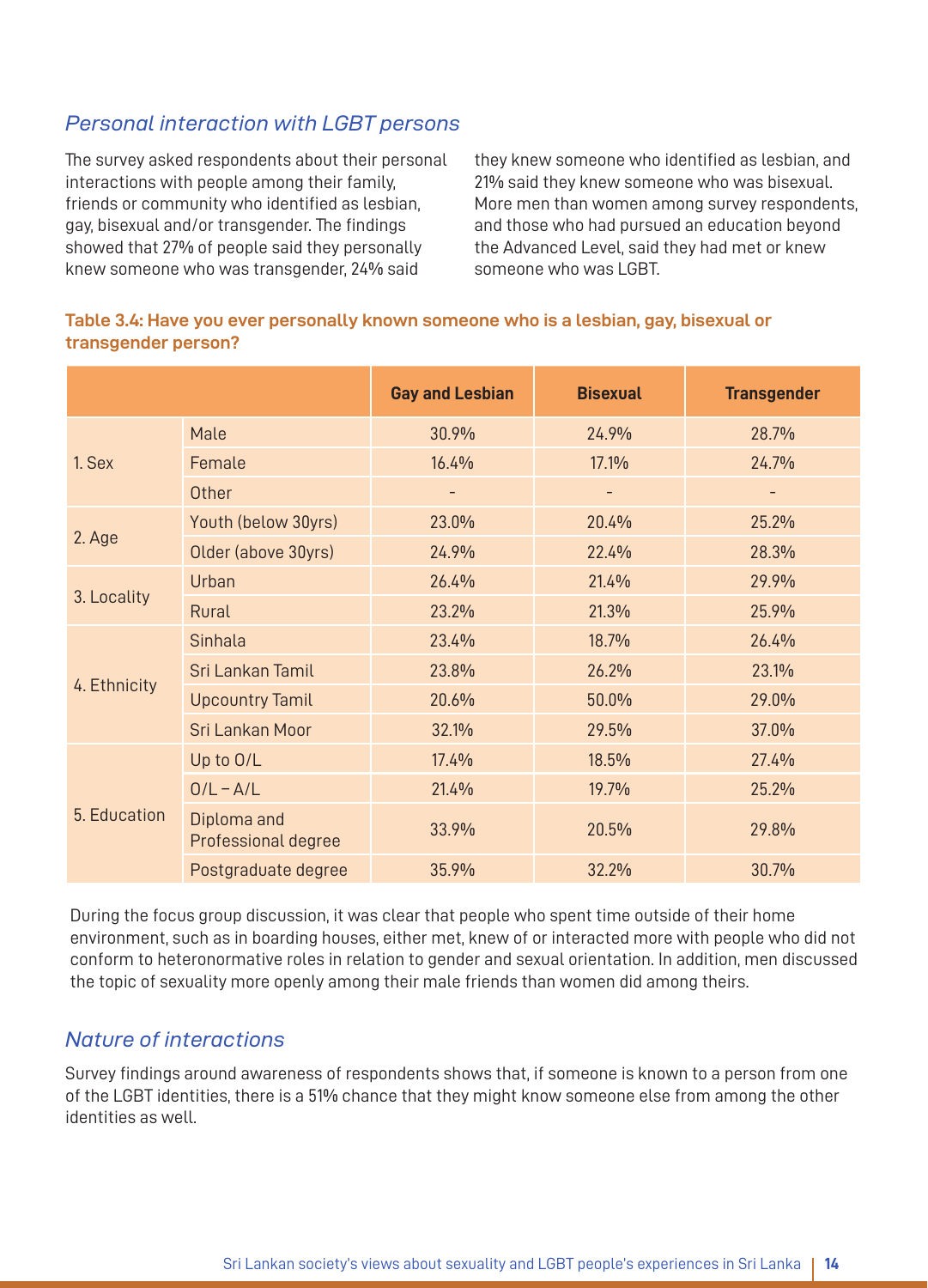## *Personal interaction with LGBT persons*

The survey asked respondents about their personal interactions with people among their family, friends or community who identified as lesbian, gay, bisexual and/or transgender. The findings showed that 27% of people said they personally knew someone who was transgender, 24% said they knew someone who identified as lesbian, and 21% said they knew someone who was bisexual. More men than women among survey respondents, and those who had pursued an education beyond the Advanced Level, said they had met or knew someone who was LGBT.

**Table 3.4: Have you ever personally known someone who is a lesbian, gay, bisexual or transgender person?**

| | | Gay and Lesbian | Bisexual | Transgender |
|---|---|---|---|---|
| 1. Sex | Male | 30.9% | 24.9% | 28.7% |
| | Female | 16.4% | 17.1% | 24.7% |
| | Other | - | - | - |
| 2. Age | Youth (below 30yrs) | 23.0% | 20.4% | 25.2% |
| | Older (above 30yrs) | 24.9% | 22.4% | 28.3% |
| 3. Locality | Urban | 26.4% | 21.4% | 29.9% |
| | Rural | 23.2% | 21.3% | 25.9% |
| 4. Ethnicity | Sinhala | 23.4% | 18.7% | 26.4% |
| | Sri Lankan Tamil | 23.8% | 26.2% | 23.1% |
| | Upcountry Tamil | 20.6% | 50.0% | 29.0% |
| | Sri Lankan Moor | 32.1% | 29.5% | 37.0% |
| 5. Education | Up to O/L | 17.4% | 18.5% | 27.4% |
| | O/L – A/L | 21.4% | 19.7% | 25.2% |
| | Diploma and Professional degree | 33.9% | 20.5% | 29.8% |
| | Postgraduate degree | 35.9% | 32.2% | 30.7% |

During the focus group discussion, it was clear that people who spent time outside of their home environment, such as in boarding houses, either met, knew of or interacted more with people who did not conform to heteronormative roles in relation to gender and sexual orientation. In addition, men discussed the topic of sexuality more openly among their male friends than women did among theirs.

## *Nature of interactions*

Survey findings around awareness of respondents shows that, if someone is known to a person from one of the LGBT identities, there is a 51% chance that they might know someone else from among the other identities as well.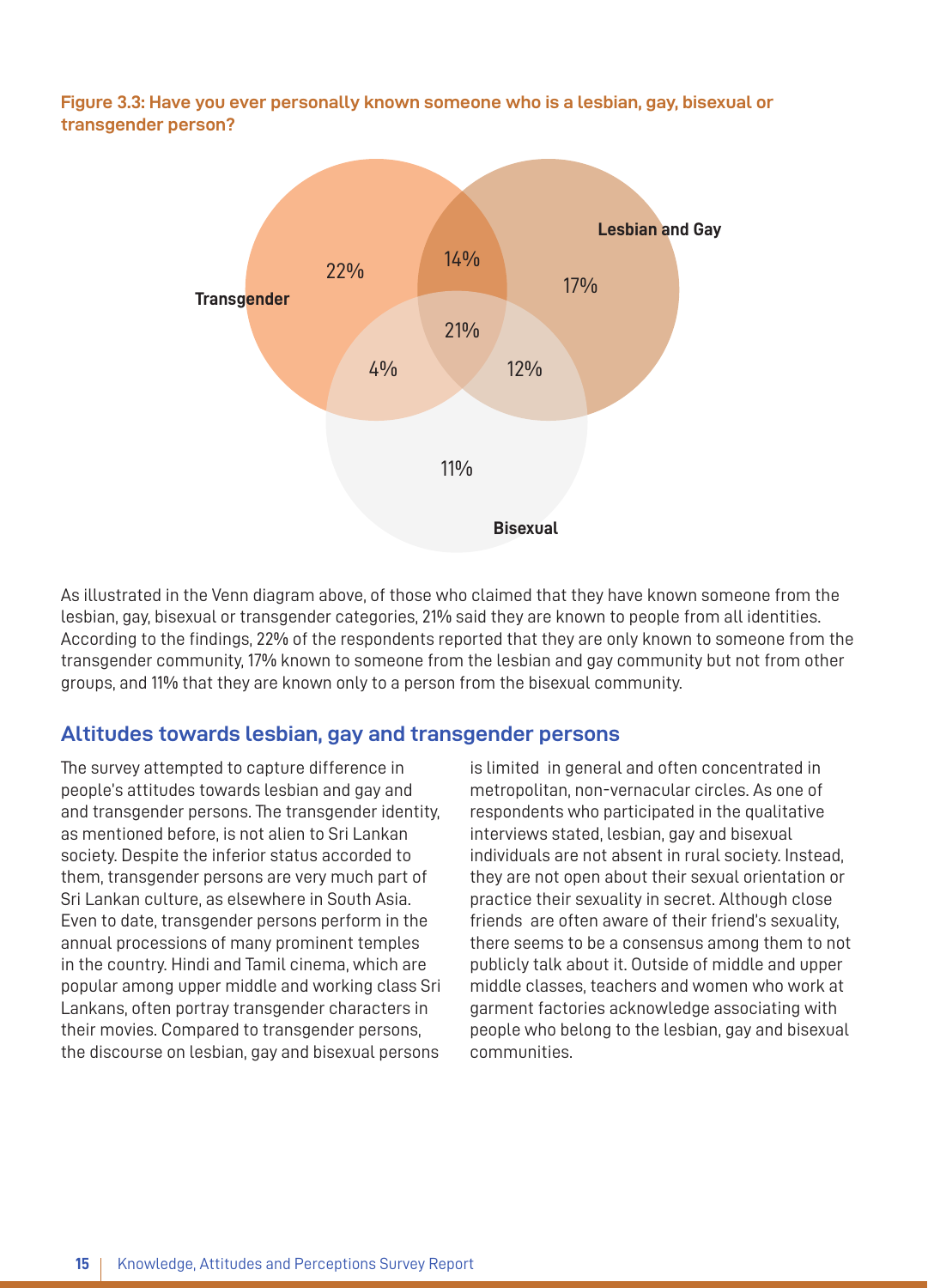**Figure 3.3: Have you ever personally known someone who is a lesbian, gay, bisexual or transgender person?**

Transgender

Lesbian and Gay

Bisexual

22%

14%

17%

21%

4%

12%

11%

As illustrated in the Venn diagram above, of those who claimed that they have known someone from the lesbian, gay, bisexual or transgender categories, 21% said they are known to people from all identities. According to the findings, 22% of the respondents reported that they are only known to someone from the transgender community, 17% known to someone from the lesbian and gay community but not from other groups, and 11% that they are known only to a person from the bisexual community.

## Altitudes towards lesbian, gay and transgender persons

The survey attempted to capture difference in people's attitudes towards lesbian and gay and and transgender persons. The transgender identity, as mentioned before, is not alien to Sri Lankan society. Despite the inferior status accorded to them, transgender persons are very much part of Sri Lankan culture, as elsewhere in South Asia. Even to date, transgender persons perform in the annual processions of many prominent temples in the country. Hindi and Tamil cinema, which are popular among upper middle and working class Sri Lankans, often portray transgender characters in their movies. Compared to transgender persons, the discourse on lesbian, gay and bisexual persons is limited in general and often concentrated in metropolitan, non-vernacular circles. As one of respondents who participated in the qualitative interviews stated, lesbian, gay and bisexual individuals are not absent in rural society. Instead, they are not open about their sexual orientation or practice their sexuality in secret. Although close friends are often aware of their friend's sexuality, there seems to be a consensus among them to not publicly talk about it. Outside of middle and upper middle classes, teachers and women who work at garment factories acknowledge associating with people who belong to the lesbian, gay and bisexual communities.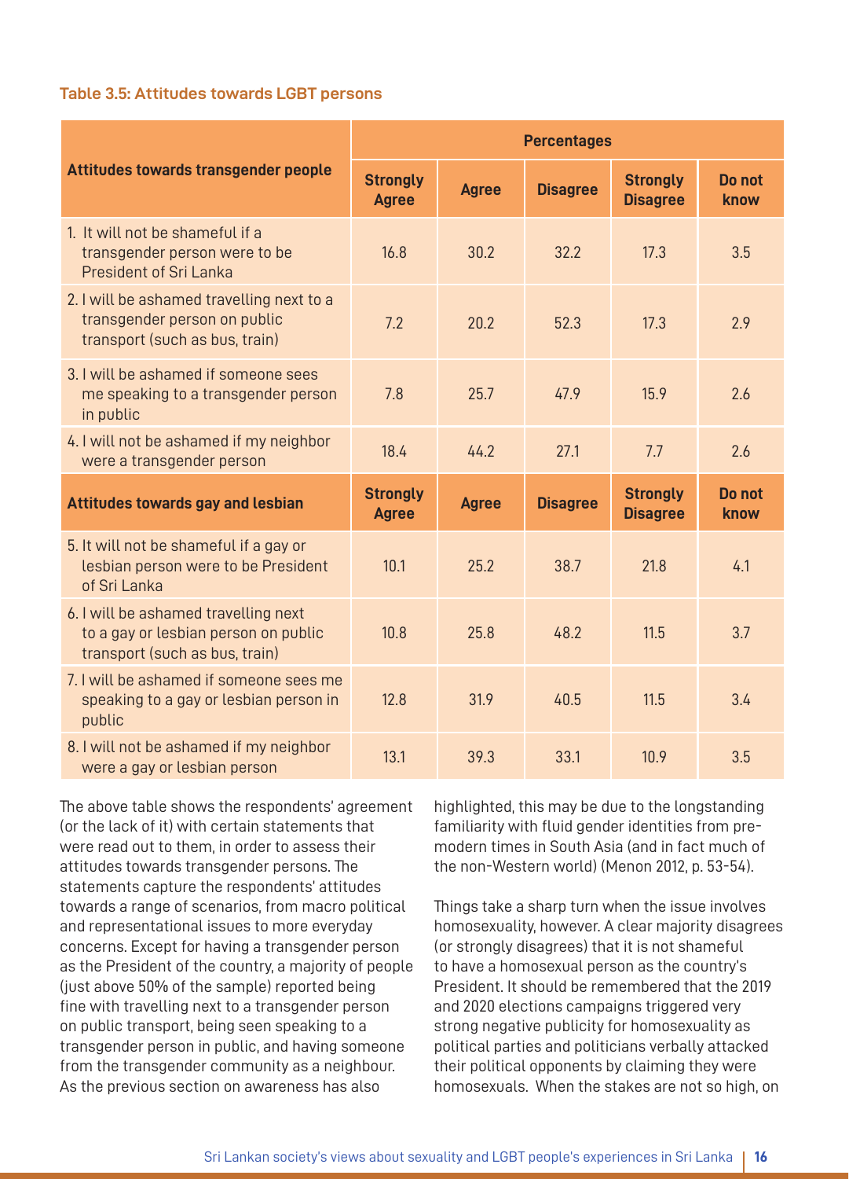**Table 3.5: Attitudes towards LGBT persons**

| Attitudes towards transgender people | Percentages | | | | |
|---|---|---|---|---|---|
| | **Strongly Agree** | **Agree** | **Disagree** | **Strongly Disagree** | **Do not know** |
| 1. It will not be shameful if a transgender person were to be President of Sri Lanka | 16.8 | 30.2 | 32.2 | 17.3 | 3.5 |
| 2. I will be ashamed travelling next to a transgender person on public transport (such as bus, train) | 7.2 | 20.2 | 52.3 | 17.3 | 2.9 |
| 3. I will be ashamed if someone sees me speaking to a transgender person in public | 7.8 | 25.7 | 47.9 | 15.9 | 2.6 |
| 4. I will not be ashamed if my neighbor were a transgender person | 18.4 | 44.2 | 27.1 | 7.7 | 2.6 |
| **Attitudes towards gay and lesbian** | **Strongly Agree** | **Agree** | **Disagree** | **Strongly Disagree** | **Do not know** |
| 5. It will not be shameful if a gay or lesbian person were to be President of Sri Lanka | 10.1 | 25.2 | 38.7 | 21.8 | 4.1 |
| 6. I will be ashamed travelling next to a gay or lesbian person on public transport (such as bus, train) | 10.8 | 25.8 | 48.2 | 11.5 | 3.7 |
| 7. I will be ashamed if someone sees me speaking to a gay or lesbian person in public | 12.8 | 31.9 | 40.5 | 11.5 | 3.4 |
| 8. I will not be ashamed if my neighbor were a gay or lesbian person | 13.1 | 39.3 | 33.1 | 10.9 | 3.5 |

The above table shows the respondents' agreement (or the lack of it) with certain statements that were read out to them, in order to assess their attitudes towards transgender persons. The statements capture the respondents' attitudes towards a range of scenarios, from macro political and representational issues to more everyday concerns. Except for having a transgender person as the President of the country, a majority of people (just above 50% of the sample) reported being fine with travelling next to a transgender person on public transport, being seen speaking to a transgender person in public, and having someone from the transgender community as a neighbour. As the previous section on awareness has also highlighted, this may be due to the longstanding familiarity with fluid gender identities from pre-modern times in South Asia (and in fact much of the non-Western world) (Menon 2012, p. 53-54).

Things take a sharp turn when the issue involves homosexuality, however. A clear majority disagrees (or strongly disagrees) that it is not shameful to have a homosexual person as the country's President. It should be remembered that the 2019 and 2020 elections campaigns triggered very strong negative publicity for homosexuality as political parties and politicians verbally attacked their political opponents by claiming they were homosexuals. When the stakes are not so high, on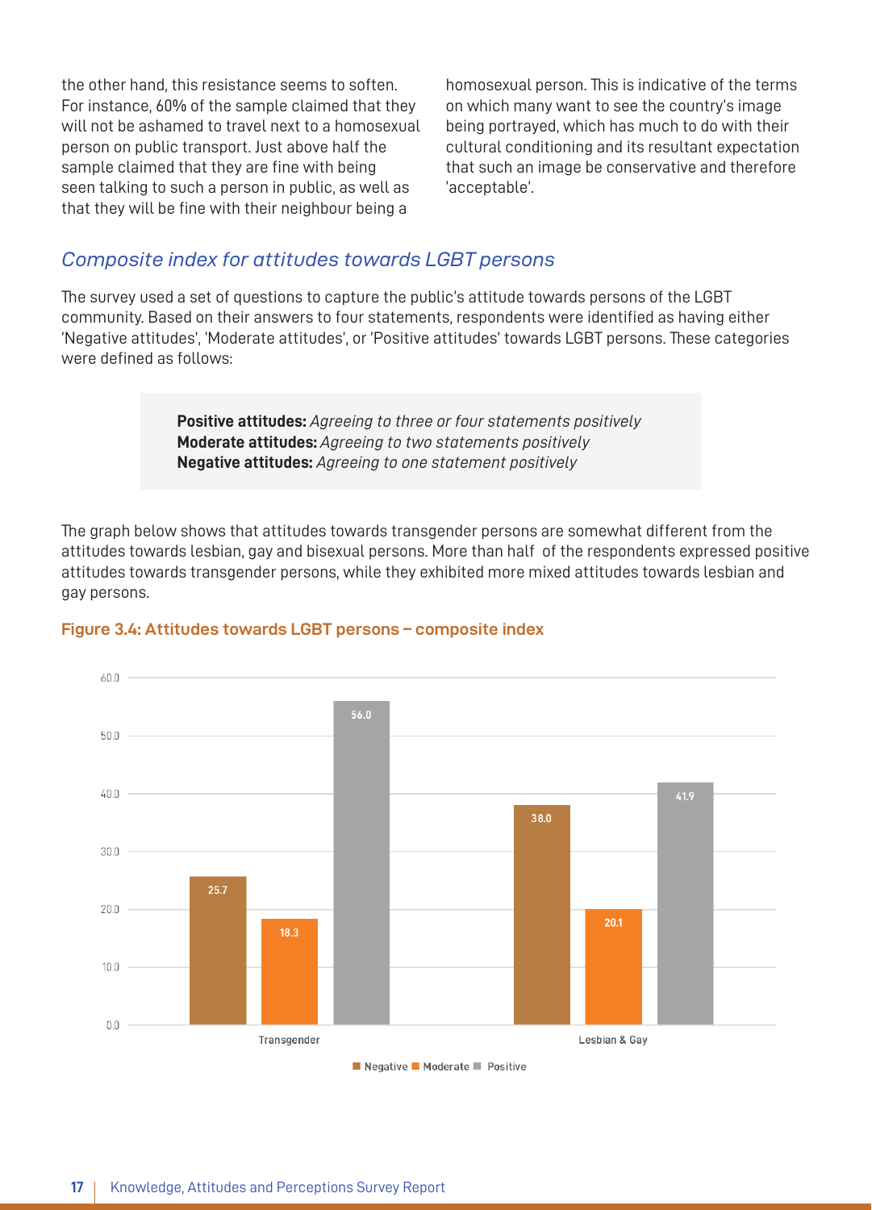the other hand, this resistance seems to soften. For instance, 60% of the sample claimed that they will not be ashamed to travel next to a homosexual person on public transport. Just above half the sample claimed that they are fine with being seen talking to such a person in public, as well as that they will be fine with their neighbour being a homosexual person. This is indicative of the terms on which many want to see the country's image being portrayed, which has much to do with their cultural conditioning and its resultant expectation that such an image be conservative and therefore 'acceptable'.

### *Composite index for attitudes towards LGBT persons*

The survey used a set of questions to capture the public's attitude towards persons of the LGBT community. Based on their answers to four statements, respondents were identified as having either 'Negative attitudes', 'Moderate attitudes', or 'Positive attitudes' towards LGBT persons. These categories were defined as follows:

> **Positive attitudes:** *Agreeing to three or four statements positively*
> **Moderate attitudes:** *Agreeing to two statements positively*
> **Negative attitudes:** *Agreeing to one statement positively*

The graph below shows that attitudes towards transgender persons are somewhat different from the attitudes towards lesbian, gay and bisexual persons. More than half of the respondents expressed positive attitudes towards transgender persons, while they exhibited more mixed attitudes towards lesbian and gay persons.

**Figure 3.4: Attitudes towards LGBT persons – composite index**

| | Negative | Moderate | Positive |
|---|---|---|---|
| Transgender | 25.7 | 18.3 | 56.0 |
| Lesbian & Gay | 38.0 | 20.1 | 41.9 |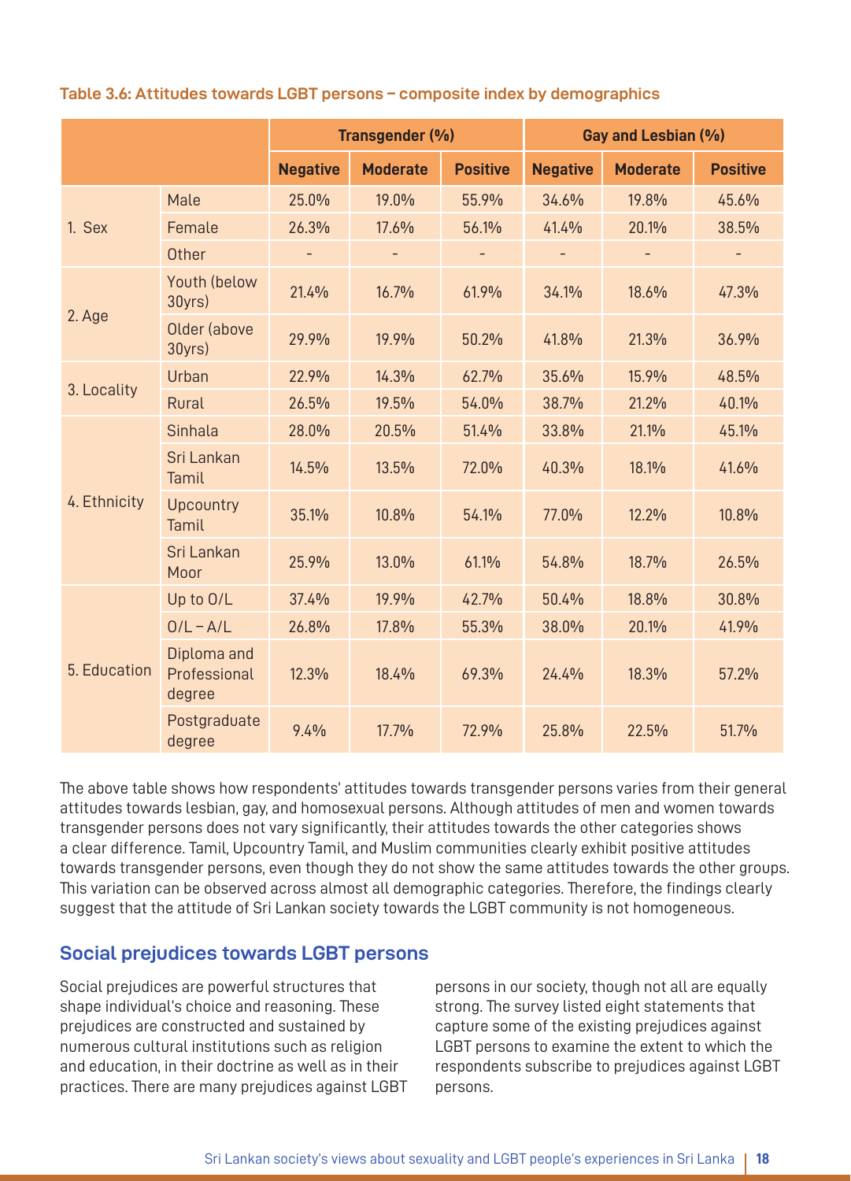**Table 3.6: Attitudes towards LGBT persons – composite index by demographics**

| | | Transgender (%) | | | Gay and Lesbian (%) | | |
|---|---|---|---|---|---|---|---|
| | | Negative | Moderate | Positive | Negative | Moderate | Positive |
| 1. Sex | Male | 25.0% | 19.0% | 55.9% | 34.6% | 19.8% | 45.6% |
| | Female | 26.3% | 17.6% | 56.1% | 41.4% | 20.1% | 38.5% |
| | Other | - | - | - | - | - | - |
| 2. Age | Youth (below 30yrs) | 21.4% | 16.7% | 61.9% | 34.1% | 18.6% | 47.3% |
| | Older (above 30yrs) | 29.9% | 19.9% | 50.2% | 41.8% | 21.3% | 36.9% |
| 3. Locality | Urban | 22.9% | 14.3% | 62.7% | 35.6% | 15.9% | 48.5% |
| | Rural | 26.5% | 19.5% | 54.0% | 38.7% | 21.2% | 40.1% |
| 4. Ethnicity | Sinhala | 28.0% | 20.5% | 51.4% | 33.8% | 21.1% | 45.1% |
| | Sri Lankan Tamil | 14.5% | 13.5% | 72.0% | 40.3% | 18.1% | 41.6% |
| | Upcountry Tamil | 35.1% | 10.8% | 54.1% | 77.0% | 12.2% | 10.8% |
| | Sri Lankan Moor | 25.9% | 13.0% | 61.1% | 54.8% | 18.7% | 26.5% |
| 5. Education | Up to O/L | 37.4% | 19.9% | 42.7% | 50.4% | 18.8% | 30.8% |
| | O/L – A/L | 26.8% | 17.8% | 55.3% | 38.0% | 20.1% | 41.9% |
| | Diploma and Professional degree | 12.3% | 18.4% | 69.3% | 24.4% | 18.3% | 57.2% |
| | Postgraduate degree | 9.4% | 17.7% | 72.9% | 25.8% | 22.5% | 51.7% |

The above table shows how respondents' attitudes towards transgender persons varies from their general attitudes towards lesbian, gay, and homosexual persons. Although attitudes of men and women towards transgender persons does not vary significantly, their attitudes towards the other categories shows a clear difference. Tamil, Upcountry Tamil, and Muslim communities clearly exhibit positive attitudes towards transgender persons, even though they do not show the same attitudes towards the other groups. This variation can be observed across almost all demographic categories. Therefore, the findings clearly suggest that the attitude of Sri Lankan society towards the LGBT community is not homogeneous.

## Social prejudices towards LGBT persons

Social prejudices are powerful structures that shape individual's choice and reasoning. These prejudices are constructed and sustained by numerous cultural institutions such as religion and education, in their doctrine as well as in their practices. There are many prejudices against LGBT persons in our society, though not all are equally strong. The survey listed eight statements that capture some of the existing prejudices against LGBT persons to examine the extent to which the respondents subscribe to prejudices against LGBT persons.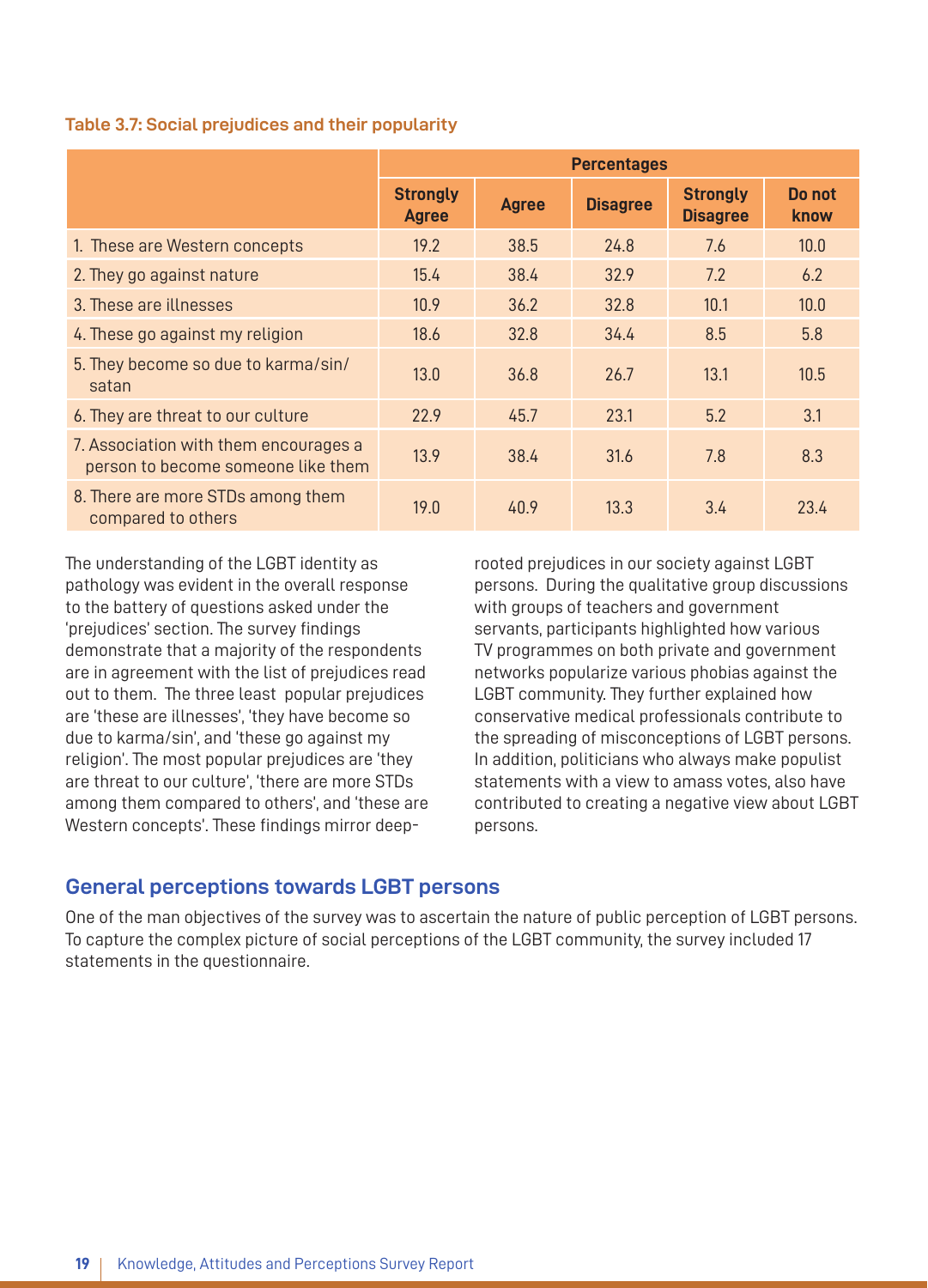**Table 3.7: Social prejudices and their popularity**

| | Percentages | | | | |
|---|---|---|---|---|---|
| | Strongly Agree | Agree | Disagree | Strongly Disagree | Do not know |
| 1. These are Western concepts | 19.2 | 38.5 | 24.8 | 7.6 | 10.0 |
| 2. They go against nature | 15.4 | 38.4 | 32.9 | 7.2 | 6.2 |
| 3. These are illnesses | 10.9 | 36.2 | 32.8 | 10.1 | 10.0 |
| 4. These go against my religion | 18.6 | 32.8 | 34.4 | 8.5 | 5.8 |
| 5. They become so due to karma/sin/ satan | 13.0 | 36.8 | 26.7 | 13.1 | 10.5 |
| 6. They are threat to our culture | 22.9 | 45.7 | 23.1 | 5.2 | 3.1 |
| 7. Association with them encourages a person to become someone like them | 13.9 | 38.4 | 31.6 | 7.8 | 8.3 |
| 8. There are more STDs among them compared to others | 19.0 | 40.9 | 13.3 | 3.4 | 23.4 |

The understanding of the LGBT identity as pathology was evident in the overall response to the battery of questions asked under the 'prejudices' section. The survey findings demonstrate that a majority of the respondents are in agreement with the list of prejudices read out to them. The three least popular prejudices are 'these are illnesses', 'they have become so due to karma/sin', and 'these go against my religion'. The most popular prejudices are 'they are threat to our culture', 'there are more STDs among them compared to others', and 'these are Western concepts'. These findings mirror deep-rooted prejudices in our society against LGBT persons. During the qualitative group discussions with groups of teachers and government servants, participants highlighted how various TV programmes on both private and government networks popularize various phobias against the LGBT community. They further explained how conservative medical professionals contribute to the spreading of misconceptions of LGBT persons. In addition, politicians who always make populist statements with a view to amass votes, also have contributed to creating a negative view about LGBT persons.

## General perceptions towards LGBT persons

One of the man objectives of the survey was to ascertain the nature of public perception of LGBT persons. To capture the complex picture of social perceptions of the LGBT community, the survey included 17 statements in the questionnaire.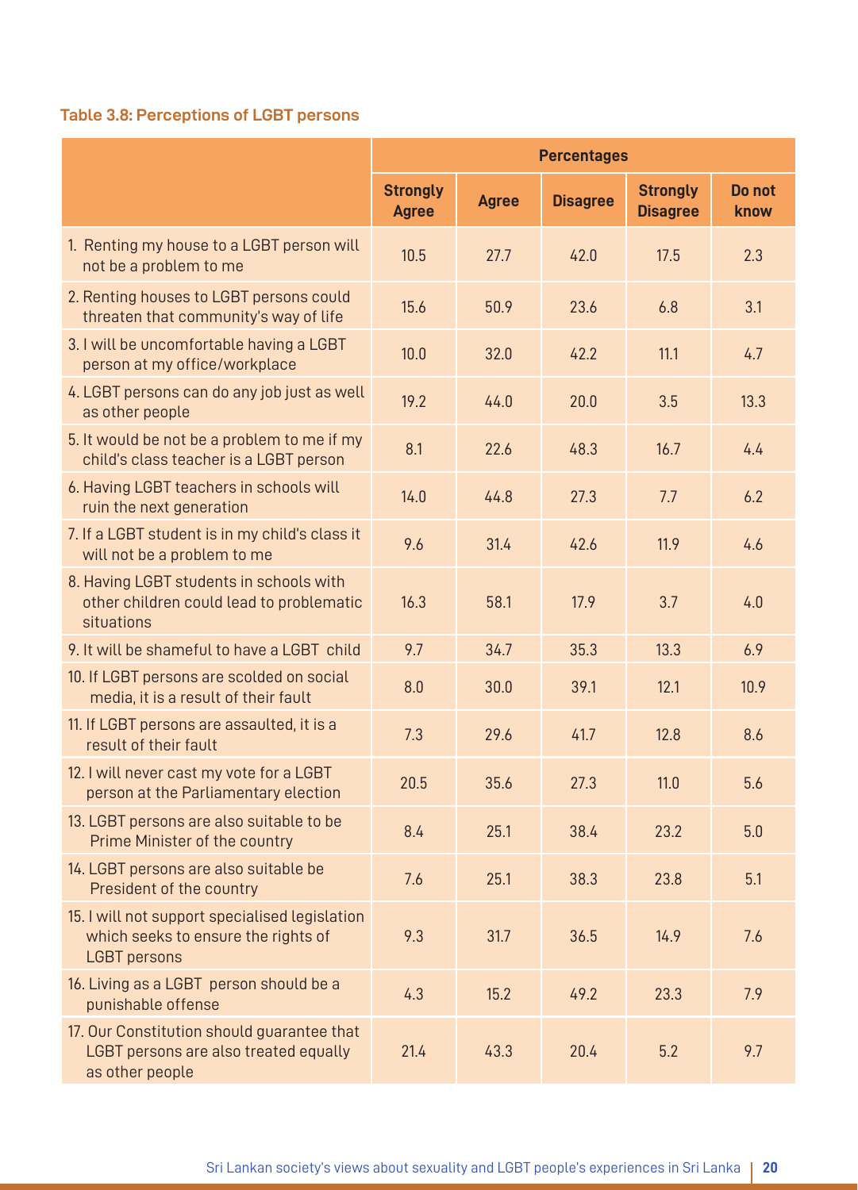**Table 3.8: Perceptions of LGBT persons**

| | Percentages | | | | |
|---|---|---|---|---|---|
| | Strongly Agree | Agree | Disagree | Strongly Disagree | Do not know |
| 1. Renting my house to a LGBT person will not be a problem to me | 10.5 | 27.7 | 42.0 | 17.5 | 2.3 |
| 2. Renting houses to LGBT persons could threaten that community's way of life | 15.6 | 50.9 | 23.6 | 6.8 | 3.1 |
| 3. I will be uncomfortable having a LGBT person at my office/workplace | 10.0 | 32.0 | 42.2 | 11.1 | 4.7 |
| 4. LGBT persons can do any job just as well as other people | 19.2 | 44.0 | 20.0 | 3.5 | 13.3 |
| 5. It would be not be a problem to me if my child's class teacher is a LGBT person | 8.1 | 22.6 | 48.3 | 16.7 | 4.4 |
| 6. Having LGBT teachers in schools will ruin the next generation | 14.0 | 44.8 | 27.3 | 7.7 | 6.2 |
| 7. If a LGBT student is in my child's class it will not be a problem to me | 9.6 | 31.4 | 42.6 | 11.9 | 4.6 |
| 8. Having LGBT students in schools with other children could lead to problematic situations | 16.3 | 58.1 | 17.9 | 3.7 | 4.0 |
| 9. It will be shameful to have a LGBT child | 9.7 | 34.7 | 35.3 | 13.3 | 6.9 |
| 10. If LGBT persons are scolded on social media, it is a result of their fault | 8.0 | 30.0 | 39.1 | 12.1 | 10.9 |
| 11. If LGBT persons are assaulted, it is a result of their fault | 7.3 | 29.6 | 41.7 | 12.8 | 8.6 |
| 12. I will never cast my vote for a LGBT person at the Parliamentary election | 20.5 | 35.6 | 27.3 | 11.0 | 5.6 |
| 13. LGBT persons are also suitable to be Prime Minister of the country | 8.4 | 25.1 | 38.4 | 23.2 | 5.0 |
| 14. LGBT persons are also suitable be President of the country | 7.6 | 25.1 | 38.3 | 23.8 | 5.1 |
| 15. I will not support specialised legislation which seeks to ensure the rights of LGBT persons | 9.3 | 31.7 | 36.5 | 14.9 | 7.6 |
| 16. Living as a LGBT person should be a punishable offense | 4.3 | 15.2 | 49.2 | 23.3 | 7.9 |
| 17. Our Constitution should guarantee that LGBT persons are also treated equally as other people | 21.4 | 43.3 | 20.4 | 5.2 | 9.7 |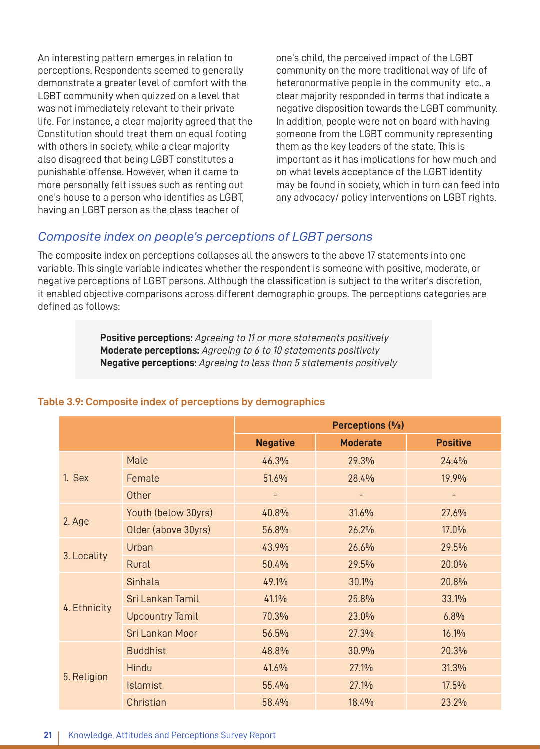An interesting pattern emerges in relation to perceptions. Respondents seemed to generally demonstrate a greater level of comfort with the LGBT community when quizzed on a level that was not immediately relevant to their private life. For instance, a clear majority agreed that the Constitution should treat them on equal footing with others in society, while a clear majority also disagreed that being LGBT constitutes a punishable offense. However, when it came to more personally felt issues such as renting out one's house to a person who identifies as LGBT, having an LGBT person as the class teacher of one's child, the perceived impact of the LGBT community on the more traditional way of life of heteronormative people in the community etc., a clear majority responded in terms that indicate a negative disposition towards the LGBT community. In addition, people were not on board with having someone from the LGBT community representing them as the key leaders of the state. This is important as it has implications for how much and on what levels acceptance of the LGBT identity may be found in society, which in turn can feed into any advocacy/ policy interventions on LGBT rights.

## *Composite index on people's perceptions of LGBT persons*

The composite index on perceptions collapses all the answers to the above 17 statements into one variable. This single variable indicates whether the respondent is someone with positive, moderate, or negative perceptions of LGBT persons. Although the classification is subject to the writer's discretion, it enabled objective comparisons across different demographic groups. The perceptions categories are defined as follows:

> **Positive perceptions:** *Agreeing to 11 or more statements positively*
> **Moderate perceptions:** *Agreeing to 6 to 10 statements positively*
> **Negative perceptions:** *Agreeing to less than 5 statements positively*

**Table 3.9: Composite index of perceptions by demographics**

| | | Perceptions (%) | | |
|---|---|---|---|---|
| | | **Negative** | **Moderate** | **Positive** |
| 1. Sex | Male | 46.3% | 29.3% | 24.4% |
| | Female | 51.6% | 28.4% | 19.9% |
| | Other | - | - | - |
| 2. Age | Youth (below 30yrs) | 40.8% | 31.6% | 27.6% |
| | Older (above 30yrs) | 56.8% | 26.2% | 17.0% |
| 3. Locality | Urban | 43.9% | 26.6% | 29.5% |
| | Rural | 50.4% | 29.5% | 20.0% |
| 4. Ethnicity | Sinhala | 49.1% | 30.1% | 20.8% |
| | Sri Lankan Tamil | 41.1% | 25.8% | 33.1% |
| | Upcountry Tamil | 70.3% | 23.0% | 6.8% |
| | Sri Lankan Moor | 56.5% | 27.3% | 16.1% |
| 5. Religion | Buddhist | 48.8% | 30.9% | 20.3% |
| | Hindu | 41.6% | 27.1% | 31.3% |
| | Islamist | 55.4% | 27.1% | 17.5% |
| | Christian | 58.4% | 18.4% | 23.2% |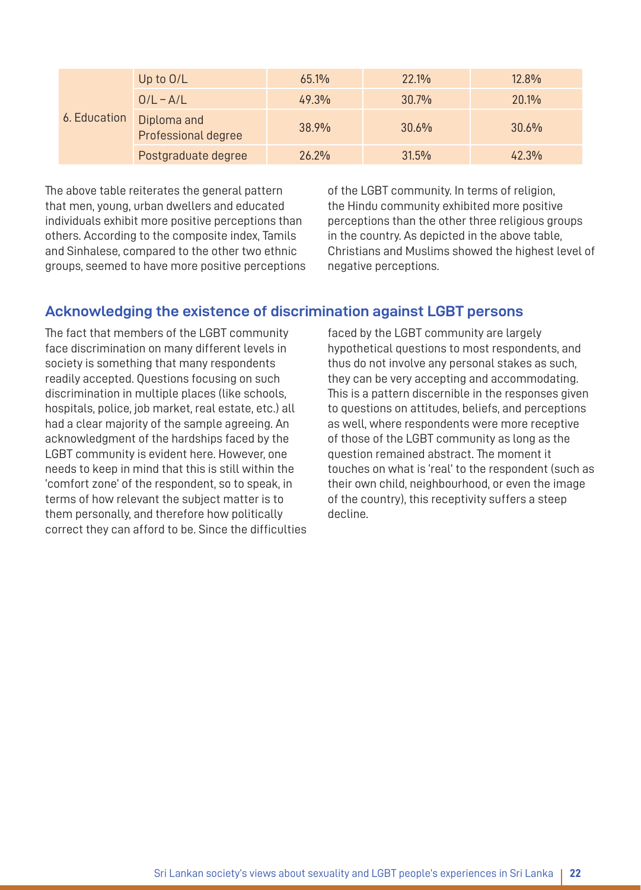| | | | | |
|---|---|---|---|---|
| 6. Education | Up to O/L | 65.1% | 22.1% | 12.8% |
| | O/L – A/L | 49.3% | 30.7% | 20.1% |
| | Diploma and Professional degree | 38.9% | 30.6% | 30.6% |
| | Postgraduate degree | 26.2% | 31.5% | 42.3% |

The above table reiterates the general pattern that men, young, urban dwellers and educated individuals exhibit more positive perceptions than others. According to the composite index, Tamils and Sinhalese, compared to the other two ethnic groups, seemed to have more positive perceptions of the LGBT community. In terms of religion, the Hindu community exhibited more positive perceptions than the other three religious groups in the country. As depicted in the above table, Christians and Muslims showed the highest level of negative perceptions.

## Acknowledging the existence of discrimination against LGBT persons

The fact that members of the LGBT community face discrimination on many different levels in society is something that many respondents readily accepted. Questions focusing on such discrimination in multiple places (like schools, hospitals, police, job market, real estate, etc.) all had a clear majority of the sample agreeing. An acknowledgment of the hardships faced by the LGBT community is evident here. However, one needs to keep in mind that this is still within the 'comfort zone' of the respondent, so to speak, in terms of how relevant the subject matter is to them personally, and therefore how politically correct they can afford to be. Since the difficulties faced by the LGBT community are largely hypothetical questions to most respondents, and thus do not involve any personal stakes as such, they can be very accepting and accommodating. This is a pattern discernible in the responses given to questions on attitudes, beliefs, and perceptions as well, where respondents were more receptive of those of the LGBT community as long as the question remained abstract. The moment it touches on what is 'real' to the respondent (such as their own child, neighbourhood, or even the image of the country), this receptivity suffers a steep decline.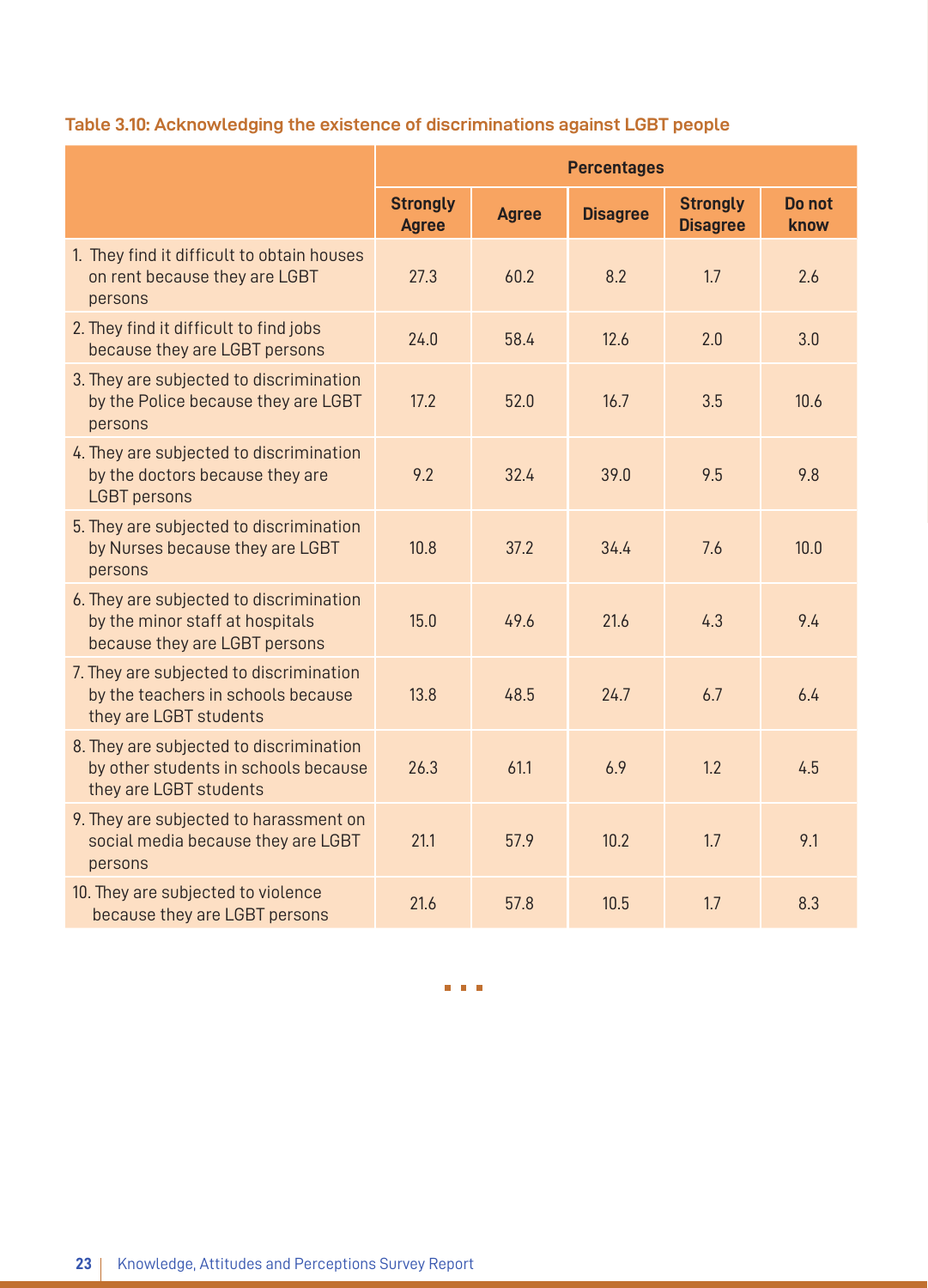**Table 3.10: Acknowledging the existence of discriminations against LGBT people**

| | Percentages | | | | |
|---|---|---|---|---|---|
| | Strongly Agree | Agree | Disagree | Strongly Disagree | Do not know |
| 1. They find it difficult to obtain houses on rent because they are LGBT persons | 27.3 | 60.2 | 8.2 | 1.7 | 2.6 |
| 2. They find it difficult to find jobs because they are LGBT persons | 24.0 | 58.4 | 12.6 | 2.0 | 3.0 |
| 3. They are subjected to discrimination by the Police because they are LGBT persons | 17.2 | 52.0 | 16.7 | 3.5 | 10.6 |
| 4. They are subjected to discrimination by the doctors because they are LGBT persons | 9.2 | 32.4 | 39.0 | 9.5 | 9.8 |
| 5. They are subjected to discrimination by Nurses because they are LGBT persons | 10.8 | 37.2 | 34.4 | 7.6 | 10.0 |
| 6. They are subjected to discrimination by the minor staff at hospitals because they are LGBT persons | 15.0 | 49.6 | 21.6 | 4.3 | 9.4 |
| 7. They are subjected to discrimination by the teachers in schools because they are LGBT students | 13.8 | 48.5 | 24.7 | 6.7 | 6.4 |
| 8. They are subjected to discrimination by other students in schools because they are LGBT students | 26.3 | 61.1 | 6.9 | 1.2 | 4.5 |
| 9. They are subjected to harassment on social media because they are LGBT persons | 21.1 | 57.9 | 10.2 | 1.7 | 9.1 |
| 10. They are subjected to violence because they are LGBT persons | 21.6 | 57.8 | 10.5 | 1.7 | 8.3 |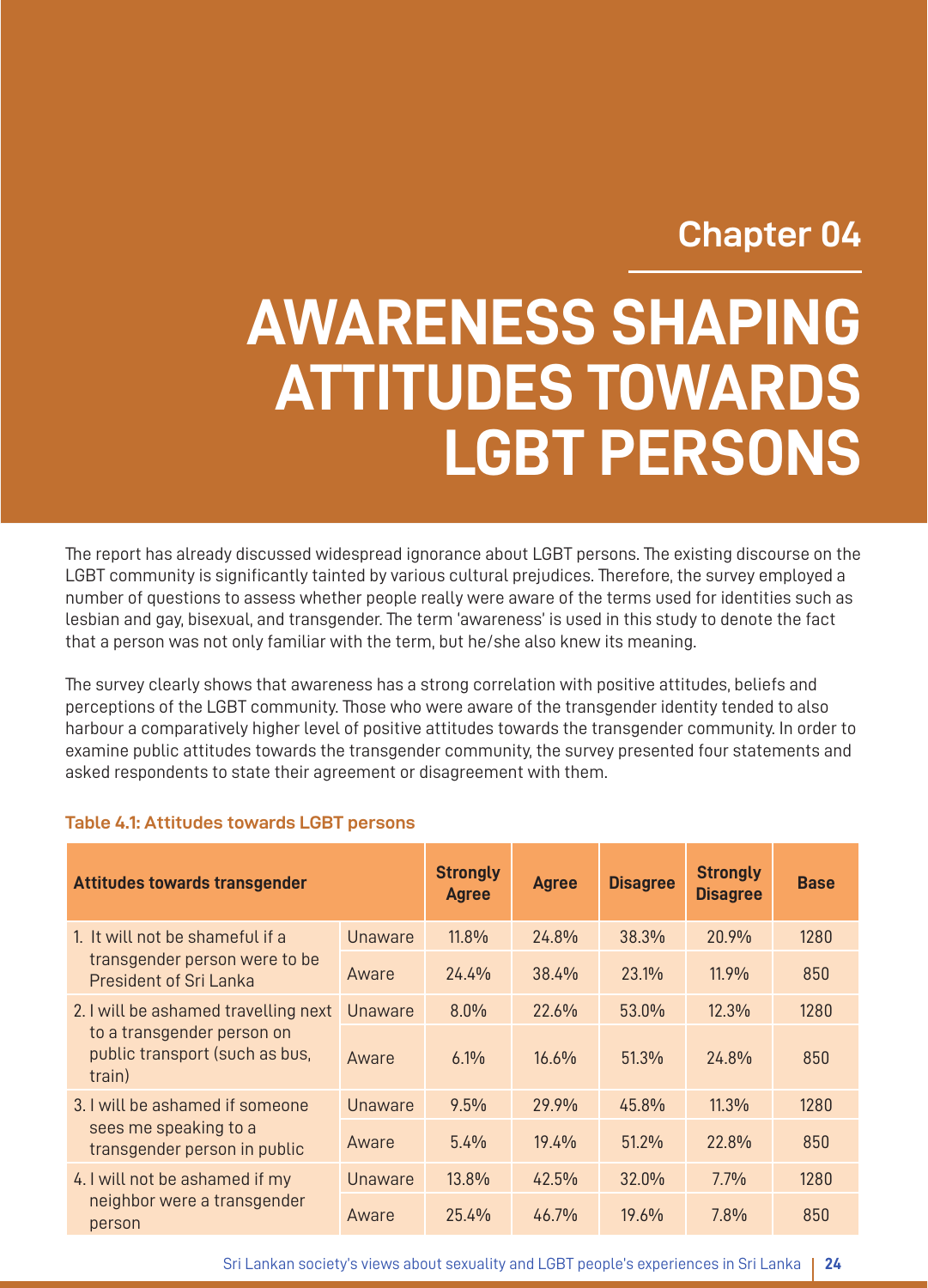Chapter 04

# AWARENESS SHAPING ATTITUDES TOWARDS LGBT PERSONS

The report has already discussed widespread ignorance about LGBT persons. The existing discourse on the LGBT community is significantly tainted by various cultural prejudices. Therefore, the survey employed a number of questions to assess whether people really were aware of the terms used for identities such as lesbian and gay, bisexual, and transgender. The term 'awareness' is used in this study to denote the fact that a person was not only familiar with the term, but he/she also knew its meaning.

The survey clearly shows that awareness has a strong correlation with positive attitudes, beliefs and perceptions of the LGBT community. Those who were aware of the transgender identity tended to also harbour a comparatively higher level of positive attitudes towards the transgender community. In order to examine public attitudes towards the transgender community, the survey presented four statements and asked respondents to state their agreement or disagreement with them.

**Table 4.1: Attitudes towards LGBT persons**

| Attitudes towards transgender | | Strongly Agree | Agree | Disagree | Strongly Disagree | Base |
|---|---|---|---|---|---|---|
| 1. It will not be shameful if a transgender person were to be President of Sri Lanka | Unaware | 11.8% | 24.8% | 38.3% | 20.9% | 1280 |
| | Aware | 24.4% | 38.4% | 23.1% | 11.9% | 850 |
| 2. I will be ashamed travelling next to a transgender person on public transport (such as bus, train) | Unaware | 8.0% | 22.6% | 53.0% | 12.3% | 1280 |
| | Aware | 6.1% | 16.6% | 51.3% | 24.8% | 850 |
| 3. I will be ashamed if someone sees me speaking to a transgender person in public | Unaware | 9.5% | 29.9% | 45.8% | 11.3% | 1280 |
| | Aware | 5.4% | 19.4% | 51.2% | 22.8% | 850 |
| 4. I will not be ashamed if my neighbor were a transgender person | Unaware | 13.8% | 42.5% | 32.0% | 7.7% | 1280 |
| | Aware | 25.4% | 46.7% | 19.6% | 7.8% | 850 |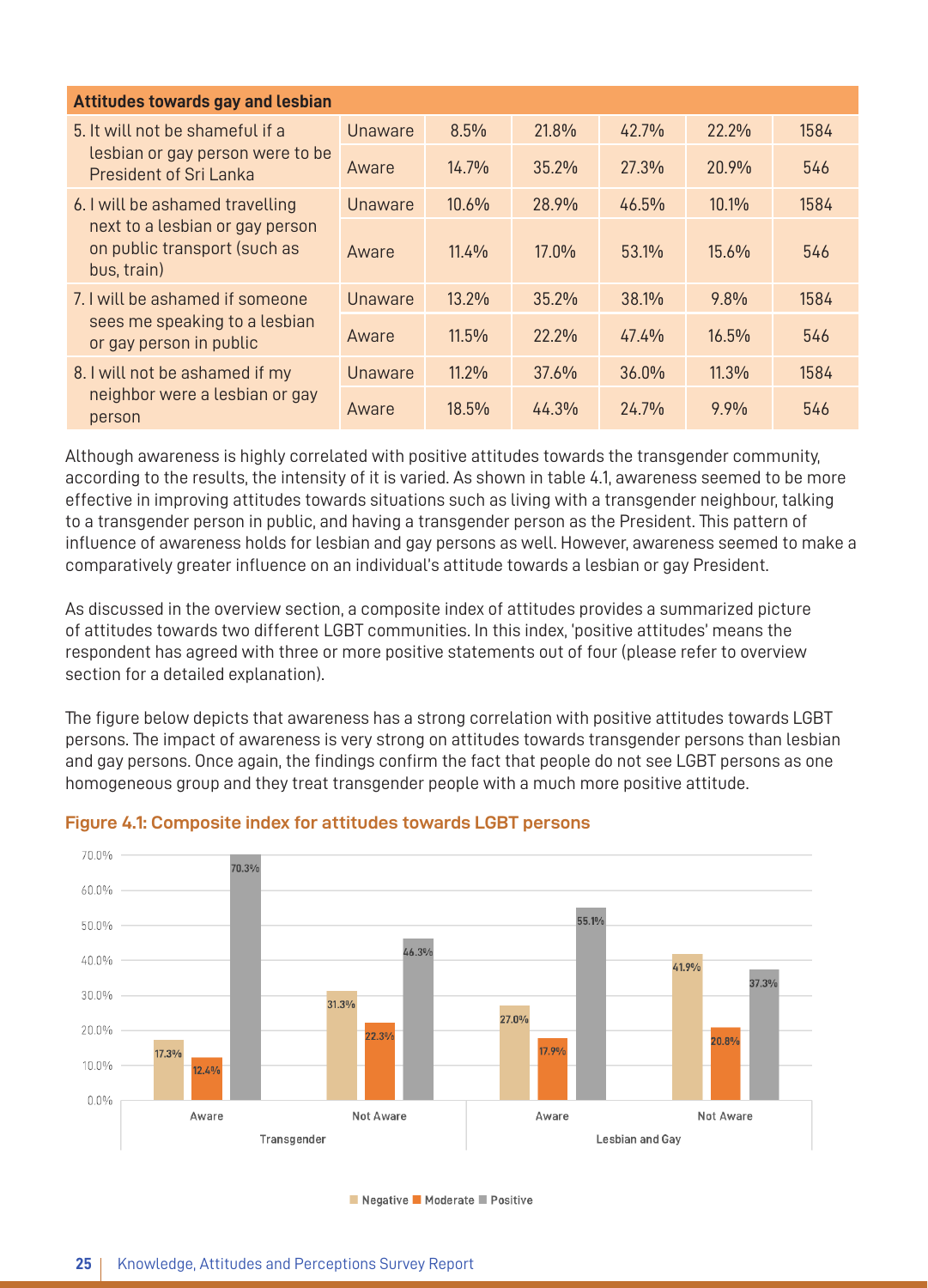| Attitudes towards gay and lesbian | | | | | | |
|---|---|---|---|---|---|---|
| 5. It will not be shameful if a lesbian or gay person were to be President of Sri Lanka | Unaware | 8.5% | 21.8% | 42.7% | 22.2% | 1584 |
| | Aware | 14.7% | 35.2% | 27.3% | 20.9% | 546 |
| 6. I will be ashamed travelling next to a lesbian or gay person on public transport (such as bus, train) | Unaware | 10.6% | 28.9% | 46.5% | 10.1% | 1584 |
| | Aware | 11.4% | 17.0% | 53.1% | 15.6% | 546 |
| 7. I will be ashamed if someone sees me speaking to a lesbian or gay person in public | Unaware | 13.2% | 35.2% | 38.1% | 9.8% | 1584 |
| | Aware | 11.5% | 22.2% | 47.4% | 16.5% | 546 |
| 8. I will not be ashamed if my neighbor were a lesbian or gay person | Unaware | 11.2% | 37.6% | 36.0% | 11.3% | 1584 |
| | Aware | 18.5% | 44.3% | 24.7% | 9.9% | 546 |

Although awareness is highly correlated with positive attitudes towards the transgender community, according to the results, the intensity of it is varied. As shown in table 4.1, awareness seemed to be more effective in improving attitudes towards situations such as living with a transgender neighbour, talking to a transgender person in public, and having a transgender person as the President. This pattern of influence of awareness holds for lesbian and gay persons as well. However, awareness seemed to make a comparatively greater influence on an individual's attitude towards a lesbian or gay President.

As discussed in the overview section, a composite index of attitudes provides a summarized picture of attitudes towards two different LGBT communities. In this index, 'positive attitudes' means the respondent has agreed with three or more positive statements out of four (please refer to overview section for a detailed explanation).

The figure below depicts that awareness has a strong correlation with positive attitudes towards LGBT persons. The impact of awareness is very strong on attitudes towards transgender persons than lesbian and gay persons. Once again, the findings confirm the fact that people do not see LGBT persons as one homogeneous group and they treat transgender people with a much more positive attitude.

**Figure 4.1: Composite index for attitudes towards LGBT persons**

| | | Negative | Moderate | Positive |
|---|---|---|---|---|
| Transgender | Aware | 17.3% | 12.4% | 70.3% |
| | Not Aware | 31.3% | 22.3% | 46.3% |
| Lesbian and Gay | Aware | 27.0% | 17.9% | 55.1% |
| | Not Aware | 41.9% | 20.8% | 37.3% |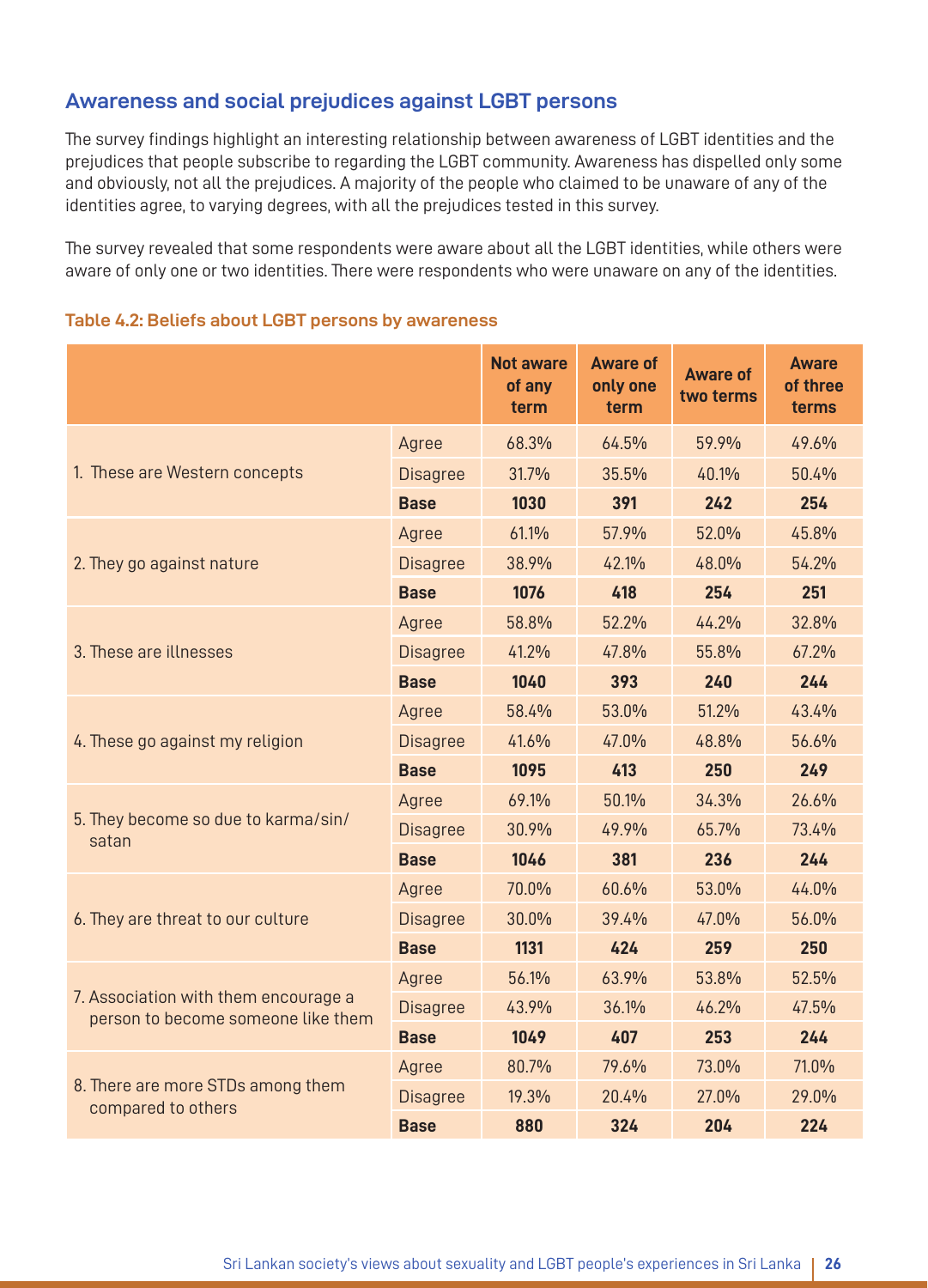## Awareness and social prejudices against LGBT persons

The survey findings highlight an interesting relationship between awareness of LGBT identities and the prejudices that people subscribe to regarding the LGBT community. Awareness has dispelled only some and obviously, not all the prejudices. A majority of the people who claimed to be unaware of any of the identities agree, to varying degrees, with all the prejudices tested in this survey.

The survey revealed that some respondents were aware about all the LGBT identities, while others were aware of only one or two identities. There were respondents who were unaware on any of the identities.

**Table 4.2: Beliefs about LGBT persons by awareness**

| | | Not aware of any term | Aware of only one term | Aware of two terms | Aware of three terms |
|---|---|---|---|---|---|
| 1. These are Western concepts | Agree | 68.3% | 64.5% | 59.9% | 49.6% |
| | Disagree | 31.7% | 35.5% | 40.1% | 50.4% |
| | **Base** | **1030** | **391** | **242** | **254** |
| 2. They go against nature | Agree | 61.1% | 57.9% | 52.0% | 45.8% |
| | Disagree | 38.9% | 42.1% | 48.0% | 54.2% |
| | **Base** | **1076** | **418** | **254** | **251** |
| 3. These are illnesses | Agree | 58.8% | 52.2% | 44.2% | 32.8% |
| | Disagree | 41.2% | 47.8% | 55.8% | 67.2% |
| | **Base** | **1040** | **393** | **240** | **244** |
| 4. These go against my religion | Agree | 58.4% | 53.0% | 51.2% | 43.4% |
| | Disagree | 41.6% | 47.0% | 48.8% | 56.6% |
| | **Base** | **1095** | **413** | **250** | **249** |
| 5. They become so due to karma/sin/ satan | Agree | 69.1% | 50.1% | 34.3% | 26.6% |
| | Disagree | 30.9% | 49.9% | 65.7% | 73.4% |
| | **Base** | **1046** | **381** | **236** | **244** |
| 6. They are threat to our culture | Agree | 70.0% | 60.6% | 53.0% | 44.0% |
| | Disagree | 30.0% | 39.4% | 47.0% | 56.0% |
| | **Base** | **1131** | **424** | **259** | **250** |
| 7. Association with them encourage a person to become someone like them | Agree | 56.1% | 63.9% | 53.8% | 52.5% |
| | Disagree | 43.9% | 36.1% | 46.2% | 47.5% |
| | **Base** | **1049** | **407** | **253** | **244** |
| 8. There are more STDs among them compared to others | Agree | 80.7% | 79.6% | 73.0% | 71.0% |
| | Disagree | 19.3% | 20.4% | 27.0% | 29.0% |
| | **Base** | **880** | **324** | **204** | **224** |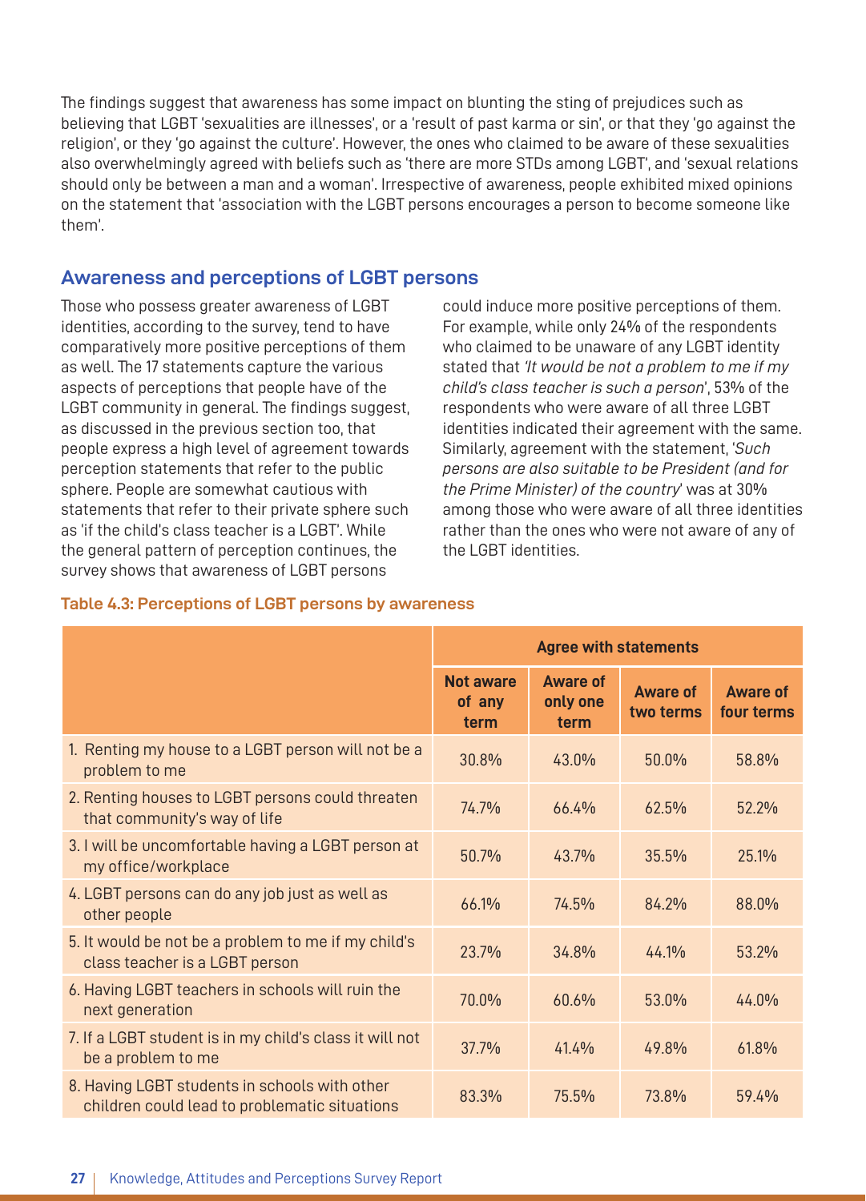The findings suggest that awareness has some impact on blunting the sting of prejudices such as believing that LGBT 'sexualities are illnesses', or a 'result of past karma or sin', or that they 'go against the religion', or they 'go against the culture'. However, the ones who claimed to be aware of these sexualities also overwhelmingly agreed with beliefs such as 'there are more STDs among LGBT', and 'sexual relations should only be between a man and a woman'. Irrespective of awareness, people exhibited mixed opinions on the statement that 'association with the LGBT persons encourages a person to become someone like them'.

## Awareness and perceptions of LGBT persons

Those who possess greater awareness of LGBT identities, according to the survey, tend to have comparatively more positive perceptions of them as well. The 17 statements capture the various aspects of perceptions that people have of the LGBT community in general. The findings suggest, as discussed in the previous section too, that people express a high level of agreement towards perception statements that refer to the public sphere. People are somewhat cautious with statements that refer to their private sphere such as 'if the child's class teacher is a LGBT'. While the general pattern of perception continues, the survey shows that awareness of LGBT persons could induce more positive perceptions of them. For example, while only 24% of the respondents who claimed to be unaware of any LGBT identity stated that *'It would be not a problem to me if my child's class teacher is such a person'*, 53% of the respondents who were aware of all three LGBT identities indicated their agreement with the same. Similarly, agreement with the statement, '*Such persons are also suitable to be President (and for the Prime Minister) of the country*' was at 30% among those who were aware of all three identities rather than the ones who were not aware of any of the LGBT identities.

**Table 4.3: Perceptions of LGBT persons by awareness**

| | Agree with statements | | | |
|---|---|---|---|---|
| | **Not aware of any term** | **Aware of only one term** | **Aware of two terms** | **Aware of four terms** |
| 1. Renting my house to a LGBT person will not be a problem to me | 30.8% | 43.0% | 50.0% | 58.8% |
| 2. Renting houses to LGBT persons could threaten that community's way of life | 74.7% | 66.4% | 62.5% | 52.2% |
| 3. I will be uncomfortable having a LGBT person at my office/workplace | 50.7% | 43.7% | 35.5% | 25.1% |
| 4. LGBT persons can do any job just as well as other people | 66.1% | 74.5% | 84.2% | 88.0% |
| 5. It would be not be a problem to me if my child's class teacher is a LGBT person | 23.7% | 34.8% | 44.1% | 53.2% |
| 6. Having LGBT teachers in schools will ruin the next generation | 70.0% | 60.6% | 53.0% | 44.0% |
| 7. If a LGBT student is in my child's class it will not be a problem to me | 37.7% | 41.4% | 49.8% | 61.8% |
| 8. Having LGBT students in schools with other children could lead to problematic situations | 83.3% | 75.5% | 73.8% | 59.4% |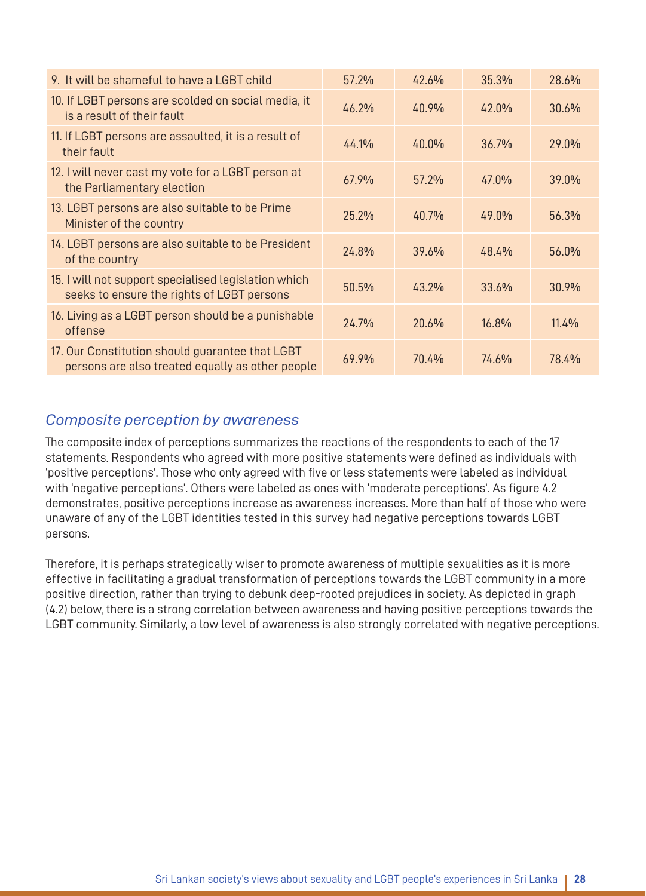| | | | | |
|---|---|---|---|---|
| 9. It will be shameful to have a LGBT child | 57.2% | 42.6% | 35.3% | 28.6% |
| 10. If LGBT persons are scolded on social media, it is a result of their fault | 46.2% | 40.9% | 42.0% | 30.6% |
| 11. If LGBT persons are assaulted, it is a result of their fault | 44.1% | 40.0% | 36.7% | 29.0% |
| 12. I will never cast my vote for a LGBT person at the Parliamentary election | 67.9% | 57.2% | 47.0% | 39.0% |
| 13. LGBT persons are also suitable to be Prime Minister of the country | 25.2% | 40.7% | 49.0% | 56.3% |
| 14. LGBT persons are also suitable to be President of the country | 24.8% | 39.6% | 48.4% | 56.0% |
| 15. I will not support specialised legislation which seeks to ensure the rights of LGBT persons | 50.5% | 43.2% | 33.6% | 30.9% |
| 16. Living as a LGBT person should be a punishable offense | 24.7% | 20.6% | 16.8% | 11.4% |
| 17. Our Constitution should guarantee that LGBT persons are also treated equally as other people | 69.9% | 70.4% | 74.6% | 78.4% |

### *Composite perception by awareness*

The composite index of perceptions summarizes the reactions of the respondents to each of the 17 statements. Respondents who agreed with more positive statements were defined as individuals with 'positive perceptions'. Those who only agreed with five or less statements were labeled as individual with 'negative perceptions'. Others were labeled as ones with 'moderate perceptions'. As figure 4.2 demonstrates, positive perceptions increase as awareness increases. More than half of those who were unaware of any of the LGBT identities tested in this survey had negative perceptions towards LGBT persons.

Therefore, it is perhaps strategically wiser to promote awareness of multiple sexualities as it is more effective in facilitating a gradual transformation of perceptions towards the LGBT community in a more positive direction, rather than trying to debunk deep-rooted prejudices in society. As depicted in graph (4.2) below, there is a strong correlation between awareness and having positive perceptions towards the LGBT community. Similarly, a low level of awareness is also strongly correlated with negative perceptions.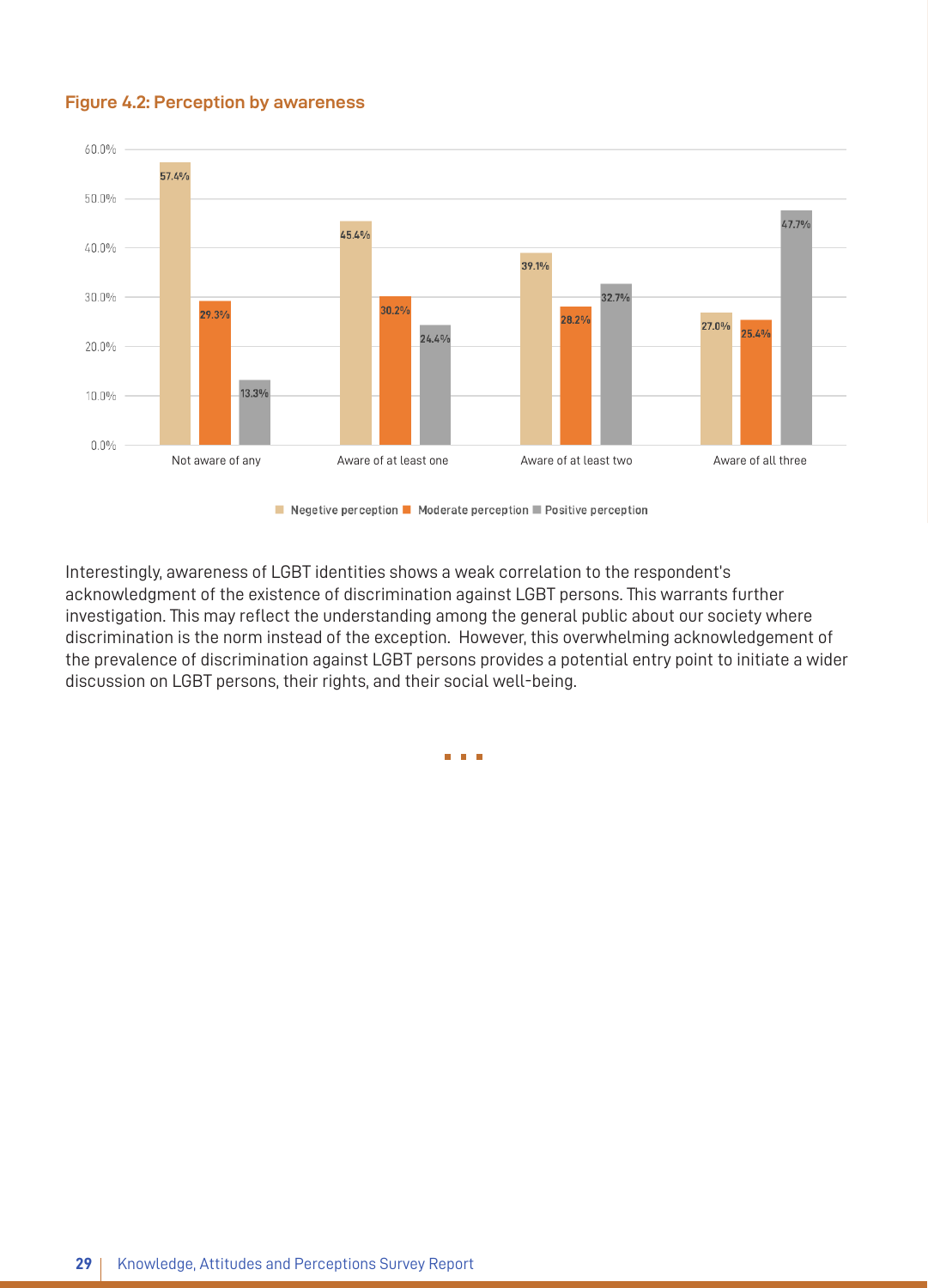**Figure 4.2: Perception by awareness**

| | Negetive perception | Moderate perception | Positive perception |
|---|---|---|---|
| Not aware of any | 57.4% | 29.3% | 13.3% |
| Aware of at least one | 45.4% | 30.2% | 24.4% |
| Aware of at least two | 39.1% | 28.2% | 32.7% |
| Aware of all three | 27.0% | 25.4% | 47.7% |

Interestingly, awareness of LGBT identities shows a weak correlation to the respondent's acknowledgment of the existence of discrimination against LGBT persons. This warrants further investigation. This may reflect the understanding among the general public about our society where discrimination is the norm instead of the exception. However, this overwhelming acknowledgement of the prevalence of discrimination against LGBT persons provides a potential entry point to initiate a wider discussion on LGBT persons, their rights, and their social well-being.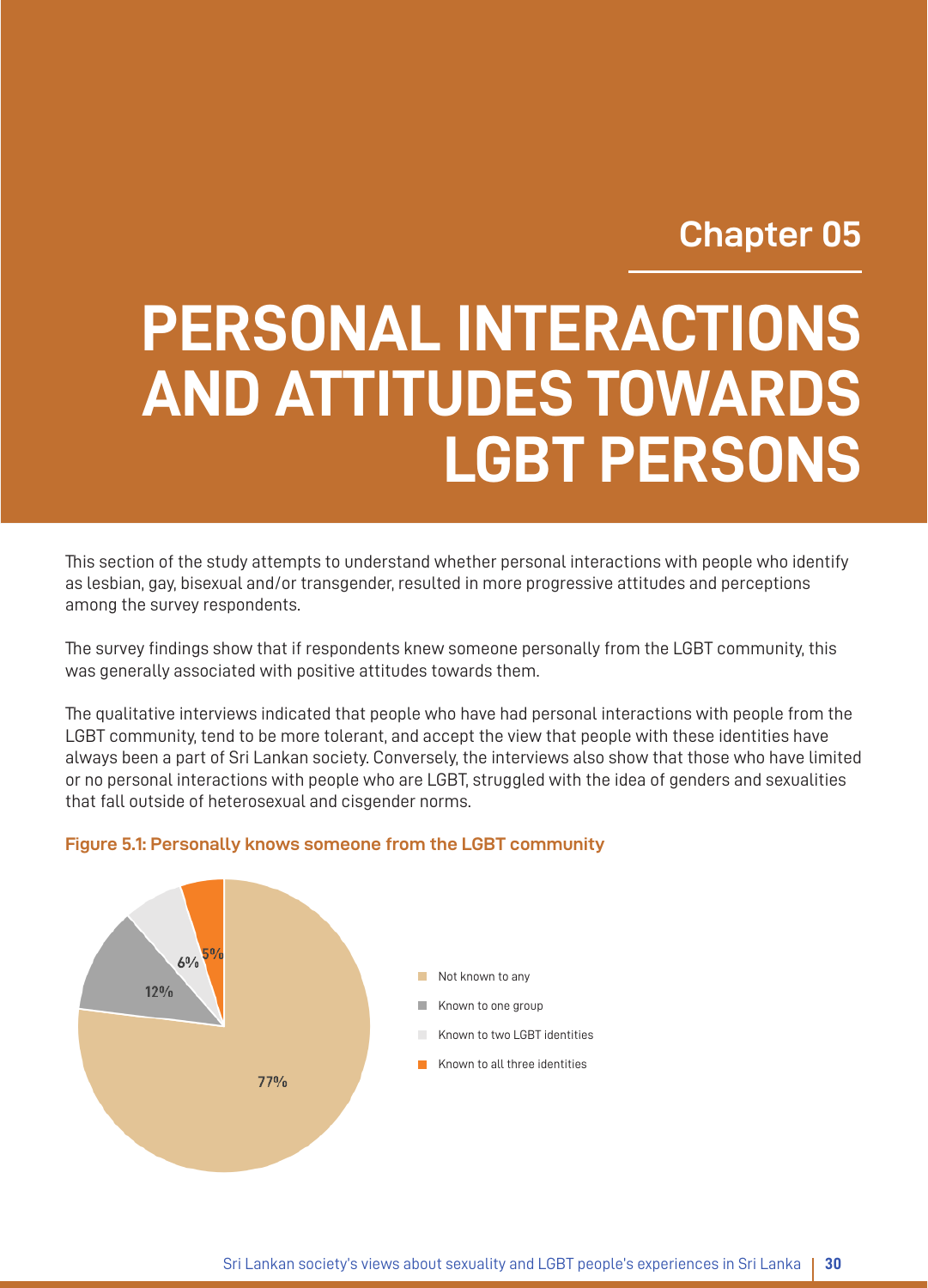## Chapter 05

# PERSONAL INTERACTIONS AND ATTITUDES TOWARDS LGBT PERSONS

This section of the study attempts to understand whether personal interactions with people who identify as lesbian, gay, bisexual and/or transgender, resulted in more progressive attitudes and perceptions among the survey respondents.

The survey findings show that if respondents knew someone personally from the LGBT community, this was generally associated with positive attitudes towards them.

The qualitative interviews indicated that people who have had personal interactions with people from the LGBT community, tend to be more tolerant, and accept the view that people with these identities have always been a part of Sri Lankan society. Conversely, the interviews also show that those who have limited or no personal interactions with people who are LGBT, struggled with the idea of genders and sexualities that fall outside of heterosexual and cisgender norms.

**Figure 5.1: Personally knows someone from the LGBT community**

| Category | Percentage |
| --- | --- |
| Not known to any | 77% |
| Known to one group | 12% |
| Known to two LGBT identities | 6% |
| Known to all three identities | 5% |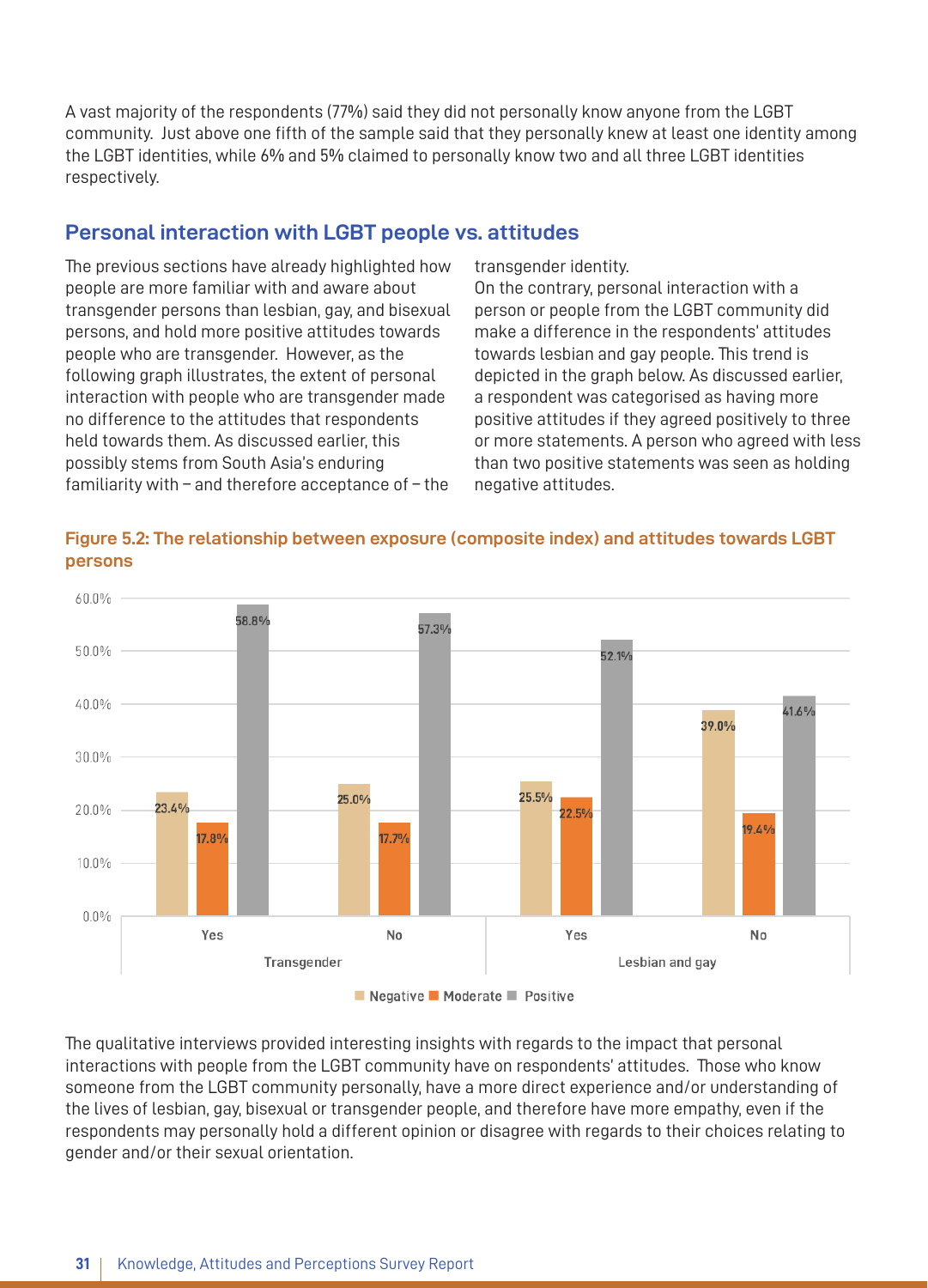A vast majority of the respondents (77%) said they did not personally know anyone from the LGBT community. Just above one fifth of the sample said that they personally knew at least one identity among the LGBT identities, while 6% and 5% claimed to personally know two and all three LGBT identities respectively.

## Personal interaction with LGBT people vs. attitudes

The previous sections have already highlighted how people are more familiar with and aware about transgender persons than lesbian, gay, and bisexual persons, and hold more positive attitudes towards people who are transgender. However, as the following graph illustrates, the extent of personal interaction with people who are transgender made no difference to the attitudes that respondents held towards them. As discussed earlier, this possibly stems from South Asia's enduring familiarity with – and therefore acceptance of – the transgender identity.

On the contrary, personal interaction with a person or people from the LGBT community did make a difference in the respondents' attitudes towards lesbian and gay people. This trend is depicted in the graph below. As discussed earlier, a respondent was categorised as having more positive attitudes if they agreed positively to three or more statements. A person who agreed with less than two positive statements was seen as holding negative attitudes.

**Figure 5.2: The relationship between exposure (composite index) and attitudes towards LGBT persons**

| | | Negative | Moderate | Positive |
|---|---|---|---|---|
| Transgender | Yes | 23.4% | 17.8% | 58.8% |
| | No | 25.0% | 17.7% | 57.3% |
| Lesbian and gay | Yes | 25.5% | 22.5% | 52.1% |
| | No | 39.0% | 19.4% | 41.6% |

The qualitative interviews provided interesting insights with regards to the impact that personal interactions with people from the LGBT community have on respondents' attitudes. Those who know someone from the LGBT community personally, have a more direct experience and/or understanding of the lives of lesbian, gay, bisexual or transgender people, and therefore have more empathy, even if the respondents may personally hold a different opinion or disagree with regards to their choices relating to gender and/or their sexual orientation.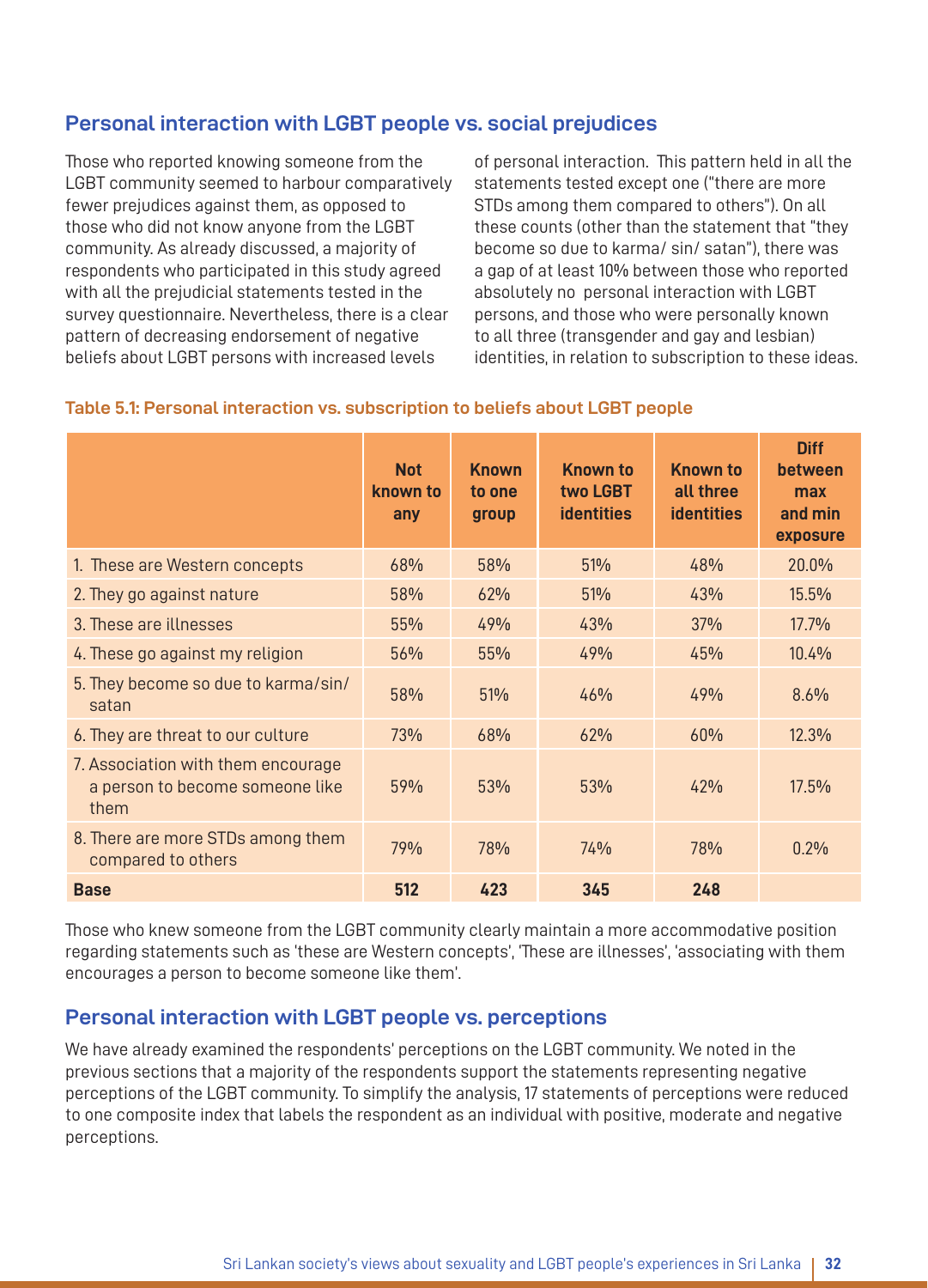## Personal interaction with LGBT people vs. social prejudices

Those who reported knowing someone from the LGBT community seemed to harbour comparatively fewer prejudices against them, as opposed to those who did not know anyone from the LGBT community. As already discussed, a majority of respondents who participated in this study agreed with all the prejudicial statements tested in the survey questionnaire. Nevertheless, there is a clear pattern of decreasing endorsement of negative beliefs about LGBT persons with increased levels of personal interaction. This pattern held in all the statements tested except one ("there are more STDs among them compared to others"). On all these counts (other than the statement that "they become so due to karma/ sin/ satan"), there was a gap of at least 10% between those who reported absolutely no personal interaction with LGBT persons, and those who were personally known to all three (transgender and gay and lesbian) identities, in relation to subscription to these ideas.

**Table 5.1: Personal interaction vs. subscription to beliefs about LGBT people**

| | Not known to any | Known to one group | Known to two LGBT identities | Known to all three identities | Diff between max and min exposure |
|---|---|---|---|---|---|
| 1. These are Western concepts | 68% | 58% | 51% | 48% | 20.0% |
| 2. They go against nature | 58% | 62% | 51% | 43% | 15.5% |
| 3. These are illnesses | 55% | 49% | 43% | 37% | 17.7% |
| 4. These go against my religion | 56% | 55% | 49% | 45% | 10.4% |
| 5. They become so due to karma/sin/ satan | 58% | 51% | 46% | 49% | 8.6% |
| 6. They are threat to our culture | 73% | 68% | 62% | 60% | 12.3% |
| 7. Association with them encourage a person to become someone like them | 59% | 53% | 53% | 42% | 17.5% |
| 8. There are more STDs among them compared to others | 79% | 78% | 74% | 78% | 0.2% |
| **Base** | **512** | **423** | **345** | **248** | |

Those who knew someone from the LGBT community clearly maintain a more accommodative position regarding statements such as 'these are Western concepts', 'These are illnesses', 'associating with them encourages a person to become someone like them'.

## Personal interaction with LGBT people vs. perceptions

We have already examined the respondents' perceptions on the LGBT community. We noted in the previous sections that a majority of the respondents support the statements representing negative perceptions of the LGBT community. To simplify the analysis, 17 statements of perceptions were reduced to one composite index that labels the respondent as an individual with positive, moderate and negative perceptions.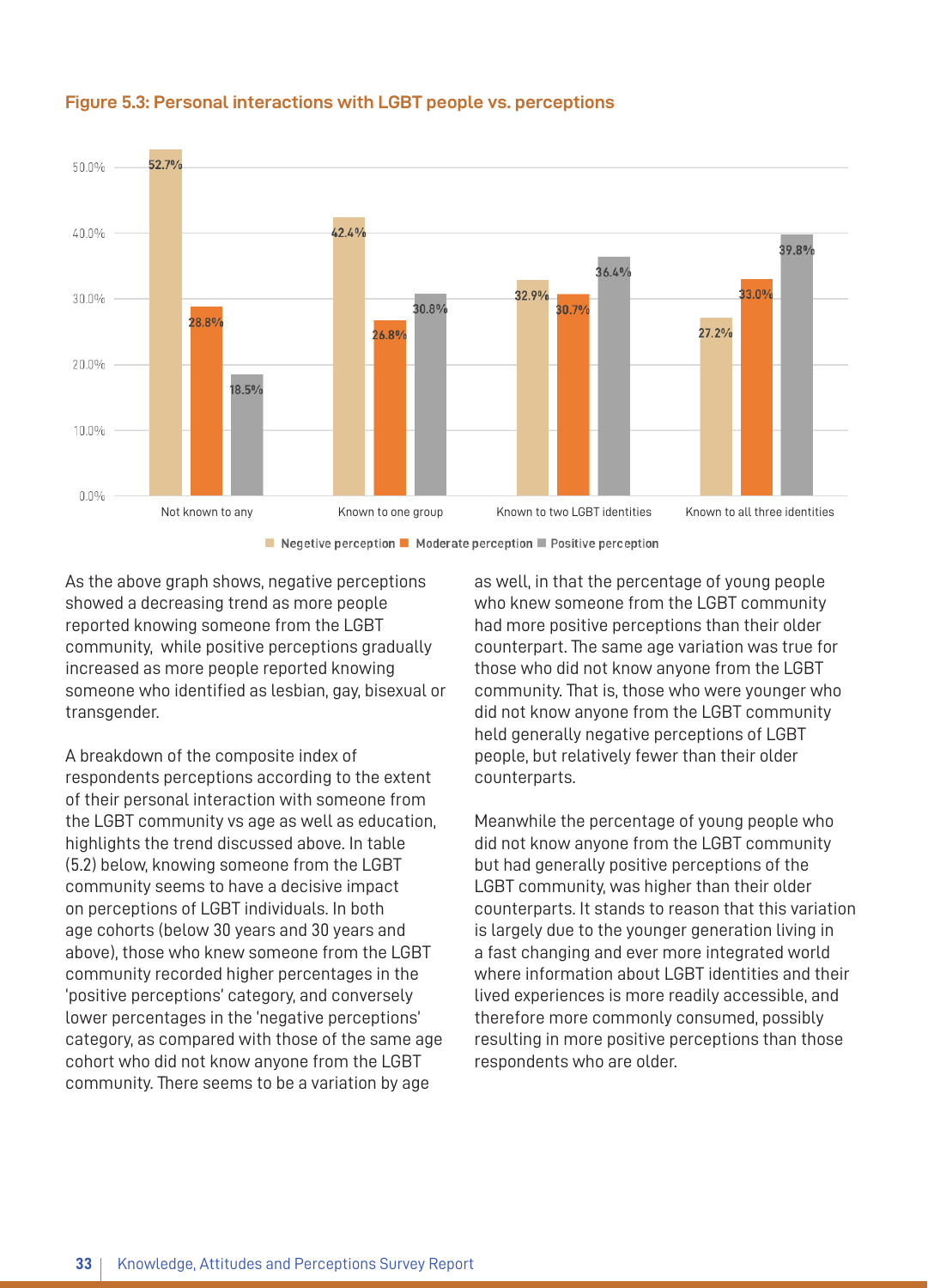#### Figure 5.3: Personal interactions with LGBT people vs. perceptions

| | Negetive perception | Moderate perception | Positive perception |
|---|---|---|---|
| Not known to any | 52.7% | 28.8% | 18.5% |
| Known to one group | 42.4% | 26.8% | 30.8% |
| Known to two LGBT identities | 32.9% | 30.7% | 36.4% |
| Known to all three identities | 27.2% | 33.0% | 39.8% |

As the above graph shows, negative perceptions showed a decreasing trend as more people reported knowing someone from the LGBT community, while positive perceptions gradually increased as more people reported knowing someone who identified as lesbian, gay, bisexual or transgender.

A breakdown of the composite index of respondents perceptions according to the extent of their personal interaction with someone from the LGBT community vs age as well as education, highlights the trend discussed above. In table (5.2) below, knowing someone from the LGBT community seems to have a decisive impact on perceptions of LGBT individuals. In both age cohorts (below 30 years and 30 years and above), those who knew someone from the LGBT community recorded higher percentages in the 'positive perceptions' category, and conversely lower percentages in the 'negative perceptions' category, as compared with those of the same age cohort who did not know anyone from the LGBT community. There seems to be a variation by age as well, in that the percentage of young people who knew someone from the LGBT community had more positive perceptions than their older counterpart. The same age variation was true for those who did not know anyone from the LGBT community. That is, those who were younger who did not know anyone from the LGBT community held generally negative perceptions of LGBT people, but relatively fewer than their older counterparts.

Meanwhile the percentage of young people who did not know anyone from the LGBT community but had generally positive perceptions of the LGBT community, was higher than their older counterparts. It stands to reason that this variation is largely due to the younger generation living in a fast changing and ever more integrated world where information about LGBT identities and their lived experiences is more readily accessible, and therefore more commonly consumed, possibly resulting in more positive perceptions than those respondents who are older.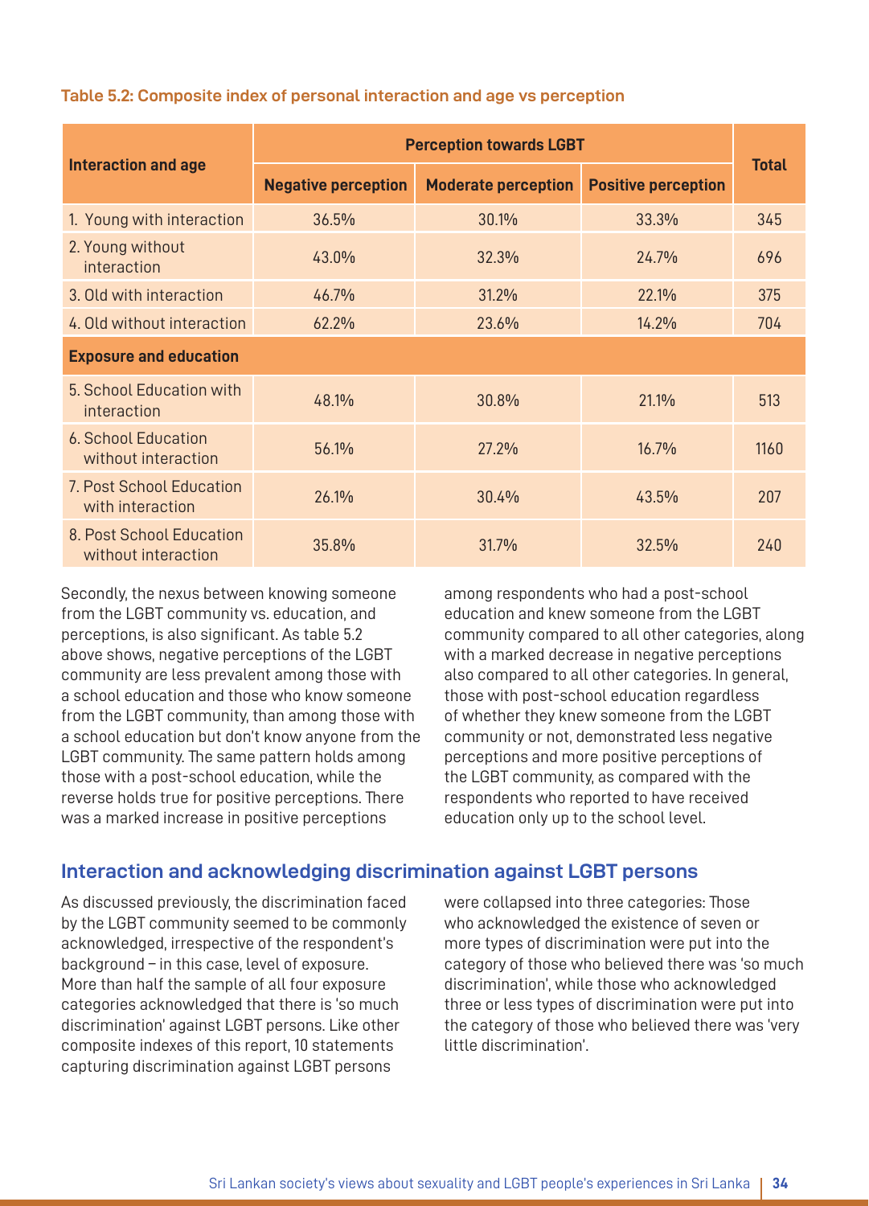**Table 5.2: Composite index of personal interaction and age vs perception**

| Interaction and age | Perception towards LGBT | | | Total |
|---|---|---|---|---|
| | Negative perception | Moderate perception | Positive perception | |
| 1. Young with interaction | 36.5% | 30.1% | 33.3% | 345 |
| 2. Young without interaction | 43.0% | 32.3% | 24.7% | 696 |
| 3. Old with interaction | 46.7% | 31.2% | 22.1% | 375 |
| 4. Old without interaction | 62.2% | 23.6% | 14.2% | 704 |
| **Exposure and education** | | | | |
| 5. School Education with interaction | 48.1% | 30.8% | 21.1% | 513 |
| 6. School Education without interaction | 56.1% | 27.2% | 16.7% | 1160 |
| 7. Post School Education with interaction | 26.1% | 30.4% | 43.5% | 207 |
| 8. Post School Education without interaction | 35.8% | 31.7% | 32.5% | 240 |

Secondly, the nexus between knowing someone from the LGBT community vs. education, and perceptions, is also significant. As table 5.2 above shows, negative perceptions of the LGBT community are less prevalent among those with a school education and those who know someone from the LGBT community, than among those with a school education but don't know anyone from the LGBT community. The same pattern holds among those with a post-school education, while the reverse holds true for positive perceptions. There was a marked increase in positive perceptions among respondents who had a post-school education and knew someone from the LGBT community compared to all other categories, along with a marked decrease in negative perceptions also compared to all other categories. In general, those with post-school education regardless of whether they knew someone from the LGBT community or not, demonstrated less negative perceptions and more positive perceptions of the LGBT community, as compared with the respondents who reported to have received education only up to the school level.

## Interaction and acknowledging discrimination against LGBT persons

As discussed previously, the discrimination faced by the LGBT community seemed to be commonly acknowledged, irrespective of the respondent's background – in this case, level of exposure. More than half the sample of all four exposure categories acknowledged that there is 'so much discrimination' against LGBT persons. Like other composite indexes of this report, 10 statements capturing discrimination against LGBT persons were collapsed into three categories: Those who acknowledged the existence of seven or more types of discrimination were put into the category of those who believed there was 'so much discrimination', while those who acknowledged three or less types of discrimination were put into the category of those who believed there was 'very little discrimination'.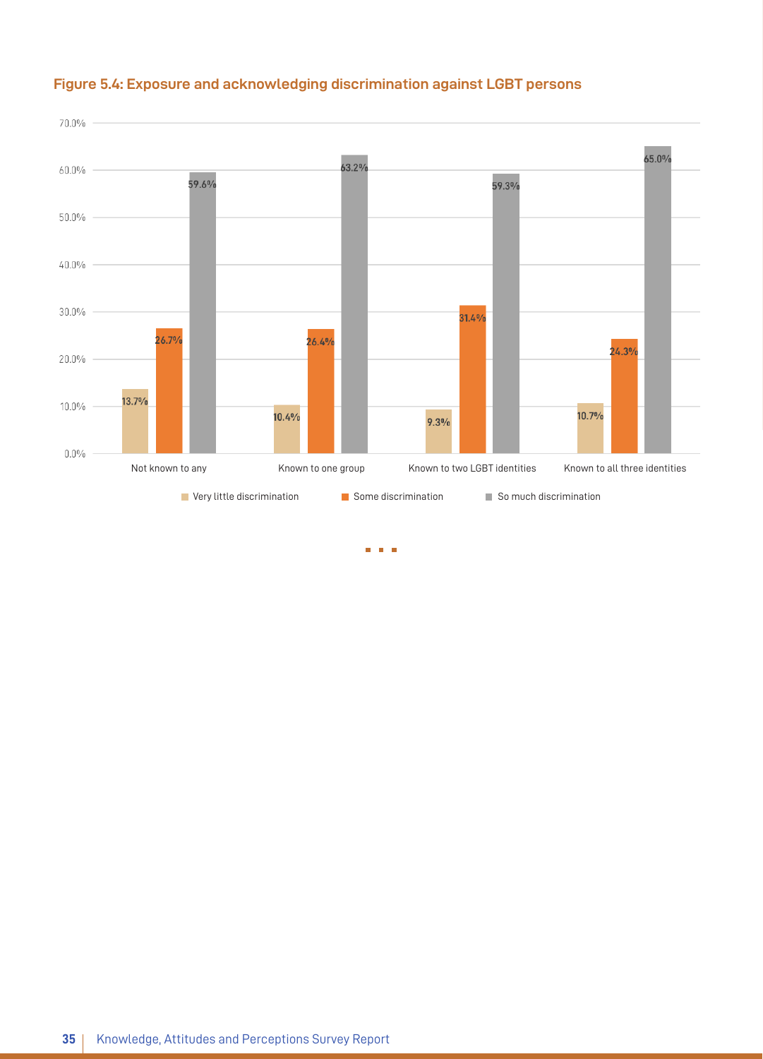**Figure 5.4: Exposure and acknowledging discrimination against LGBT persons**

| | Very little discrimination | Some discrimination | So much discrimination |
|---|---|---|---|
| Not known to any | 13.7% | 26.7% | 59.6% |
| Known to one group | 10.4% | 26.4% | 63.2% |
| Known to two LGBT identities | 9.3% | 31.4% | 59.3% |
| Known to all three identities | 10.7% | 24.3% | 65.0% |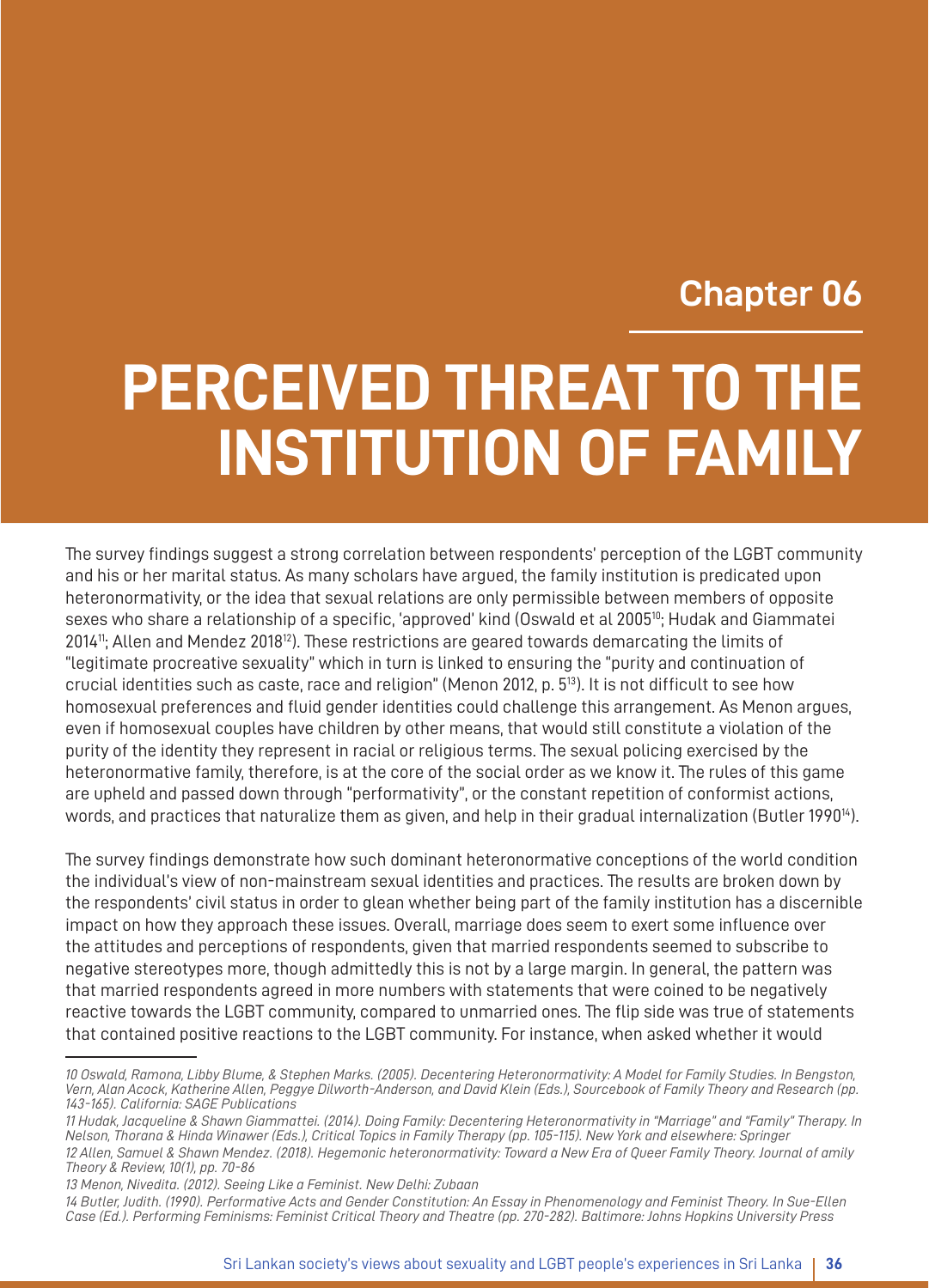Chapter 06

# PERCEIVED THREAT TO THE INSTITUTION OF FAMILY

The survey findings suggest a strong correlation between respondents' perception of the LGBT community and his or her marital status. As many scholars have argued, the family institution is predicated upon heteronormativity, or the idea that sexual relations are only permissible between members of opposite sexes who share a relationship of a specific, 'approved' kind (Oswald et al 2005[10]; Hudak and Giammatei 2014[11]; Allen and Mendez 2018[12]). These restrictions are geared towards demarcating the limits of "legitimate procreative sexuality" which in turn is linked to ensuring the "purity and continuation of crucial identities such as caste, race and religion" (Menon 2012, p. 5[13]). It is not difficult to see how homosexual preferences and fluid gender identities could challenge this arrangement. As Menon argues, even if homosexual couples have children by other means, that would still constitute a violation of the purity of the identity they represent in racial or religious terms. The sexual policing exercised by the heteronormative family, therefore, is at the core of the social order as we know it. The rules of this game are upheld and passed down through "performativity", or the constant repetition of conformist actions, words, and practices that naturalize them as given, and help in their gradual internalization (Butler 1990[14]).

The survey findings demonstrate how such dominant heteronormative conceptions of the world condition the individual's view of non-mainstream sexual identities and practices. The results are broken down by the respondents' civil status in order to glean whether being part of the family institution has a discernible impact on how they approach these issues. Overall, marriage does seem to exert some influence over the attitudes and perceptions of respondents, given that married respondents seemed to subscribe to negative stereotypes more, though admittedly this is not by a large margin. In general, the pattern was that married respondents agreed in more numbers with statements that were coined to be negatively reactive towards the LGBT community, compared to unmarried ones. The flip side was true of statements that contained positive reactions to the LGBT community. For instance, when asked whether it would

---

*10 Oswald, Ramona, Libby Blume, & Stephen Marks. (2005). Decentering Heteronormativity: A Model for Family Studies. In Bengston, Vern, Alan Acock, Katherine Allen, Peggye Dilworth-Anderson, and David Klein (Eds.), Sourcebook of Family Theory and Research (pp. 143-165). California: SAGE Publications*

*11 Hudak, Jacqueline & Shawn Giammattei. (2014). Doing Family: Decentering Heteronormativity in "Marriage" and "Family" Therapy. In Nelson, Thorana & Hinda Winawer (Eds.), Critical Topics in Family Therapy (pp. 105-115). New York and elsewhere: Springer*

*12 Allen, Samuel & Shawn Mendez. (2018). Hegemonic heteronormativity: Toward a New Era of Queer Family Theory. Journal of amily Theory & Review, 10(1), pp. 70-86*

*13 Menon, Nivedita. (2012). Seeing Like a Feminist. New Delhi: Zubaan*

*14 Butler, Judith. (1990). Performative Acts and Gender Constitution: An Essay in Phenomenology and Feminist Theory. In Sue-Ellen Case (Ed.). Performing Feminisms: Feminist Critical Theory and Theatre (pp. 270-282). Baltimore: Johns Hopkins University Press*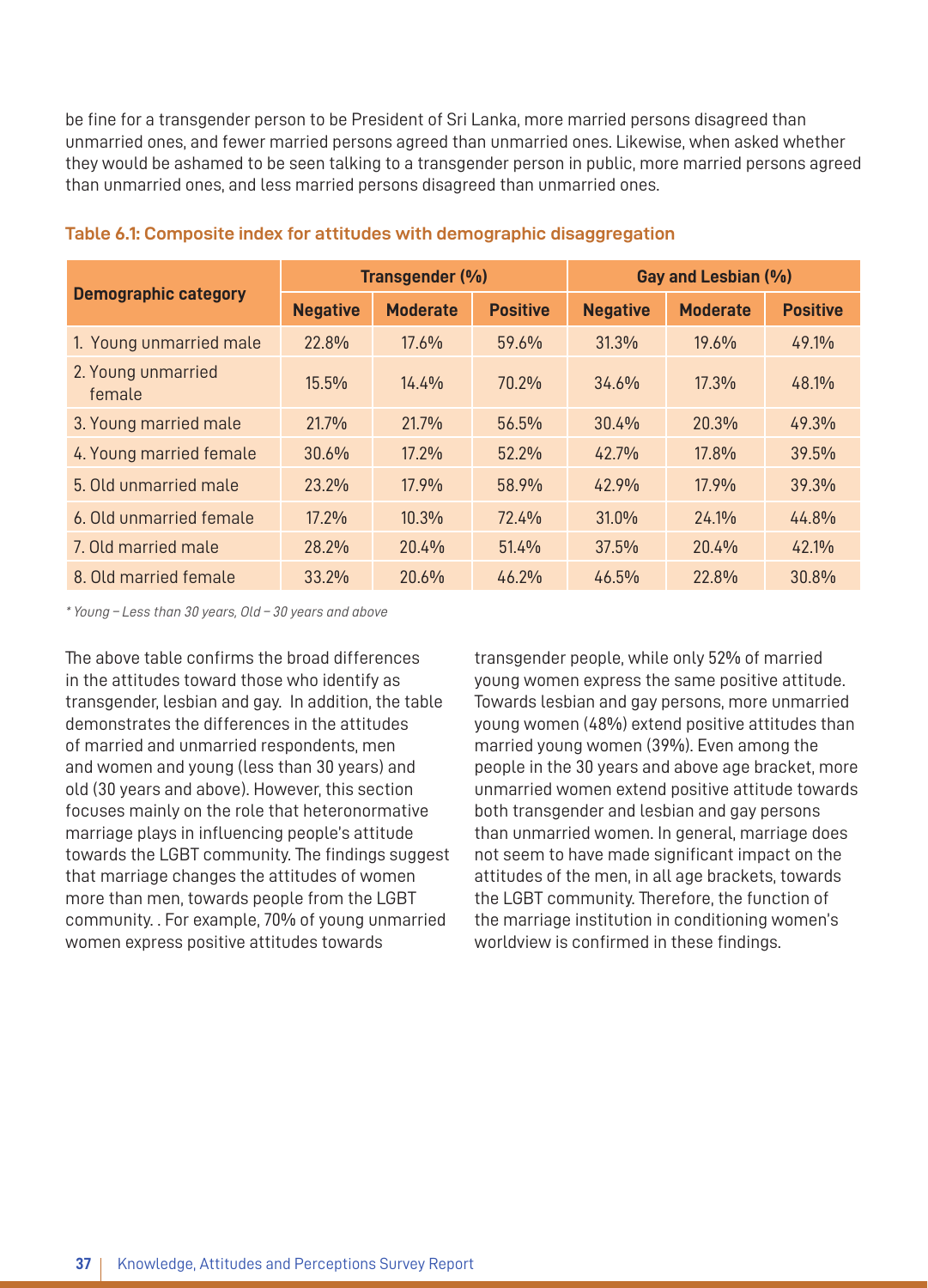be fine for a transgender person to be President of Sri Lanka, more married persons disagreed than unmarried ones, and fewer married persons agreed than unmarried ones. Likewise, when asked whether they would be ashamed to be seen talking to a transgender person in public, more married persons agreed than unmarried ones, and less married persons disagreed than unmarried ones.

**Table 6.1: Composite index for attitudes with demographic disaggregation**

| Demographic category | Transgender (%) | | | Gay and Lesbian (%) | | |
|---|---|---|---|---|---|---|
| | Negative | Moderate | Positive | Negative | Moderate | Positive |
| 1. Young unmarried male | 22.8% | 17.6% | 59.6% | 31.3% | 19.6% | 49.1% |
| 2. Young unmarried female | 15.5% | 14.4% | 70.2% | 34.6% | 17.3% | 48.1% |
| 3. Young married male | 21.7% | 21.7% | 56.5% | 30.4% | 20.3% | 49.3% |
| 4. Young married female | 30.6% | 17.2% | 52.2% | 42.7% | 17.8% | 39.5% |
| 5. Old unmarried male | 23.2% | 17.9% | 58.9% | 42.9% | 17.9% | 39.3% |
| 6. Old unmarried female | 17.2% | 10.3% | 72.4% | 31.0% | 24.1% | 44.8% |
| 7. Old married male | 28.2% | 20.4% | 51.4% | 37.5% | 20.4% | 42.1% |
| 8. Old married female | 33.2% | 20.6% | 46.2% | 46.5% | 22.8% | 30.8% |

*\* Young – Less than 30 years, Old – 30 years and above*

The above table confirms the broad differences in the attitudes toward those who identify as transgender, lesbian and gay. In addition, the table demonstrates the differences in the attitudes of married and unmarried respondents, men and women and young (less than 30 years) and old (30 years and above). However, this section focuses mainly on the role that heteronormative marriage plays in influencing people's attitude towards the LGBT community. The findings suggest that marriage changes the attitudes of women more than men, towards people from the LGBT community. . For example, 70% of young unmarried women express positive attitudes towards transgender people, while only 52% of married young women express the same positive attitude. Towards lesbian and gay persons, more unmarried young women (48%) extend positive attitudes than married young women (39%). Even among the people in the 30 years and above age bracket, more unmarried women extend positive attitude towards both transgender and lesbian and gay persons than unmarried women. In general, marriage does not seem to have made significant impact on the attitudes of the men, in all age brackets, towards the LGBT community. Therefore, the function of the marriage institution in conditioning women's worldview is confirmed in these findings.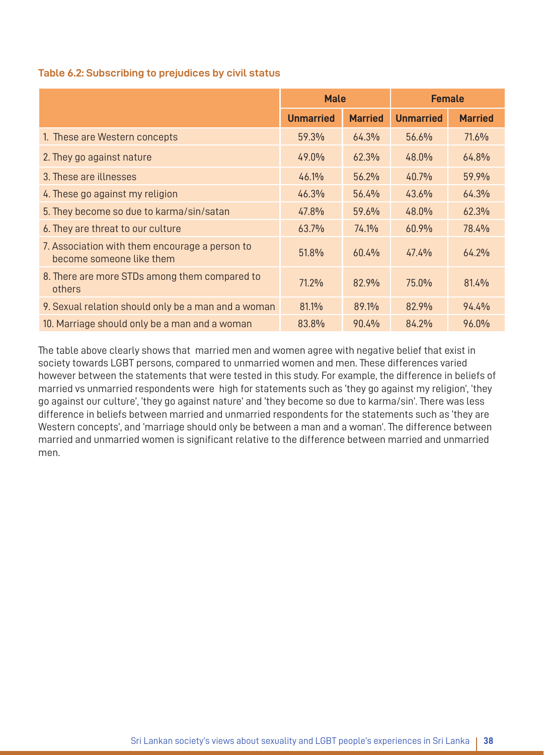**Table 6.2: Subscribing to prejudices by civil status**

| | Male | | Female | |
|---|---|---|---|---|
| | **Unmarried** | **Married** | **Unmarried** | **Married** |
| 1. These are Western concepts | 59.3% | 64.3% | 56.6% | 71.6% |
| 2. They go against nature | 49.0% | 62.3% | 48.0% | 64.8% |
| 3. These are illnesses | 46.1% | 56.2% | 40.7% | 59.9% |
| 4. These go against my religion | 46.3% | 56.4% | 43.6% | 64.3% |
| 5. They become so due to karma/sin/satan | 47.8% | 59.6% | 48.0% | 62.3% |
| 6. They are threat to our culture | 63.7% | 74.1% | 60.9% | 78.4% |
| 7. Association with them encourage a person to become someone like them | 51.8% | 60.4% | 47.4% | 64.2% |
| 8. There are more STDs among them compared to others | 71.2% | 82.9% | 75.0% | 81.4% |
| 9. Sexual relation should only be a man and a woman | 81.1% | 89.1% | 82.9% | 94.4% |
| 10. Marriage should only be a man and a woman | 83.8% | 90.4% | 84.2% | 96.0% |

The table above clearly shows that married men and women agree with negative belief that exist in society towards LGBT persons, compared to unmarried women and men. These differences varied however between the statements that were tested in this study. For example, the difference in beliefs of married vs unmarried respondents were high for statements such as 'they go against my religion', 'they go against our culture', 'they go against nature' and 'they become so due to karma/sin'. There was less difference in beliefs between married and unmarried respondents for the statements such as 'they are Western concepts', and 'marriage should only be between a man and a woman'. The difference between married and unmarried women is significant relative to the difference between married and unmarried men.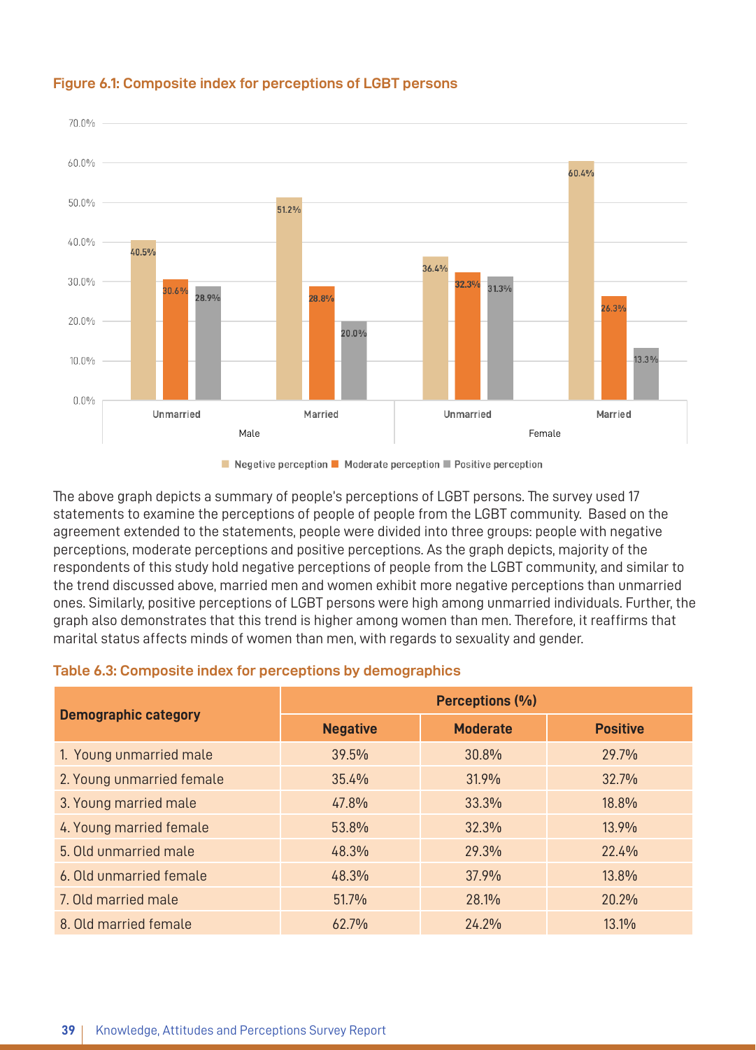**Figure 6.1: Composite index for perceptions of LGBT persons**

| | | Negetive perception | Moderate perception | Positive perception |
|---|---|---|---|---|
| Male | Unmarried | 40.5% | 30.6% | 28.9% |
| | Married | 51.2% | 28.8% | 20.0% |
| Female | Unmarried | 36.4% | 32.3% | 31.3% |
| | Married | 60.4% | 26.3% | 13.3% |

The above graph depicts a summary of people's perceptions of LGBT persons. The survey used 17 statements to examine the perceptions of people of people from the LGBT community. Based on the agreement extended to the statements, people were divided into three groups: people with negative perceptions, moderate perceptions and positive perceptions. As the graph depicts, majority of the respondents of this study hold negative perceptions of people from the LGBT community, and similar to the trend discussed above, married men and women exhibit more negative perceptions than unmarried ones. Similarly, positive perceptions of LGBT persons were high among unmarried individuals. Further, the graph also demonstrates that this trend is higher among women than men. Therefore, it reaffirms that marital status affects minds of women than men, with regards to sexuality and gender.

**Table 6.3: Composite index for perceptions by demographics**

| Demographic category | Perceptions (%) | | |
|---|---|---|---|
| | Negative | Moderate | Positive |
| 1. Young unmarried male | 39.5% | 30.8% | 29.7% |
| 2. Young unmarried female | 35.4% | 31.9% | 32.7% |
| 3. Young married male | 47.8% | 33.3% | 18.8% |
| 4. Young married female | 53.8% | 32.3% | 13.9% |
| 5. Old unmarried male | 48.3% | 29.3% | 22.4% |
| 6. Old unmarried female | 48.3% | 37.9% | 13.8% |
| 7. Old married male | 51.7% | 28.1% | 20.2% |
| 8. Old married female | 62.7% | 24.2% | 13.1% |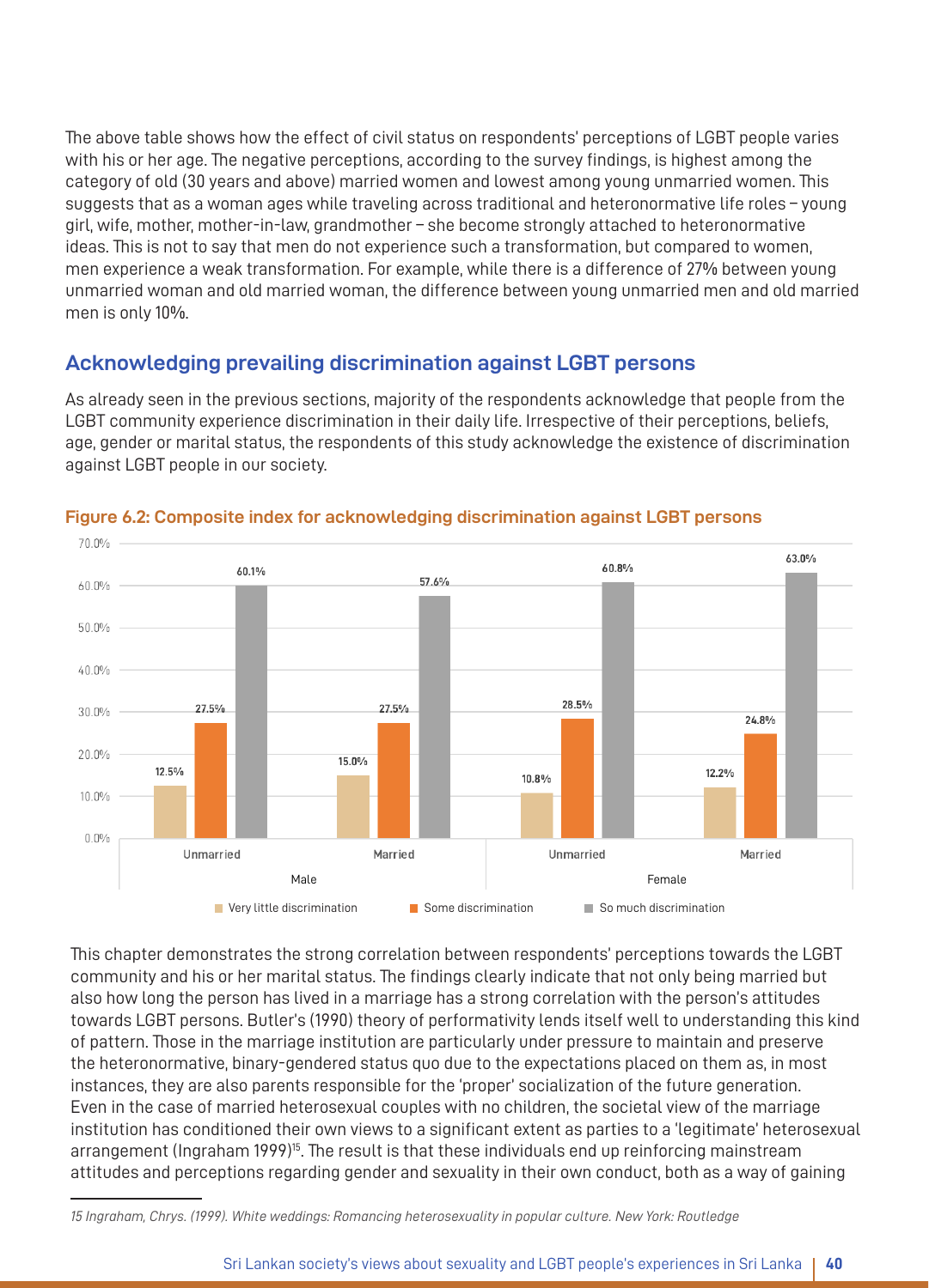The above table shows how the effect of civil status on respondents' perceptions of LGBT people varies with his or her age. The negative perceptions, according to the survey findings, is highest among the category of old (30 years and above) married women and lowest among young unmarried women. This suggests that as a woman ages while traveling across traditional and heteronormative life roles – young girl, wife, mother, mother-in-law, grandmother – she become strongly attached to heteronormative ideas. This is not to say that men do not experience such a transformation, but compared to women, men experience a weak transformation. For example, while there is a difference of 27% between young unmarried woman and old married woman, the difference between young unmarried men and old married men is only 10%.

## Acknowledging prevailing discrimination against LGBT persons

As already seen in the previous sections, majority of the respondents acknowledge that people from the LGBT community experience discrimination in their daily life. Irrespective of their perceptions, beliefs, age, gender or marital status, the respondents of this study acknowledge the existence of discrimination against LGBT people in our society.

**Figure 6.2: Composite index for acknowledging discrimination against LGBT persons**

| | Male – Unmarried | Male – Married | Female – Unmarried | Female – Married |
|---|---|---|---|---|
| Very little discrimination | 12.5% | 15.0% | 10.8% | 12.2% |
| Some discrimination | 27.5% | 27.5% | 28.5% | 24.8% |
| So much discrimination | 60.1% | 57.6% | 60.8% | 63.0% |

This chapter demonstrates the strong correlation between respondents' perceptions towards the LGBT community and his or her marital status. The findings clearly indicate that not only being married but also how long the person has lived in a marriage has a strong correlation with the person's attitudes towards LGBT persons. Butler's (1990) theory of performativity lends itself well to understanding this kind of pattern. Those in the marriage institution are particularly under pressure to maintain and preserve the heteronormative, binary-gendered status quo due to the expectations placed on them as, in most instances, they are also parents responsible for the 'proper' socialization of the future generation. Even in the case of married heterosexual couples with no children, the societal view of the marriage institution has conditioned their own views to a significant extent as parties to a 'legitimate' heterosexual arrangement (Ingraham 1999)[15]. The result is that these individuals end up reinforcing mainstream attitudes and perceptions regarding gender and sexuality in their own conduct, both as a way of gaining

---

*15 Ingraham, Chrys. (1999). White weddings: Romancing heterosexuality in popular culture. New York: Routledge*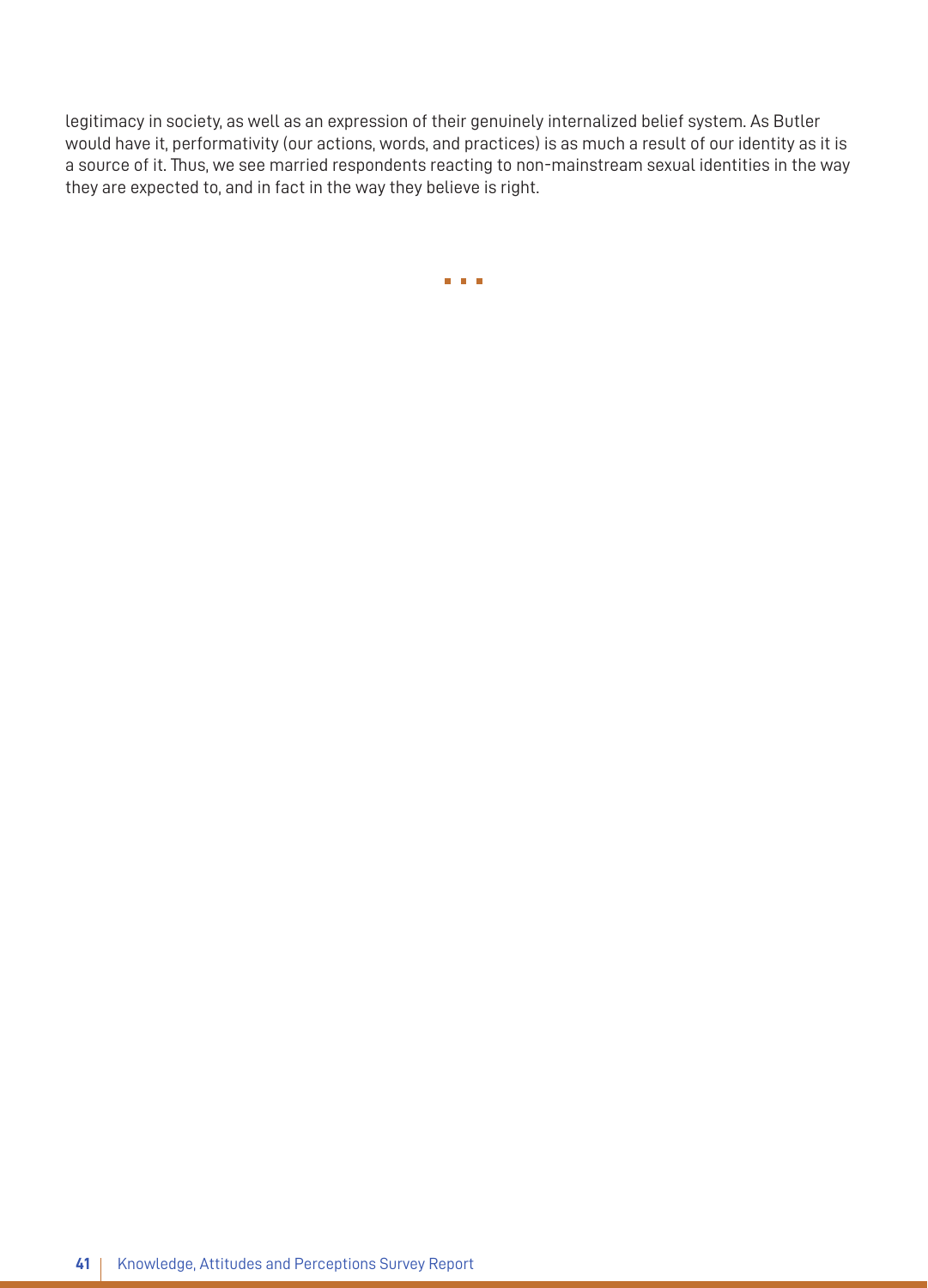legitimacy in society, as well as an expression of their genuinely internalized belief system. As Butler would have it, performativity (our actions, words, and practices) is as much a result of our identity as it is a source of it. Thus, we see married respondents reacting to non-mainstream sexual identities in the way they are expected to, and in fact in the way they believe is right.

■ ■ ■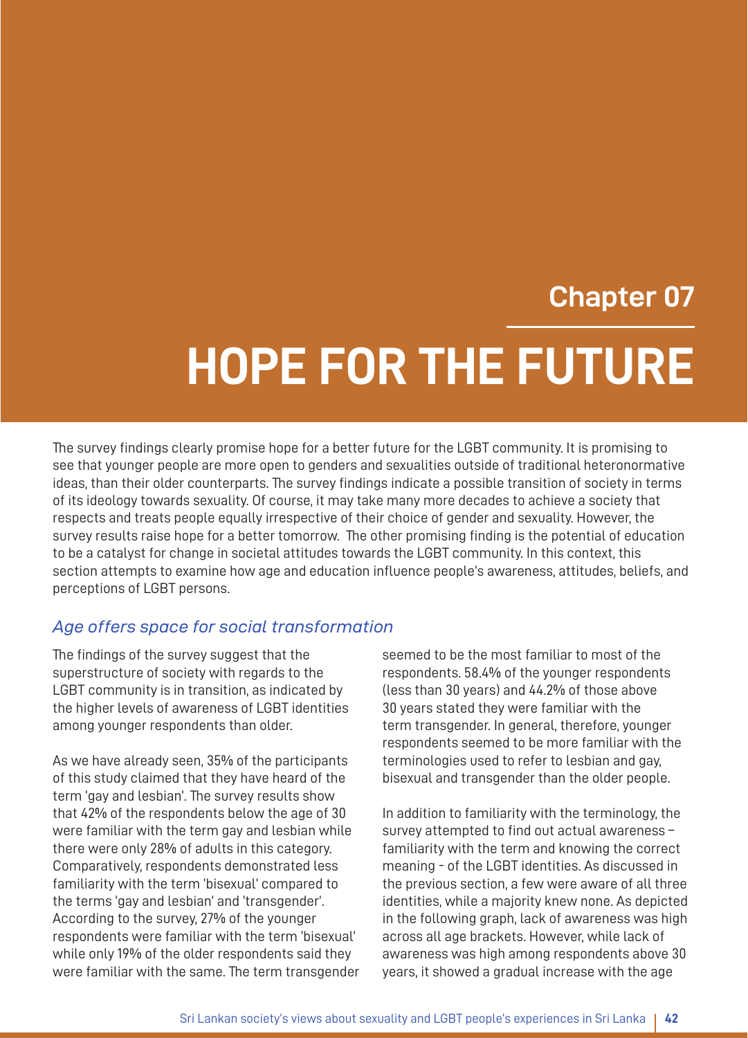Chapter 07

# HOPE FOR THE FUTURE

The survey findings clearly promise hope for a better future for the LGBT community. It is promising to see that younger people are more open to genders and sexualities outside of traditional heteronormative ideas, than their older counterparts. The survey findings indicate a possible transition of society in terms of its ideology towards sexuality. Of course, it may take many more decades to achieve a society that respects and treats people equally irrespective of their choice of gender and sexuality. However, the survey results raise hope for a better tomorrow. The other promising finding is the potential of education to be a catalyst for change in societal attitudes towards the LGBT community. In this context, this section attempts to examine how age and education influence people's awareness, attitudes, beliefs, and perceptions of LGBT persons.

## *Age offers space for social transformation*

The findings of the survey suggest that the superstructure of society with regards to the LGBT community is in transition, as indicated by the higher levels of awareness of LGBT identities among younger respondents than older.

As we have already seen, 35% of the participants of this study claimed that they have heard of the term 'gay and lesbian'. The survey results show that 42% of the respondents below the age of 30 were familiar with the term gay and lesbian while there were only 28% of adults in this category. Comparatively, respondents demonstrated less familiarity with the term 'bisexual' compared to the terms 'gay and lesbian' and 'transgender'. According to the survey, 27% of the younger respondents were familiar with the term 'bisexual' while only 19% of the older respondents said they were familiar with the same. The term transgender seemed to be the most familiar to most of the respondents. 58.4% of the younger respondents (less than 30 years) and 44.2% of those above 30 years stated they were familiar with the term transgender. In general, therefore, younger respondents seemed to be more familiar with the terminologies used to refer to lesbian and gay, bisexual and transgender than the older people.

In addition to familiarity with the terminology, the survey attempted to find out actual awareness – familiarity with the term and knowing the correct meaning - of the LGBT identities. As discussed in the previous section, a few were aware of all three identities, while a majority knew none. As depicted in the following graph, lack of awareness was high across all age brackets. However, while lack of awareness was high among respondents above 30 years, it showed a gradual increase with the age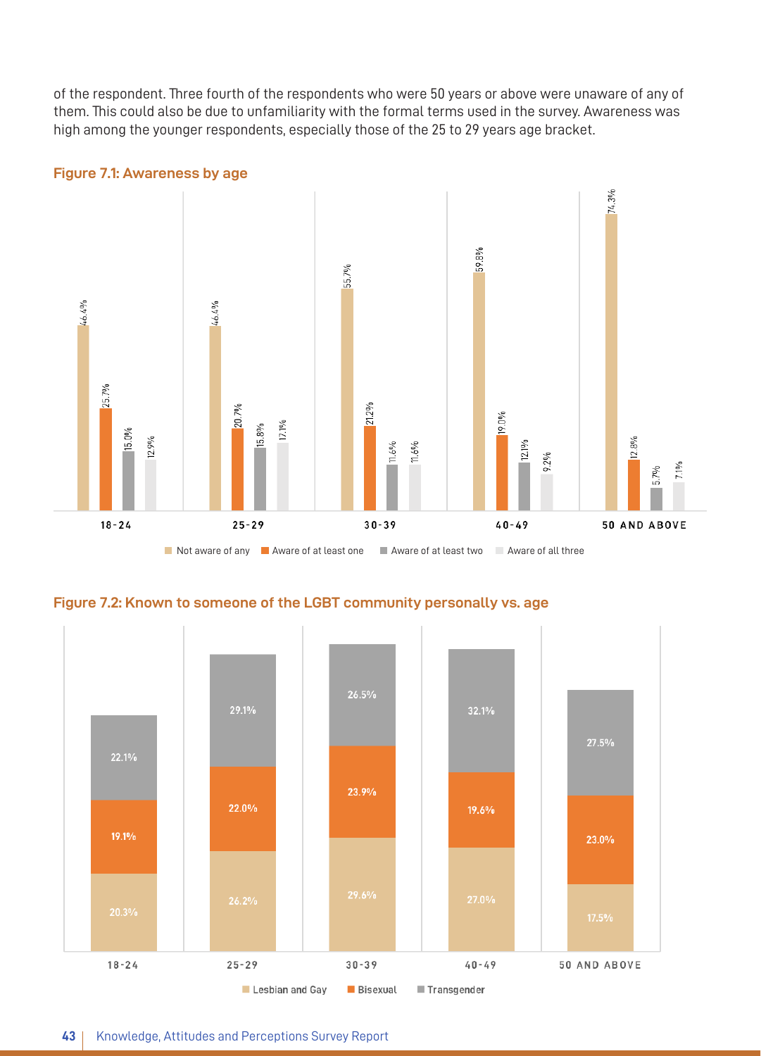of the respondent. Three fourth of the respondents who were 50 years or above were unaware of any of them. This could also be due to unfamiliarity with the formal terms used in the survey. Awareness was high among the younger respondents, especially those of the 25 to 29 years age bracket.

**Figure 7.1: Awareness by age**

| Age | Not aware of any | Aware of at least one | Aware of at least two | Aware of all three |
|---|---|---|---|---|
| 18-24 | 46.4% | 25.7% | 15.0% | 12.9% |
| 25-29 | 46.4% | 20.7% | 15.8% | 17.1% |
| 30-39 | 55.7% | 21.2% | 11.6% | 11.6% |
| 40-49 | 59.8% | 19.0% | 12.1% | 9.2% |
| 50 AND ABOVE | 74.3% | 12.8% | 5.7% | 7.1% |

**Figure 7.2: Known to someone of the LGBT community personally vs. age**

| Age | Lesbian and Gay | Bisexual | Transgender |
|---|---|---|---|
| 18-24 | 20.3% | 19.1% | 22.1% |
| 25-29 | 26.2% | 22.0% | 29.1% |
| 30-39 | 29.6% | 23.9% | 26.5% |
| 40-49 | 27.0% | 19.6% | 32.1% |
| 50 AND ABOVE | 17.5% | 23.0% | 27.5% |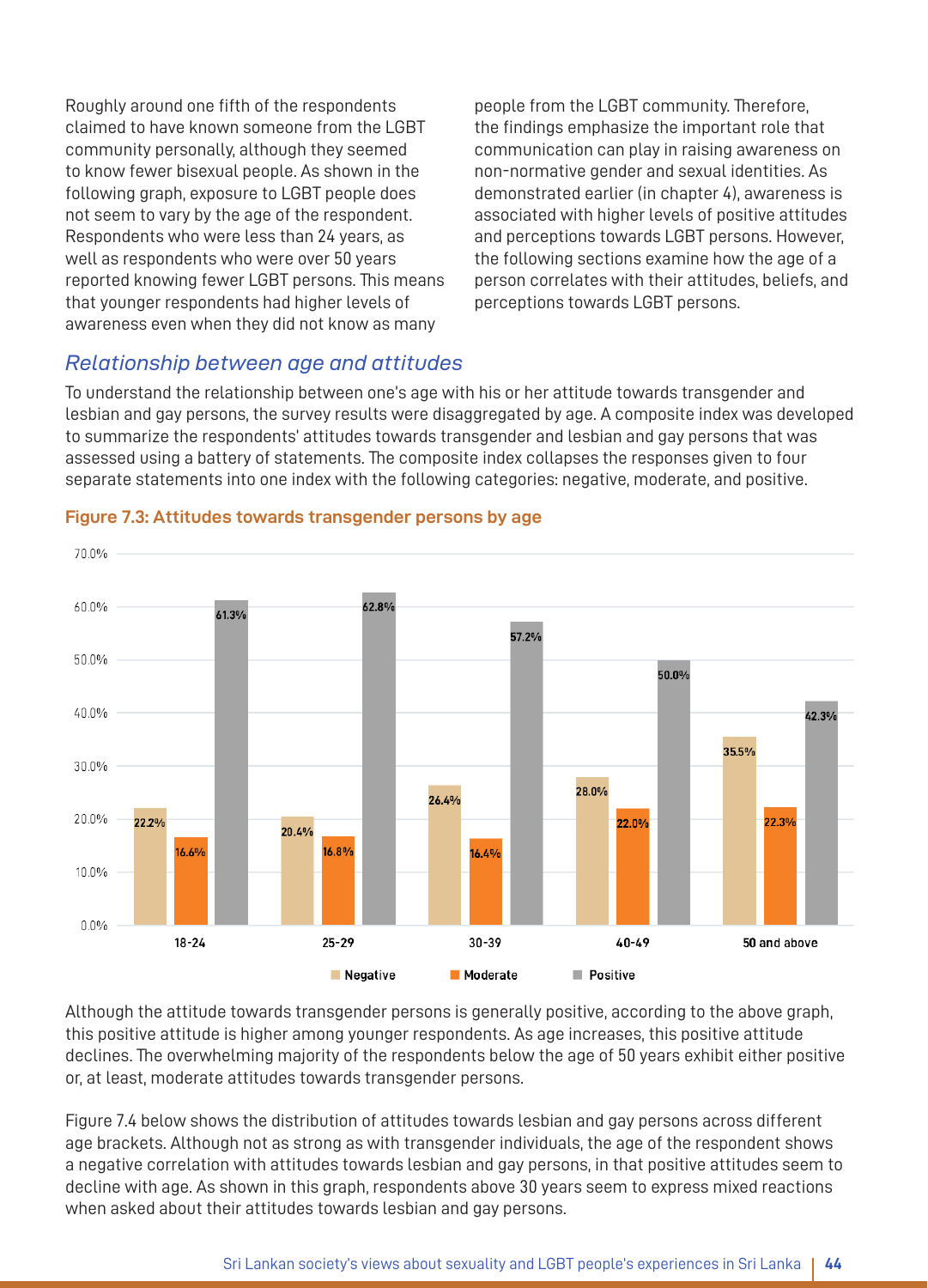Roughly around one fifth of the respondents claimed to have known someone from the LGBT community personally, although they seemed to know fewer bisexual people. As shown in the following graph, exposure to LGBT people does not seem to vary by the age of the respondent. Respondents who were less than 24 years, as well as respondents who were over 50 years reported knowing fewer LGBT persons. This means that younger respondents had higher levels of awareness even when they did not know as many people from the LGBT community. Therefore, the findings emphasize the important role that communication can play in raising awareness on non-normative gender and sexual identities. As demonstrated earlier (in chapter 4), awareness is associated with higher levels of positive attitudes and perceptions towards LGBT persons. However, the following sections examine how the age of a person correlates with their attitudes, beliefs, and perceptions towards LGBT persons.

## *Relationship between age and attitudes*

To understand the relationship between one's age with his or her attitude towards transgender and lesbian and gay persons, the survey results were disaggregated by age. A composite index was developed to summarize the respondents' attitudes towards transgender and lesbian and gay persons that was assessed using a battery of statements. The composite index collapses the responses given to four separate statements into one index with the following categories: negative, moderate, and positive.

**Figure 7.3: Attitudes towards transgender persons by age**

| Age | Negative | Moderate | Positive |
|---|---|---|---|
| 18-24 | 22.2% | 16.6% | 61.3% |
| 25-29 | 20.4% | 16.8% | 62.8% |
| 30-39 | 26.4% | 16.4% | 57.2% |
| 40-49 | 28.0% | 22.0% | 50.0% |
| 50 and above | 35.5% | 22.3% | 42.3% |

Although the attitude towards transgender persons is generally positive, according to the above graph, this positive attitude is higher among younger respondents. As age increases, this positive attitude declines. The overwhelming majority of the respondents below the age of 50 years exhibit either positive or, at least, moderate attitudes towards transgender persons.

Figure 7.4 below shows the distribution of attitudes towards lesbian and gay persons across different age brackets. Although not as strong as with transgender individuals, the age of the respondent shows a negative correlation with attitudes towards lesbian and gay persons, in that positive attitudes seem to decline with age. As shown in this graph, respondents above 30 years seem to express mixed reactions when asked about their attitudes towards lesbian and gay persons.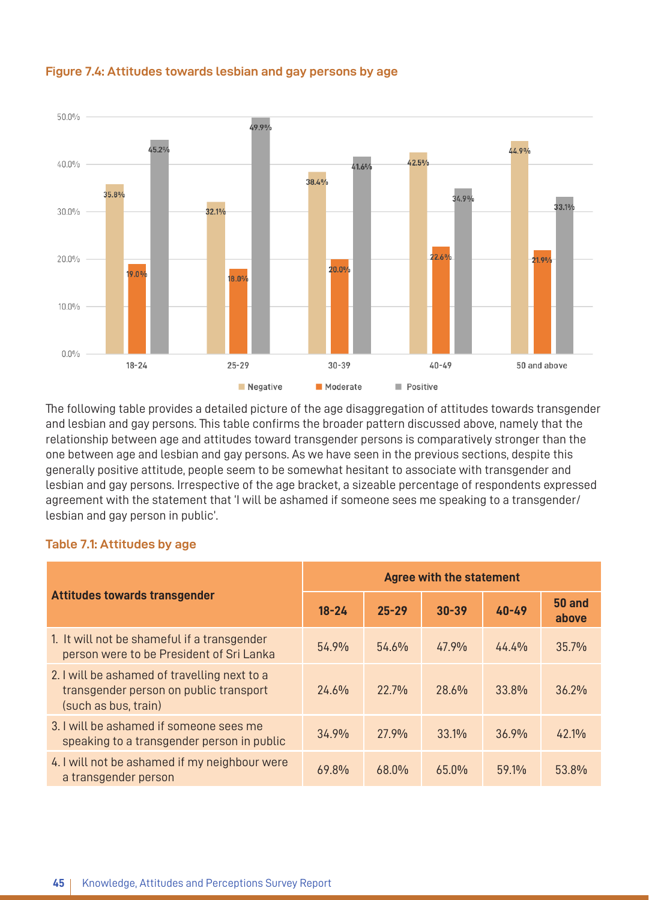#### Figure 7.4: Attitudes towards lesbian and gay persons by age

| Age | Negative | Moderate | Positive |
|---|---|---|---|
| 18-24 | 35.8% | 19.0% | 45.2% |
| 25-29 | 32.1% | 18.0% | 49.9% |
| 30-39 | 38.4% | 20.0% | 41.6% |
| 40-49 | 42.5% | 22.6% | 34.9% |
| 50 and above | 44.9% | 21.9% | 33.1% |

The following table provides a detailed picture of the age disaggregation of attitudes towards transgender and lesbian and gay persons. This table confirms the broader pattern discussed above, namely that the relationship between age and attitudes toward transgender persons is comparatively stronger than the one between age and lesbian and gay persons. As we have seen in the previous sections, despite this generally positive attitude, people seem to be somewhat hesitant to associate with transgender and lesbian and gay persons. Irrespective of the age bracket, a sizeable percentage of respondents expressed agreement with the statement that 'I will be ashamed if someone sees me speaking to a transgender/ lesbian and gay person in public'.

#### Table 7.1: Attitudes by age

| Attitudes towards transgender | Agree with the statement | | | | |
|---|---|---|---|---|---|
| | 18-24 | 25-29 | 30-39 | 40-49 | 50 and above |
| 1. It will not be shameful if a transgender person were to be President of Sri Lanka | 54.9% | 54.6% | 47.9% | 44.4% | 35.7% |
| 2. I will be ashamed of travelling next to a transgender person on public transport (such as bus, train) | 24.6% | 22.7% | 28.6% | 33.8% | 36.2% |
| 3. I will be ashamed if someone sees me speaking to a transgender person in public | 34.9% | 27.9% | 33.1% | 36.9% | 42.1% |
| 4. I will not be ashamed if my neighbour were a transgender person | 69.8% | 68.0% | 65.0% | 59.1% | 53.8% |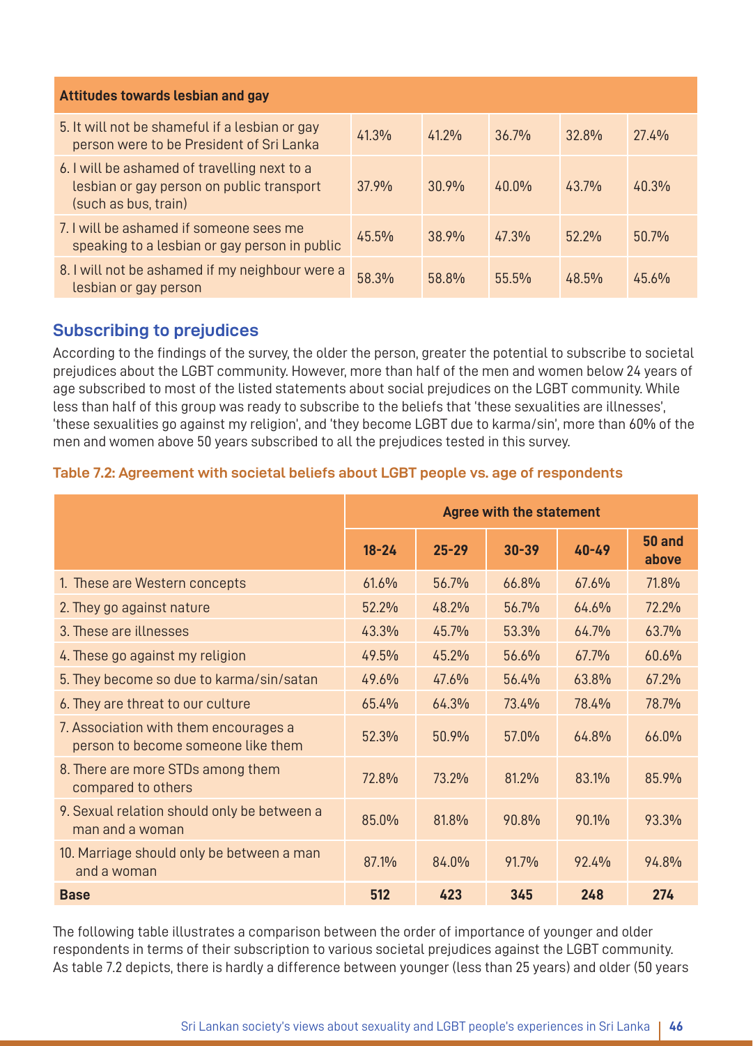| Attitudes towards lesbian and gay | | | | | |
|---|---|---|---|---|---|
| 5. It will not be shameful if a lesbian or gay person were to be President of Sri Lanka | 41.3% | 41.2% | 36.7% | 32.8% | 27.4% |
| 6. I will be ashamed of travelling next to a lesbian or gay person on public transport (such as bus, train) | 37.9% | 30.9% | 40.0% | 43.7% | 40.3% |
| 7. I will be ashamed if someone sees me speaking to a lesbian or gay person in public | 45.5% | 38.9% | 47.3% | 52.2% | 50.7% |
| 8. I will not be ashamed if my neighbour were a lesbian or gay person | 58.3% | 58.8% | 55.5% | 48.5% | 45.6% |

## Subscribing to prejudices

According to the findings of the survey, the older the person, greater the potential to subscribe to societal prejudices about the LGBT community. However, more than half of the men and women below 24 years of age subscribed to most of the listed statements about social prejudices on the LGBT community. While less than half of this group was ready to subscribe to the beliefs that 'these sexualities are illnesses', 'these sexualities go against my religion', and 'they become LGBT due to karma/sin', more than 60% of the men and women above 50 years subscribed to all the prejudices tested in this survey.

**Table 7.2: Agreement with societal beliefs about LGBT people vs. age of respondents**

| | Agree with the statement | | | | |
|---|---|---|---|---|---|
| | 18-24 | 25-29 | 30-39 | 40-49 | 50 and above |
| 1. These are Western concepts | 61.6% | 56.7% | 66.8% | 67.6% | 71.8% |
| 2. They go against nature | 52.2% | 48.2% | 56.7% | 64.6% | 72.2% |
| 3. These are illnesses | 43.3% | 45.7% | 53.3% | 64.7% | 63.7% |
| 4. These go against my religion | 49.5% | 45.2% | 56.6% | 67.7% | 60.6% |
| 5. They become so due to karma/sin/satan | 49.6% | 47.6% | 56.4% | 63.8% | 67.2% |
| 6. They are threat to our culture | 65.4% | 64.3% | 73.4% | 78.4% | 78.7% |
| 7. Association with them encourages a person to become someone like them | 52.3% | 50.9% | 57.0% | 64.8% | 66.0% |
| 8. There are more STDs among them compared to others | 72.8% | 73.2% | 81.2% | 83.1% | 85.9% |
| 9. Sexual relation should only be between a man and a woman | 85.0% | 81.8% | 90.8% | 90.1% | 93.3% |
| 10. Marriage should only be between a man and a woman | 87.1% | 84.0% | 91.7% | 92.4% | 94.8% |
| **Base** | **512** | **423** | **345** | **248** | **274** |

The following table illustrates a comparison between the order of importance of younger and older respondents in terms of their subscription to various societal prejudices against the LGBT community. As table 7.2 depicts, there is hardly a difference between younger (less than 25 years) and older (50 years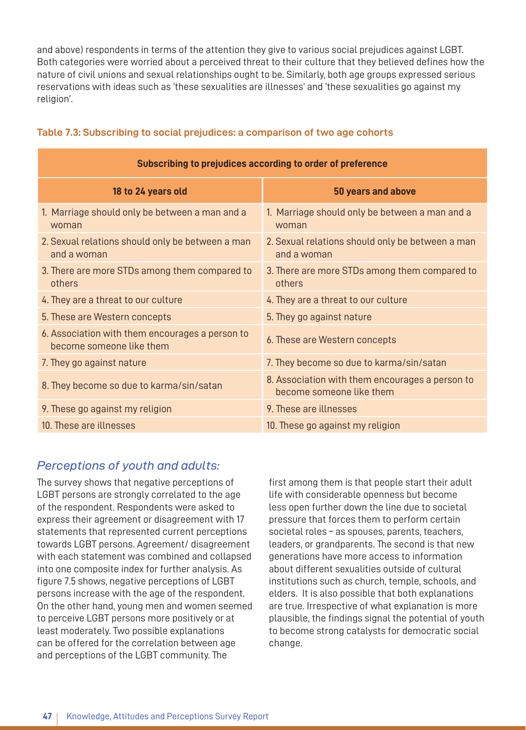and above) respondents in terms of the attention they give to various social prejudices against LGBT. Both categories were worried about a perceived threat to their culture that they believed defines how the nature of civil unions and sexual relationships ought to be. Similarly, both age groups expressed serious reservations with ideas such as 'these sexualities are illnesses' and 'these sexualities go against my religion'.

**Table 7.3: Subscribing to social prejudices: a comparison of two age cohorts**

| Subscribing to prejudices according to order of preference | |
|---|---|
| **18 to 24 years old** | **50 years and above** |
| 1. Marriage should only be between a man and a woman | 1. Marriage should only be between a man and a woman |
| 2. Sexual relations should only be between a man and a woman | 2. Sexual relations should only be between a man and a woman |
| 3. There are more STDs among them compared to others | 3. There are more STDs among them compared to others |
| 4. They are a threat to our culture | 4. They are a threat to our culture |
| 5. These are Western concepts | 5. They go against nature |
| 6. Association with them encourages a person to become someone like them | 6. These are Western concepts |
| 7. They go against nature | 7. They become so due to karma/sin/satan |
| 8. They become so due to karma/sin/satan | 8. Association with them encourages a person to become someone like them |
| 9. These go against my religion | 9. These are illnesses |
| 10. These are illnesses | 10. These go against my religion |

### *Perceptions of youth and adults:*

The survey shows that negative perceptions of LGBT persons are strongly correlated to the age of the respondent. Respondents were asked to express their agreement or disagreement with 17 statements that represented current perceptions towards LGBT persons. Agreement/ disagreement with each statement was combined and collapsed into one composite index for further analysis. As figure 7.5 shows, negative perceptions of LGBT persons increase with the age of the respondent. On the other hand, young men and women seemed to perceive LGBT persons more positively or at least moderately. Two possible explanations can be offered for the correlation between age and perceptions of the LGBT community. The first among them is that people start their adult life with considerable openness but become less open further down the line due to societal pressure that forces them to perform certain societal roles – as spouses, parents, teachers, leaders, or grandparents. The second is that new generations have more access to information about different sexualities outside of cultural institutions such as church, temple, schools, and elders. It is also possible that both explanations are true. Irrespective of what explanation is more plausible, the findings signal the potential of youth to become strong catalysts for democratic social change.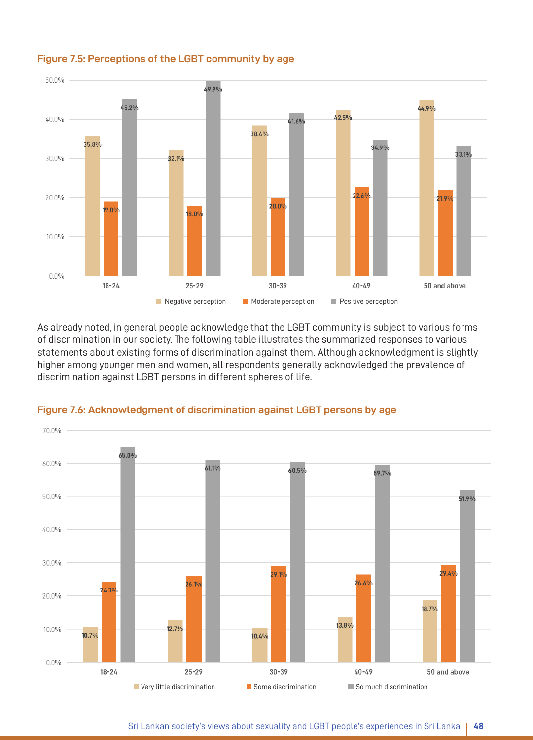**Figure 7.5: Perceptions of the LGBT community by age**

| Age | Negative perception | Moderate perception | Positive perception |
|---|---|---|---|
| 18-24 | 35.8% | 19.0% | 45.2% |
| 25-29 | 32.1% | 18.0% | 49.9% |
| 30-39 | 38.4% | 20.0% | 41.6% |
| 40-49 | 42.5% | 22.6% | 34.9% |
| 50 and above | 44.9% | 21.9% | 33.1% |

As already noted, in general people acknowledge that the LGBT community is subject to various forms of discrimination in our society. The following table illustrates the summarized responses to various statements about existing forms of discrimination against them. Although acknowledgment is slightly higher among younger men and women, all respondents generally acknowledged the prevalence of discrimination against LGBT persons in different spheres of life.

**Figure 7.6: Acknowledgment of discrimination against LGBT persons by age**

| Age | Very little discrimination | Some discrimination | So much discrimination |
|---|---|---|---|
| 18-24 | 10.7% | 24.3% | 65.0% |
| 25-29 | 12.7% | 26.1% | 61.1% |
| 30-39 | 10.4% | 29.1% | 60.5% |
| 40-49 | 13.8% | 26.6% | 59.7% |
| 50 and above | 18.7% | 29.4% | 51.9% |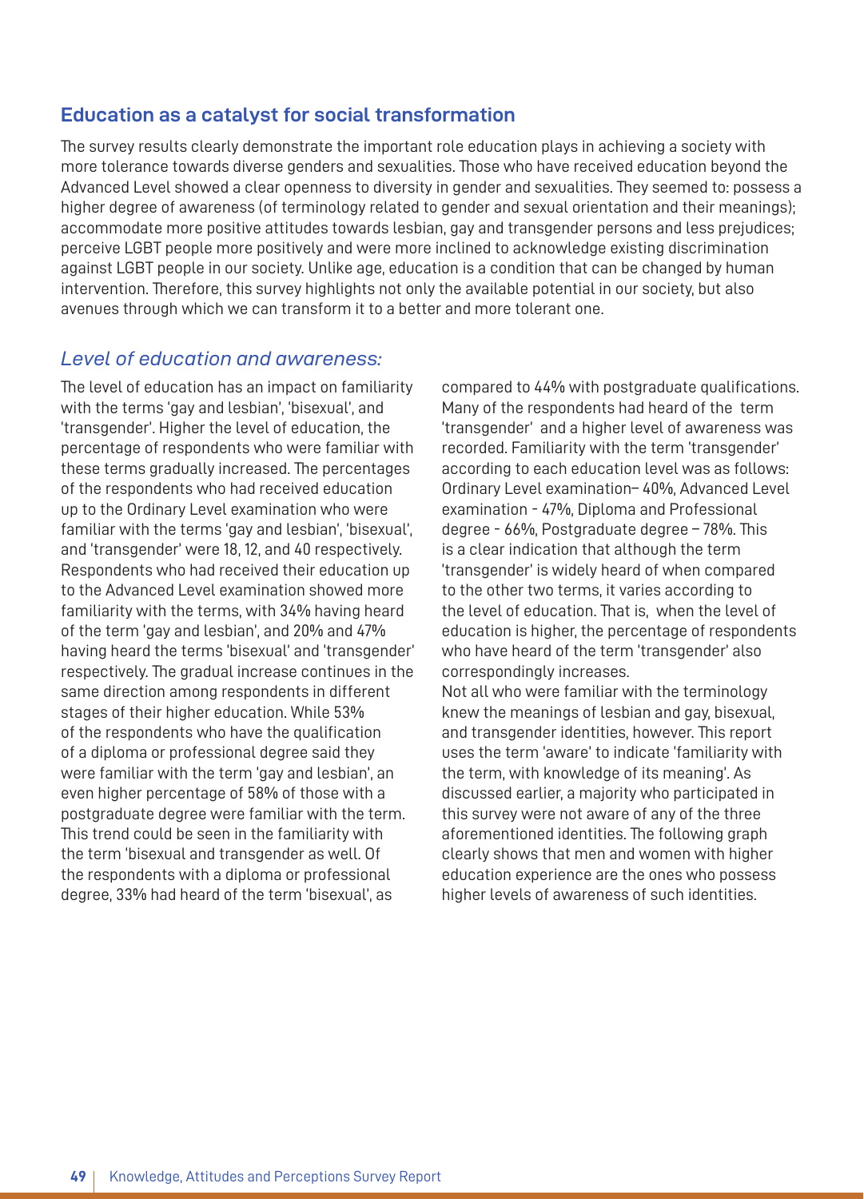## Education as a catalyst for social transformation

The survey results clearly demonstrate the important role education plays in achieving a society with more tolerance towards diverse genders and sexualities. Those who have received education beyond the Advanced Level showed a clear openness to diversity in gender and sexualities. They seemed to: possess a higher degree of awareness (of terminology related to gender and sexual orientation and their meanings); accommodate more positive attitudes towards lesbian, gay and transgender persons and less prejudices; perceive LGBT people more positively and were more inclined to acknowledge existing discrimination against LGBT people in our society. Unlike age, education is a condition that can be changed by human intervention. Therefore, this survey highlights not only the available potential in our society, but also avenues through which we can transform it to a better and more tolerant one.

### *Level of education and awareness:*

The level of education has an impact on familiarity with the terms 'gay and lesbian', 'bisexual', and 'transgender'. Higher the level of education, the percentage of respondents who were familiar with these terms gradually increased. The percentages of the respondents who had received education up to the Ordinary Level examination who were familiar with the terms 'gay and lesbian', 'bisexual', and 'transgender' were 18, 12, and 40 respectively. Respondents who had received their education up to the Advanced Level examination showed more familiarity with the terms, with 34% having heard of the term 'gay and lesbian', and 20% and 47% having heard the terms 'bisexual' and 'transgender' respectively. The gradual increase continues in the same direction among respondents in different stages of their higher education. While 53% of the respondents who have the qualification of a diploma or professional degree said they were familiar with the term 'gay and lesbian', an even higher percentage of 58% of those with a postgraduate degree were familiar with the term. This trend could be seen in the familiarity with the term 'bisexual and transgender as well. Of the respondents with a diploma or professional degree, 33% had heard of the term 'bisexual', as compared to 44% with postgraduate qualifications. Many of the respondents had heard of the term 'transgender' and a higher level of awareness was recorded. Familiarity with the term 'transgender' according to each education level was as follows: Ordinary Level examination– 40%, Advanced Level examination - 47%, Diploma and Professional degree - 66%, Postgraduate degree – 78%. This is a clear indication that although the term 'transgender' is widely heard of when compared to the other two terms, it varies according to the level of education. That is, when the level of education is higher, the percentage of respondents who have heard of the term 'transgender' also correspondingly increases.

Not all who were familiar with the terminology knew the meanings of lesbian and gay, bisexual, and transgender identities, however. This report uses the term 'aware' to indicate 'familiarity with the term, with knowledge of its meaning'. As discussed earlier, a majority who participated in this survey were not aware of any of the three aforementioned identities. The following graph clearly shows that men and women with higher education experience are the ones who possess higher levels of awareness of such identities.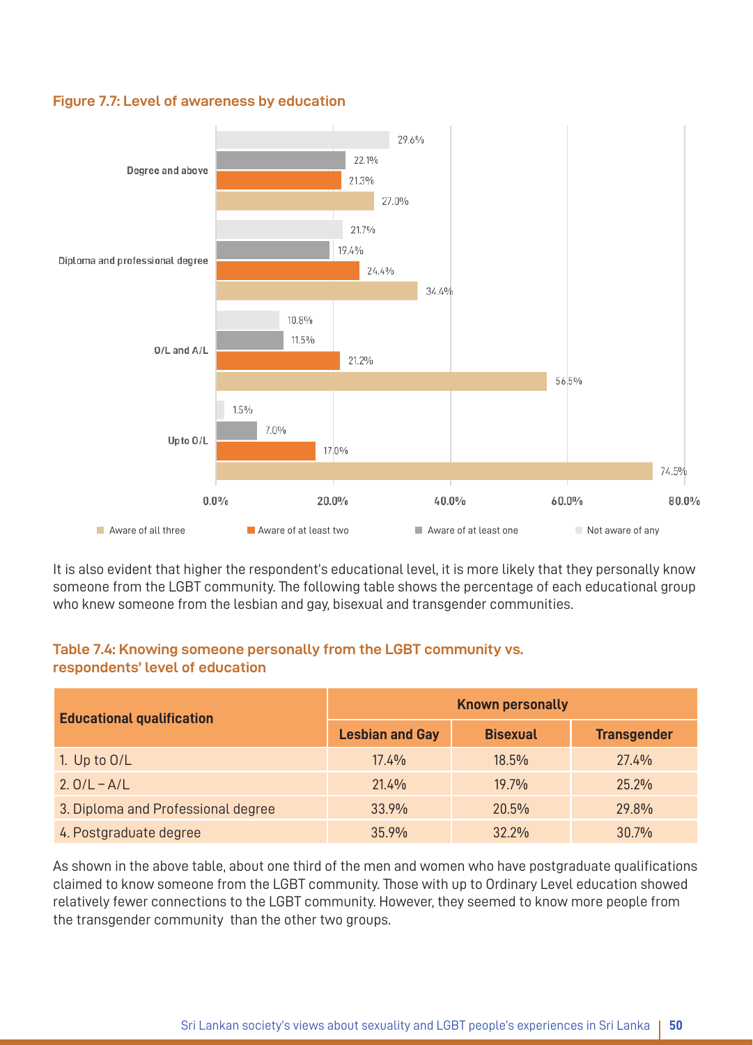**Figure 7.7: Level of awareness by education**

| Education | Aware of all three | Aware of at least two | Aware of at least one | Not aware of any |
|---|---|---|---|---|
| Degree and above | 27.0% | 21.3% | 22.1% | 29.6% |
| Diploma and professional degree | 34.4% | 24.4% | 19.4% | 21.7% |
| O/L and A/L | 56.5% | 21.2% | 11.5% | 10.8% |
| Upto O/L | 74.5% | 17.0% | 7.0% | 1.5% |

It is also evident that higher the respondent's educational level, it is more likely that they personally know someone from the LGBT community. The following table shows the percentage of each educational group who knew someone from the lesbian and gay, bisexual and transgender communities.

**Table 7.4: Knowing someone personally from the LGBT community vs. respondents' level of education**

| Educational qualification | Known personally | | |
|---|---|---|---|
| | Lesbian and Gay | Bisexual | Transgender |
| 1. Up to O/L | 17.4% | 18.5% | 27.4% |
| 2. O/L – A/L | 21.4% | 19.7% | 25.2% |
| 3. Diploma and Professional degree | 33.9% | 20.5% | 29.8% |
| 4. Postgraduate degree | 35.9% | 32.2% | 30.7% |

As shown in the above table, about one third of the men and women who have postgraduate qualifications claimed to know someone from the LGBT community. Those with up to Ordinary Level education showed relatively fewer connections to the LGBT community. However, they seemed to know more people from the transgender community than the other two groups.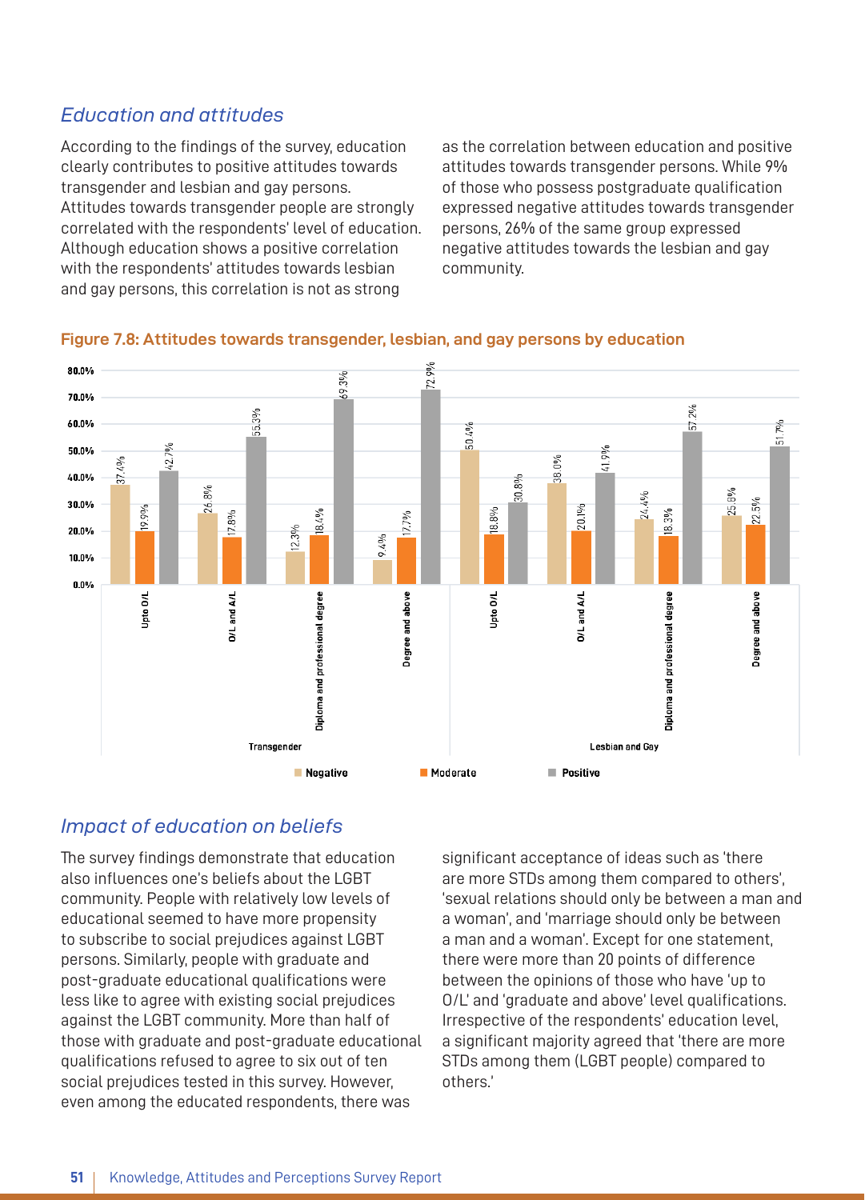### *Education and attitudes*

According to the findings of the survey, education clearly contributes to positive attitudes towards transgender and lesbian and gay persons. Attitudes towards transgender people are strongly correlated with the respondents' level of education. Although education shows a positive correlation with the respondents' attitudes towards lesbian and gay persons, this correlation is not as strong as the correlation between education and positive attitudes towards transgender persons. While 9% of those who possess postgraduate qualification expressed negative attitudes towards transgender persons, 26% of the same group expressed negative attitudes towards the lesbian and gay community.

**Figure 7.8: Attitudes towards transgender, lesbian, and gay persons by education**

| Group | Education | Negative | Moderate | Positive |
|---|---|---|---|---|
| Transgender | Upto O/L | 37.4% | 19.9% | 42.7% |
| | O/L and A/L | 26.8% | 17.8% | 55.3% |
| | Diploma and professional degree | 12.3% | 18.4% | 69.3% |
| | Degree and above | 9.4% | 17.7% | 72.9% |
| Lesbian and Gay | Upto O/L | 50.4% | 18.8% | 30.8% |
| | O/L and A/L | 38.0% | 20.1% | 41.9% |
| | Diploma and professional degree | 24.4% | 18.3% | 57.2% |
| | Degree and above | 25.8% | 22.5% | 51.7% |

### *Impact of education on beliefs*

The survey findings demonstrate that education also influences one's beliefs about the LGBT community. People with relatively low levels of educational seemed to have more propensity to subscribe to social prejudices against LGBT persons. Similarly, people with graduate and post-graduate educational qualifications were less like to agree with existing social prejudices against the LGBT community. More than half of those with graduate and post-graduate educational qualifications refused to agree to six out of ten social prejudices tested in this survey. However, even among the educated respondents, there was significant acceptance of ideas such as 'there are more STDs among them compared to others', 'sexual relations should only be between a man and a woman', and 'marriage should only be between a man and a woman'. Except for one statement, there were more than 20 points of difference between the opinions of those who have 'up to O/L' and 'graduate and above' level qualifications. Irrespective of the respondents' education level, a significant majority agreed that 'there are more STDs among them (LGBT people) compared to others.'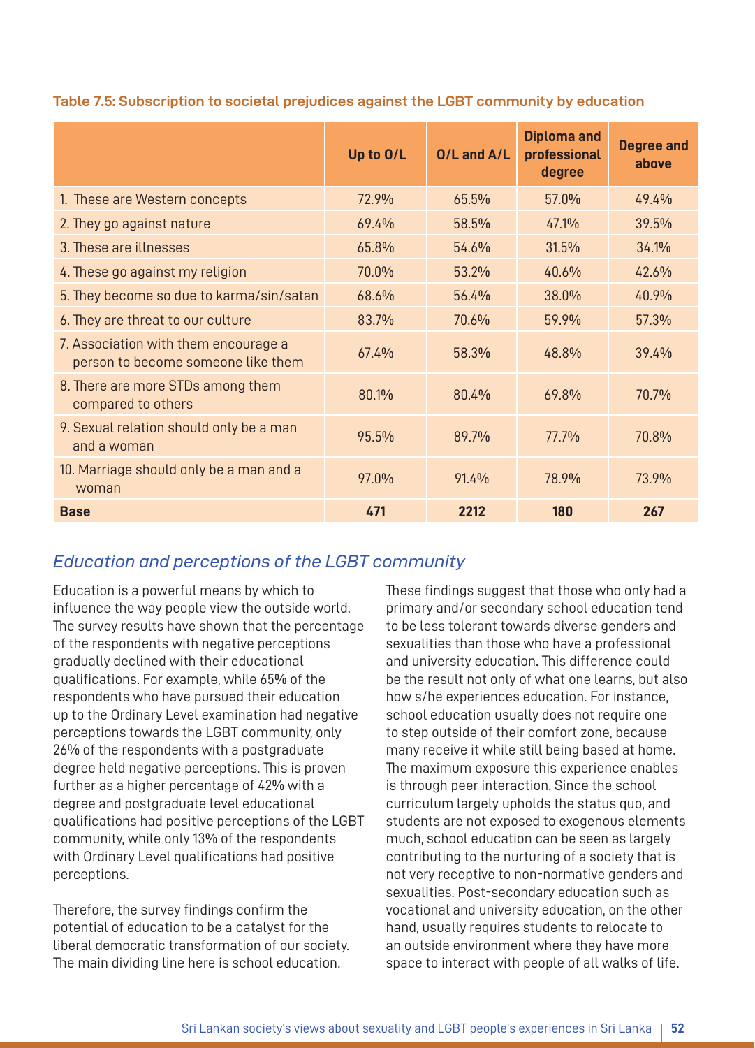**Table 7.5: Subscription to societal prejudices against the LGBT community by education**

| | Up to O/L | O/L and A/L | Diploma and professional degree | Degree and above |
|---|---|---|---|---|
| 1. These are Western concepts | 72.9% | 65.5% | 57.0% | 49.4% |
| 2. They go against nature | 69.4% | 58.5% | 47.1% | 39.5% |
| 3. These are illnesses | 65.8% | 54.6% | 31.5% | 34.1% |
| 4. These go against my religion | 70.0% | 53.2% | 40.6% | 42.6% |
| 5. They become so due to karma/sin/satan | 68.6% | 56.4% | 38.0% | 40.9% |
| 6. They are threat to our culture | 83.7% | 70.6% | 59.9% | 57.3% |
| 7. Association with them encourage a person to become someone like them | 67.4% | 58.3% | 48.8% | 39.4% |
| 8. There are more STDs among them compared to others | 80.1% | 80.4% | 69.8% | 70.7% |
| 9. Sexual relation should only be a man and a woman | 95.5% | 89.7% | 77.7% | 70.8% |
| 10. Marriage should only be a man and a woman | 97.0% | 91.4% | 78.9% | 73.9% |
| **Base** | **471** | **2212** | **180** | **267** |

## *Education and perceptions of the LGBT community*

Education is a powerful means by which to influence the way people view the outside world. The survey results have shown that the percentage of the respondents with negative perceptions gradually declined with their educational qualifications. For example, while 65% of the respondents who have pursued their education up to the Ordinary Level examination had negative perceptions towards the LGBT community, only 26% of the respondents with a postgraduate degree held negative perceptions. This is proven further as a higher percentage of 42% with a degree and postgraduate level educational qualifications had positive perceptions of the LGBT community, while only 13% of the respondents with Ordinary Level qualifications had positive perceptions.

Therefore, the survey findings confirm the potential of education to be a catalyst for the liberal democratic transformation of our society. The main dividing line here is school education.

These findings suggest that those who only had a primary and/or secondary school education tend to be less tolerant towards diverse genders and sexualities than those who have a professional and university education. This difference could be the result not only of what one learns, but also how s/he experiences education. For instance, school education usually does not require one to step outside of their comfort zone, because many receive it while still being based at home. The maximum exposure this experience enables is through peer interaction. Since the school curriculum largely upholds the status quo, and students are not exposed to exogenous elements much, school education can be seen as largely contributing to the nurturing of a society that is not very receptive to non-normative genders and sexualities. Post-secondary education such as vocational and university education, on the other hand, usually requires students to relocate to an outside environment where they have more space to interact with people of all walks of life.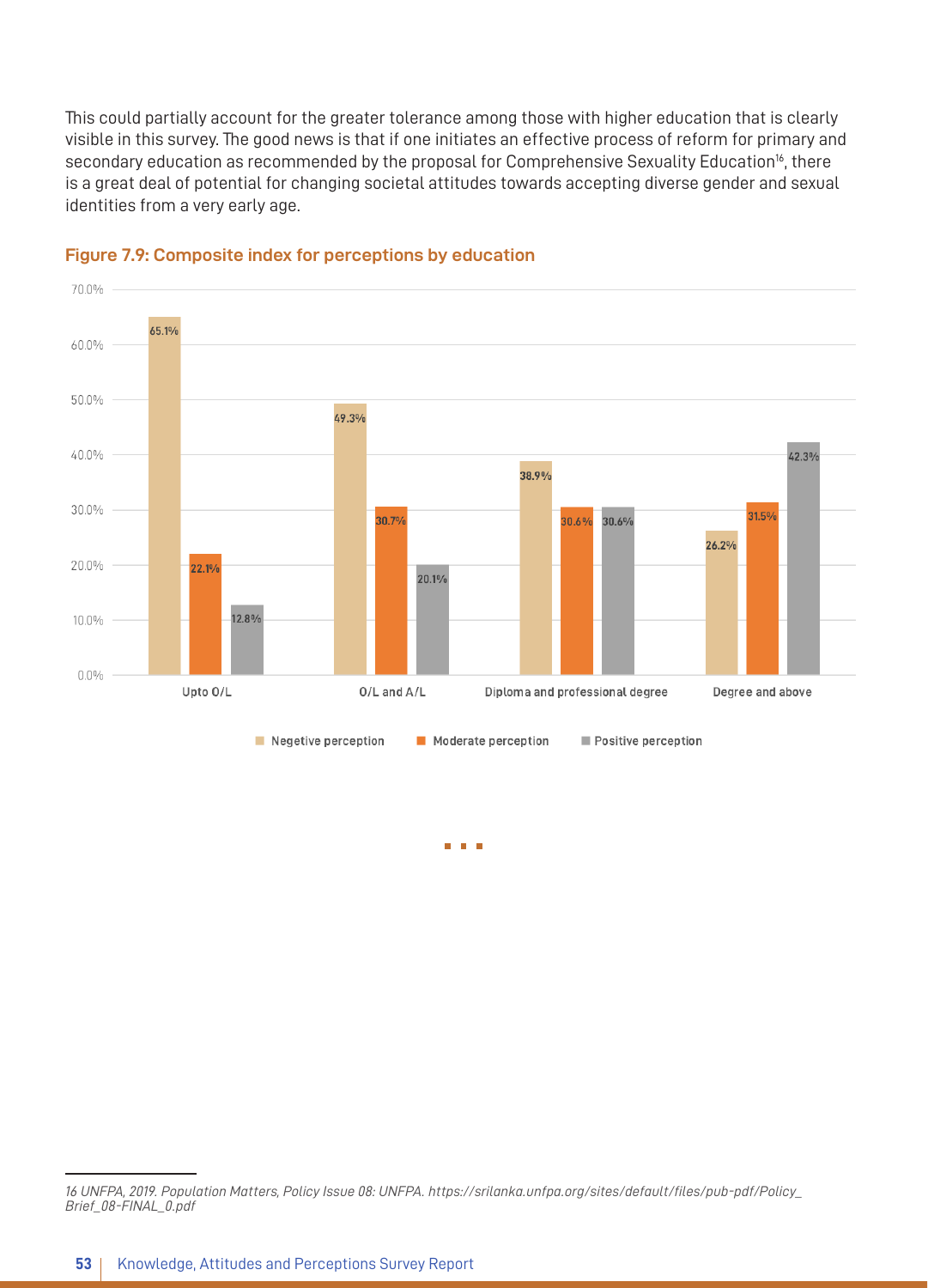This could partially account for the greater tolerance among those with higher education that is clearly visible in this survey. The good news is that if one initiates an effective process of reform for primary and secondary education as recommended by the proposal for Comprehensive Sexuality Education[16], there is a great deal of potential for changing societal attitudes towards accepting diverse gender and sexual identities from a very early age.

**Figure 7.9: Composite index for perceptions by education**

| Education | Negetive perception | Moderate perception | Positive perception |
|---|---|---|---|
| Upto O/L | 65.1% | 22.1% | 12.8% |
| O/L and A/L | 49.3% | 30.7% | 20.1% |
| Diploma and professional degree | 38.9% | 30.6% | 30.6% |
| Degree and above | 26.2% | 31.5% | 42.3% |

---

*16 UNFPA, 2019. Population Matters, Policy Issue 08: UNFPA. https://srilanka.unfpa.org/sites/default/files/pub-pdf/Policy_Brief_08-FINAL_0.pdf*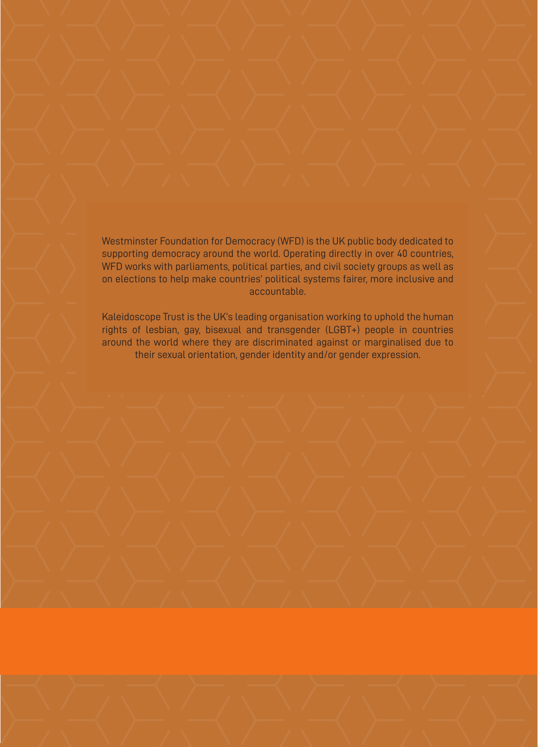Westminster Foundation for Democracy (WFD) is the UK public body dedicated to supporting democracy around the world. Operating directly in over 40 countries, WFD works with parliaments, political parties, and civil society groups as well as on elections to help make countries' political systems fairer, more inclusive and accountable.

Kaleidoscope Trust is the UK's leading organisation working to uphold the human rights of lesbian, gay, bisexual and transgender (LGBT+) people in countries around the world where they are discriminated against or marginalised due to their sexual orientation, gender identity and/or gender expression.